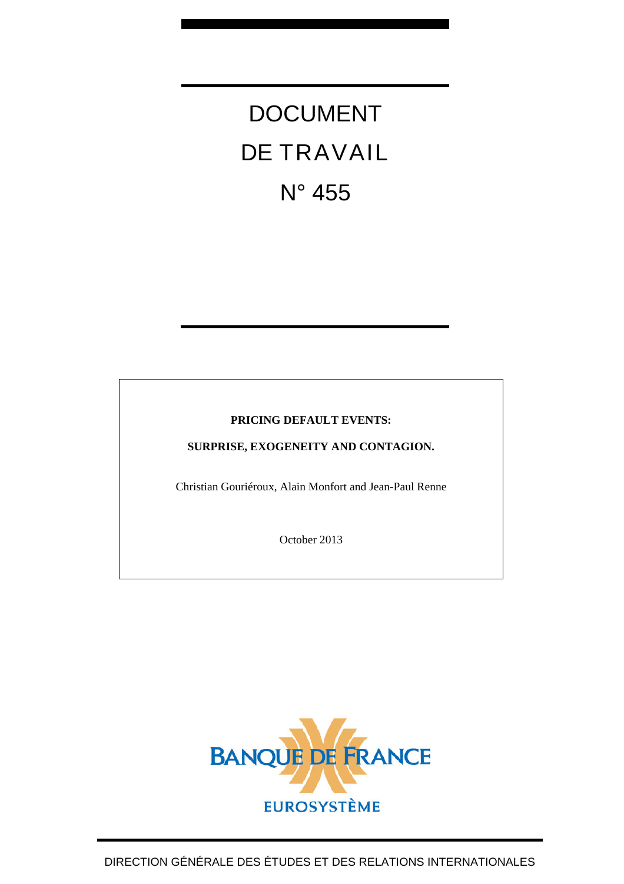# DOCUMENT DE TRAVAIL N° 455

**PRICING DEFAULT EVENTS:**

**SURPRISE, EXOGENEITY AND CONTAGION.**

Christian Gouriéroux, Alain Monfort and Jean-Paul Renne

October 2013

BANQUE DE FRANCE

EUROSYSTÈME

DIRECTION GÉNÉRALE DES ÉTUDES ET DES RELATIONS INTERNATIONALES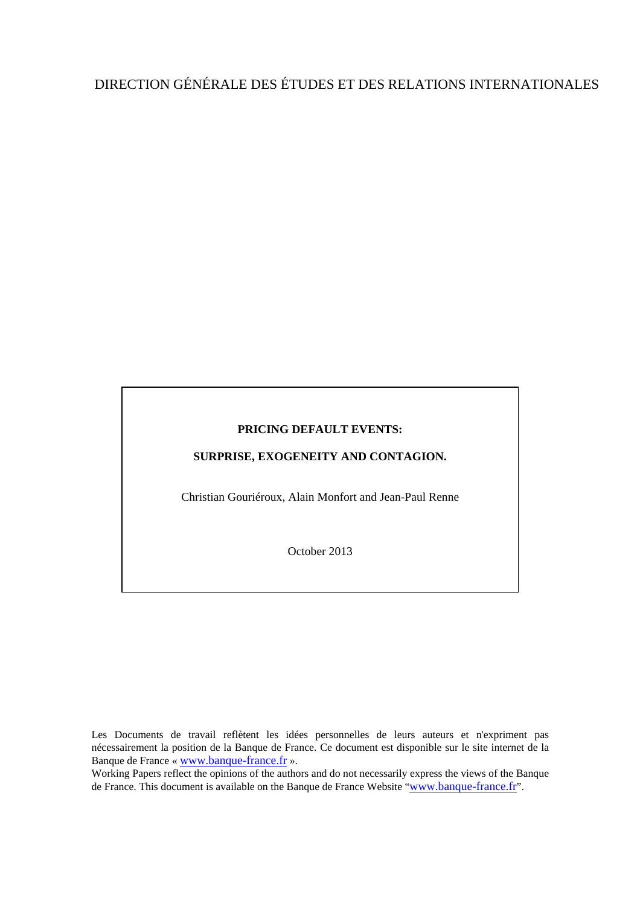DIRECTION GÉNÉRALE DES ÉTUDES ET DES RELATIONS INTERNATIONALES

**PRICING DEFAULT EVENTS:**

**SURPRISE, EXOGENEITY AND CONTAGION.**

Christian Gouriéroux, Alain Monfort and Jean-Paul Renne

October 2013

Les Documents de travail reflètent les idées personnelles de leurs auteurs et n'expriment pas nécessairement la position de la Banque de France. Ce document est disponible sur le site internet de la Banque de France « www.banque-france.fr ».

Working Papers reflect the opinions of the authors and do not necessarily express the views of the Banque de France. This document is available on the Banque de France Website "www.banque-france.fr".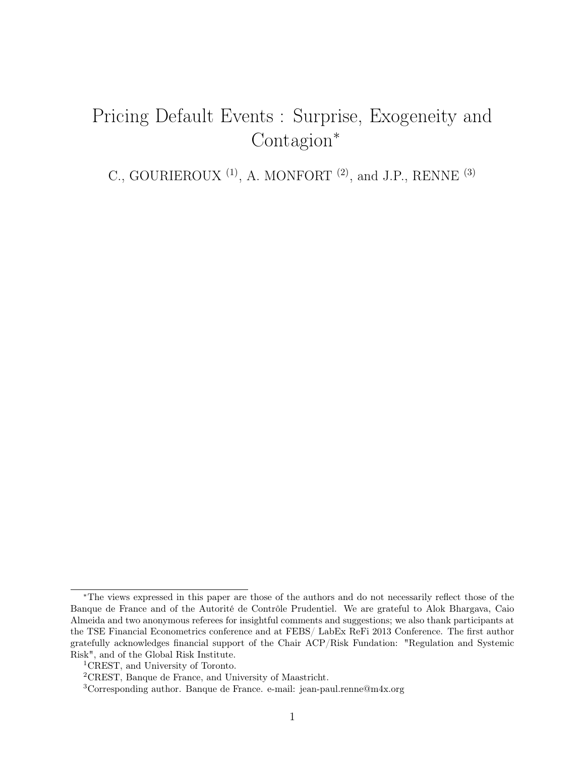# Pricing Default Events : Surprise, Exogeneity and Contagion*

C., GOURIEROUX [(1)], A. MONFORT [(2)], and J.P., RENNE [(3)]

---

*The views expressed in this paper are those of the authors and do not necessarily reflect those of the Banque de France and of the Autorité de Contrôle Prudentiel. We are grateful to Alok Bhargava, Caio Almeida and two anonymous referees for insightful comments and suggestions; we also thank participants at the TSE Financial Econometrics conference and at FEBS/ LabEx ReFi 2013 Conference. The first author gratefully acknowledges financial support of the Chair ACP/Risk Fundation: "Regulation and Systemic Risk", and of the Global Risk Institute.

[1]CREST, and University of Toronto.

[2]CREST, Banque de France, and University of Maastricht.

[3]Corresponding author. Banque de France. e-mail: jean-paul.renne@m4x.org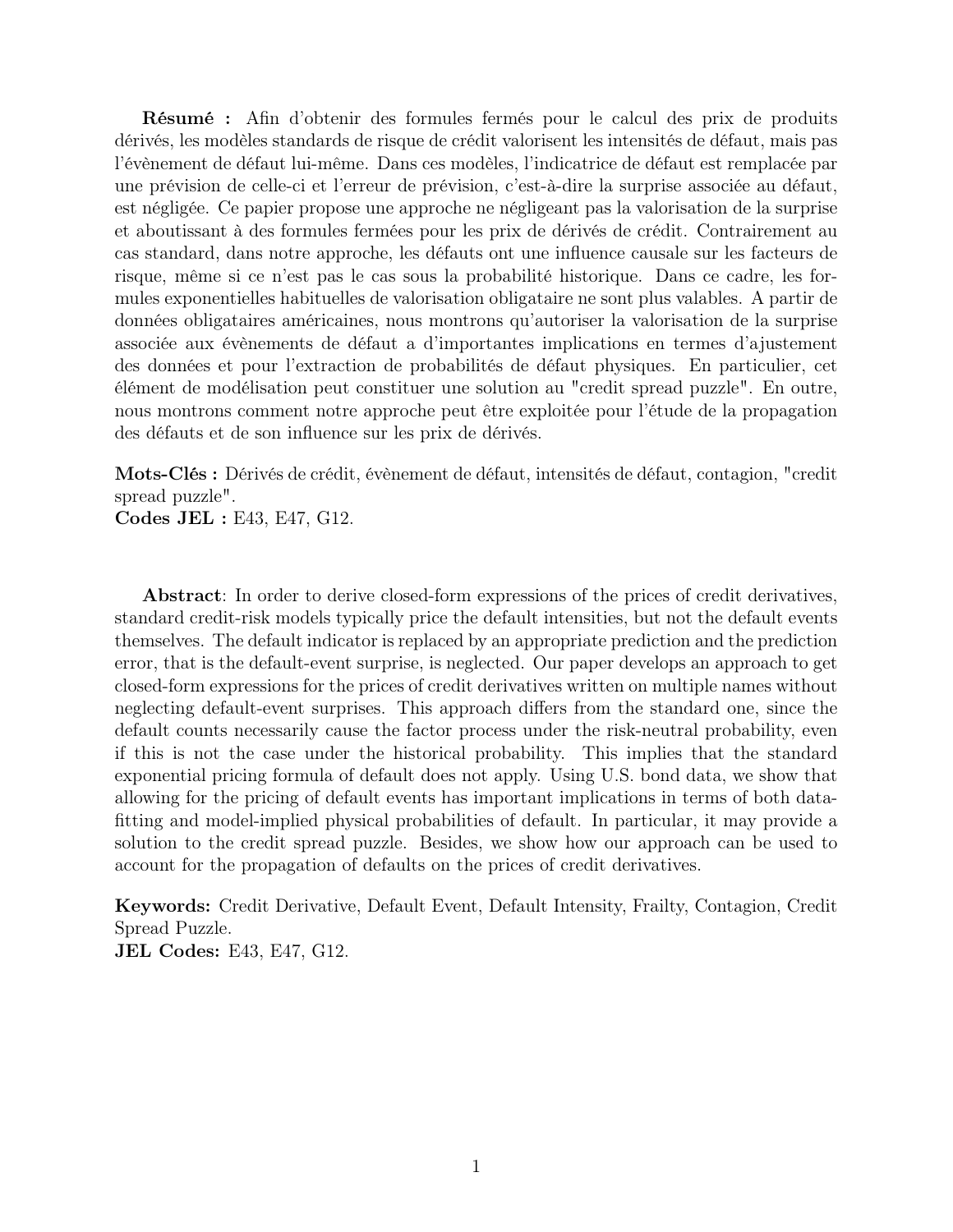**Résumé :** Afin d'obtenir des formules fermés pour le calcul des prix de produits dérivés, les modèles standards de risque de crédit valorisent les intensités de défaut, mais pas l'évènement de défaut lui-même. Dans ces modèles, l'indicatrice de défaut est remplacée par une prévision de celle-ci et l'erreur de prévision, c'est-à-dire la surprise associée au défaut, est négligée. Ce papier propose une approche ne négligeant pas la valorisation de la surprise et aboutissant à des formules fermées pour les prix de dérivés de crédit. Contrairement au cas standard, dans notre approche, les défauts ont une influence causale sur les facteurs de risque, même si ce n'est pas le cas sous la probabilité historique. Dans ce cadre, les formules exponentielles habituelles de valorisation obligataire ne sont plus valables. A partir de données obligataires américaines, nous montrons qu'autoriser la valorisation de la surprise associée aux évènements de défaut a d'importantes implications en termes d'ajustement des données et pour l'extraction de probabilités de défaut physiques. En particulier, cet élément de modélisation peut constituer une solution au "credit spread puzzle". En outre, nous montrons comment notre approche peut être exploitée pour l'étude de la propagation des défauts et de son influence sur les prix de dérivés.

**Mots-Clés :** Dérivés de crédit, évènement de défaut, intensités de défaut, contagion, "credit spread puzzle".
**Codes JEL :** E43, E47, G12.

**Abstract**: In order to derive closed-form expressions of the prices of credit derivatives, standard credit-risk models typically price the default intensities, but not the default events themselves. The default indicator is replaced by an appropriate prediction and the prediction error, that is the default-event surprise, is neglected. Our paper develops an approach to get closed-form expressions for the prices of credit derivatives written on multiple names without neglecting default-event surprises. This approach differs from the standard one, since the default counts necessarily cause the factor process under the risk-neutral probability, even if this is not the case under the historical probability. This implies that the standard exponential pricing formula of default does not apply. Using U.S. bond data, we show that allowing for the pricing of default events has important implications in terms of both data-fitting and model-implied physical probabilities of default. In particular, it may provide a solution to the credit spread puzzle. Besides, we show how our approach can be used to account for the propagation of defaults on the prices of credit derivatives.

**Keywords:** Credit Derivative, Default Event, Default Intensity, Frailty, Contagion, Credit Spread Puzzle.
**JEL Codes:** E43, E47, G12.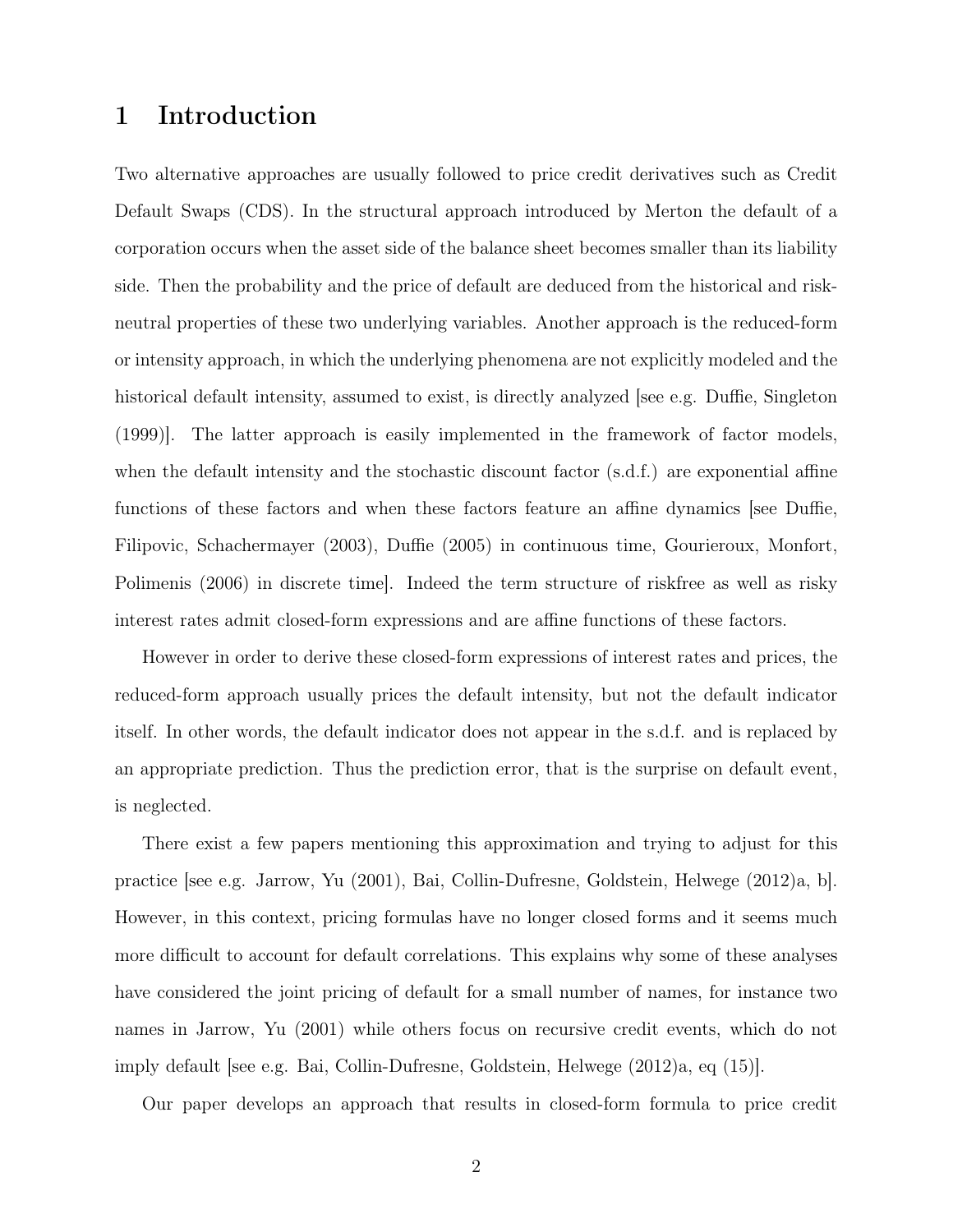# 1 Introduction

Two alternative approaches are usually followed to price credit derivatives such as Credit Default Swaps (CDS). In the structural approach introduced by Merton the default of a corporation occurs when the asset side of the balance sheet becomes smaller than its liability side. Then the probability and the price of default are deduced from the historical and risk-neutral properties of these two underlying variables. Another approach is the reduced-form or intensity approach, in which the underlying phenomena are not explicitly modeled and the historical default intensity, assumed to exist, is directly analyzed [see e.g. Duffie, Singleton (1999)]. The latter approach is easily implemented in the framework of factor models, when the default intensity and the stochastic discount factor (s.d.f.) are exponential affine functions of these factors and when these factors feature an affine dynamics [see Duffie, Filipovic, Schachermayer (2003), Duffie (2005) in continuous time, Gourieroux, Monfort, Polimenis (2006) in discrete time]. Indeed the term structure of riskfree as well as risky interest rates admit closed-form expressions and are affine functions of these factors.

However in order to derive these closed-form expressions of interest rates and prices, the reduced-form approach usually prices the default intensity, but not the default indicator itself. In other words, the default indicator does not appear in the s.d.f. and is replaced by an appropriate prediction. Thus the prediction error, that is the surprise on default event, is neglected.

There exist a few papers mentioning this approximation and trying to adjust for this practice [see e.g. Jarrow, Yu (2001), Bai, Collin-Dufresne, Goldstein, Helwege (2012)a, b]. However, in this context, pricing formulas have no longer closed forms and it seems much more difficult to account for default correlations. This explains why some of these analyses have considered the joint pricing of default for a small number of names, for instance two names in Jarrow, Yu (2001) while others focus on recursive credit events, which do not imply default [see e.g. Bai, Collin-Dufresne, Goldstein, Helwege (2012)a, eq (15)].

Our paper develops an approach that results in closed-form formula to price credit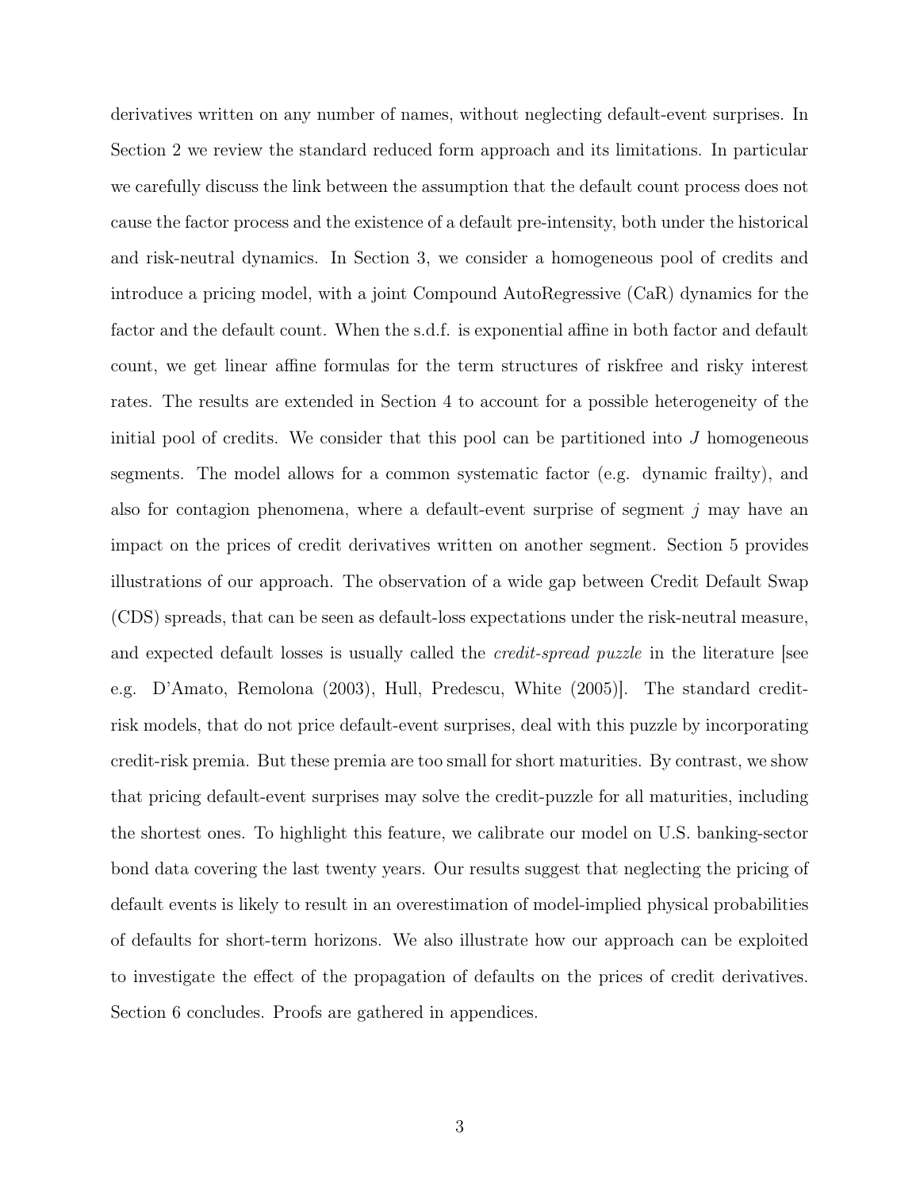derivatives written on any number of names, without neglecting default-event surprises. In Section 2 we review the standard reduced form approach and its limitations. In particular we carefully discuss the link between the assumption that the default count process does not cause the factor process and the existence of a default pre-intensity, both under the historical and risk-neutral dynamics. In Section 3, we consider a homogeneous pool of credits and introduce a pricing model, with a joint Compound AutoRegressive (CaR) dynamics for the factor and the default count. When the s.d.f. is exponential affine in both factor and default count, we get linear affine formulas for the term structures of riskfree and risky interest rates. The results are extended in Section 4 to account for a possible heterogeneity of the initial pool of credits. We consider that this pool can be partitioned into $J$ homogeneous segments. The model allows for a common systematic factor (e.g. dynamic frailty), and also for contagion phenomena, where a default-event surprise of segment $j$ may have an impact on the prices of credit derivatives written on another segment. Section 5 provides illustrations of our approach. The observation of a wide gap between Credit Default Swap (CDS) spreads, that can be seen as default-loss expectations under the risk-neutral measure, and expected default losses is usually called the *credit-spread puzzle* in the literature [see e.g. D'Amato, Remolona (2003), Hull, Predescu, White (2005)]. The standard credit-risk models, that do not price default-event surprises, deal with this puzzle by incorporating credit-risk premia. But these premia are too small for short maturities. By contrast, we show that pricing default-event surprises may solve the credit-puzzle for all maturities, including the shortest ones. To highlight this feature, we calibrate our model on U.S. banking-sector bond data covering the last twenty years. Our results suggest that neglecting the pricing of default events is likely to result in an overestimation of model-implied physical probabilities of defaults for short-term horizons. We also illustrate how our approach can be exploited to investigate the effect of the propagation of defaults on the prices of credit derivatives. Section 6 concludes. Proofs are gathered in appendices.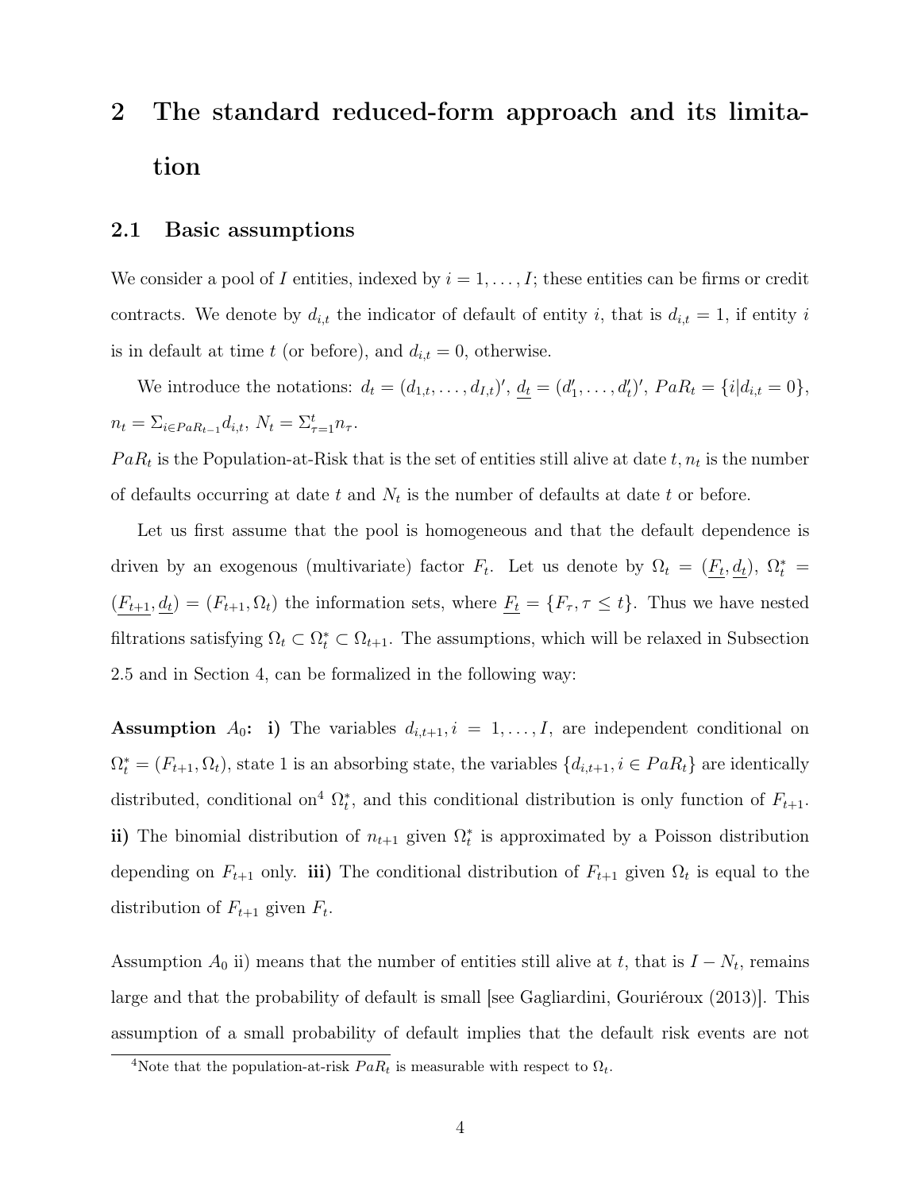# 2 The standard reduced-form approach and its limitation

## 2.1 Basic assumptions

We consider a pool of $I$ entities, indexed by $i = 1, \dots, I$; these entities can be firms or credit contracts. We denote by $d_{i,t}$ the indicator of default of entity $i$, that is $d_{i,t} = 1$, if entity $i$ is in default at time $t$ (or before), and $d_{i,t} = 0$, otherwise.

We introduce the notations: $d_t = (d_{1,t}, \dots, d_{I,t})'$, $\underline{d_t} = (d_1', \dots, d_t')'$, $PaR_t = \{i | d_{i,t} = 0\}$, $n_t = \Sigma_{i \in PaR_{t-1}} d_{i,t}$, $N_t = \Sigma_{\tau=1}^{t} n_\tau$.

$PaR_t$ is the Population-at-Risk that is the set of entities still alive at date $t$, $n_t$ is the number of defaults occurring at date $t$ and $N_t$ is the number of defaults at date $t$ or before.

Let us first assume that the pool is homogeneous and that the default dependence is driven by an exogenous (multivariate) factor $F_t$. Let us denote by $\Omega_t = (\underline{F_t}, \underline{d_t})$, $\Omega_t^* = (\underline{F_{t+1}}, \underline{d_t}) = (F_{t+1}, \Omega_t)$ the information sets, where $\underline{F_t} = \{F_\tau, \tau \leq t\}$. Thus we have nested filtrations satisfying $\Omega_t \subset \Omega_t^* \subset \Omega_{t+1}$. The assumptions, which will be relaxed in Subsection 2.5 and in Section 4, can be formalized in the following way:

**Assumption $A_0$: i)** The variables $d_{i,t+1}, i = 1, \dots, I$, are independent conditional on $\Omega_t^* = (F_{t+1}, \Omega_t)$, state 1 is an absorbing state, the variables $\{d_{i,t+1}, i \in PaR_t\}$ are identically distributed, conditional on[4] $\Omega_t^*$, and this conditional distribution is only function of $F_{t+1}$. **ii)** The binomial distribution of $n_{t+1}$ given $\Omega_t^*$ is approximated by a Poisson distribution depending on $F_{t+1}$ only. **iii)** The conditional distribution of $F_{t+1}$ given $\Omega_t$ is equal to the distribution of $F_{t+1}$ given $F_t$.

Assumption $A_0$ ii) means that the number of entities still alive at $t$, that is $I - N_t$, remains large and that the probability of default is small [see Gagliardini, Gouriéroux (2013)]. This assumption of a small probability of default implies that the default risk events are not

[4]Note that the population-at-risk $PaR_t$ is measurable with respect to $\Omega_t$.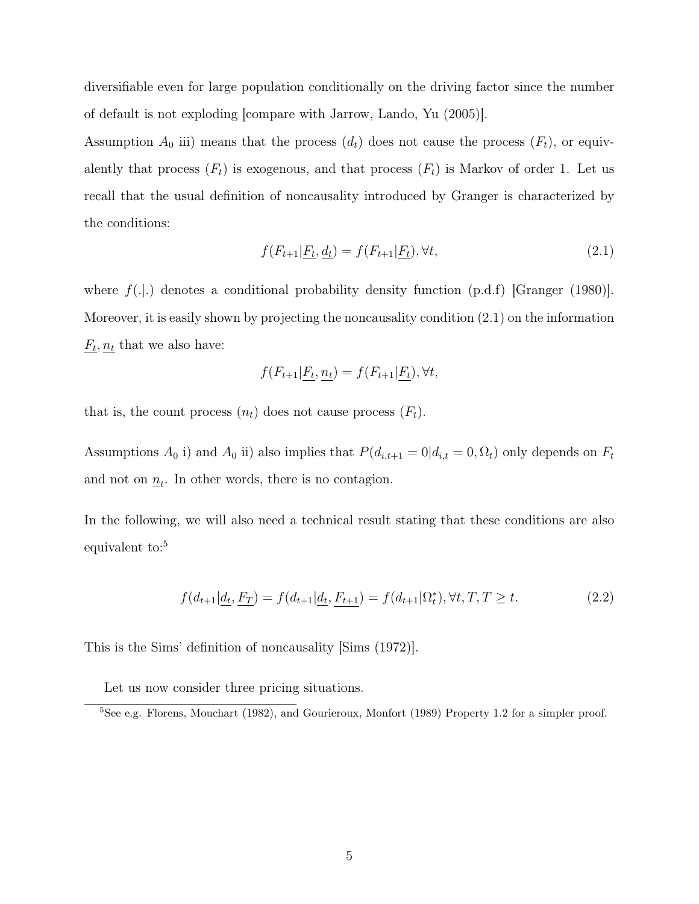diversifiable even for large population conditionally on the driving factor since the number of default is not exploding [compare with Jarrow, Lando, Yu (2005)].

Assumption $A_0$ iii) means that the process $(d_t)$ does not cause the process $(F_t)$, or equivalently that process $(F_t)$ is exogenous, and that process $(F_t)$ is Markov of order 1. Let us recall that the usual definition of noncausality introduced by Granger is characterized by the conditions:

$$f(F_{t+1}|\underline{F_t}, \underline{d_t}) = f(F_{t+1}|\underline{F_t}), \forall t, \tag{2.1}$$

where $f(.|.)$ denotes a conditional probability density function (p.d.f) [Granger (1980)]. Moreover, it is easily shown by projecting the noncausality condition (2.1) on the information $\underline{F_t}, \underline{n_t}$ that we also have:

$$f(F_{t+1}|\underline{F_t}, \underline{n_t}) = f(F_{t+1}|\underline{F_t}), \forall t,$$

that is, the count process $(n_t)$ does not cause process $(F_t)$.

Assumptions $A_0$ i) and $A_0$ ii) also implies that $P(d_{i,t+1} = 0|d_{i,t} = 0, \Omega_t)$ only depends on $F_t$ and not on $\underline{n}_t$. In other words, there is no contagion.

In the following, we will also need a technical result stating that these conditions are also equivalent to:[5]

$$f(d_{t+1}|\underline{d_t}, \underline{F_T}) = f(d_{t+1}|\underline{d_t}, \underline{F_{t+1}}) = f(d_{t+1}|\Omega_t^*), \forall t, T, T \geq t. \tag{2.2}$$

This is the Sims' definition of noncausality [Sims (1972)].

Let us now consider three pricing situations.

[5] See e.g. Florens, Mouchart (1982), and Gourieroux, Monfort (1989) Property 1.2 for a simpler proof.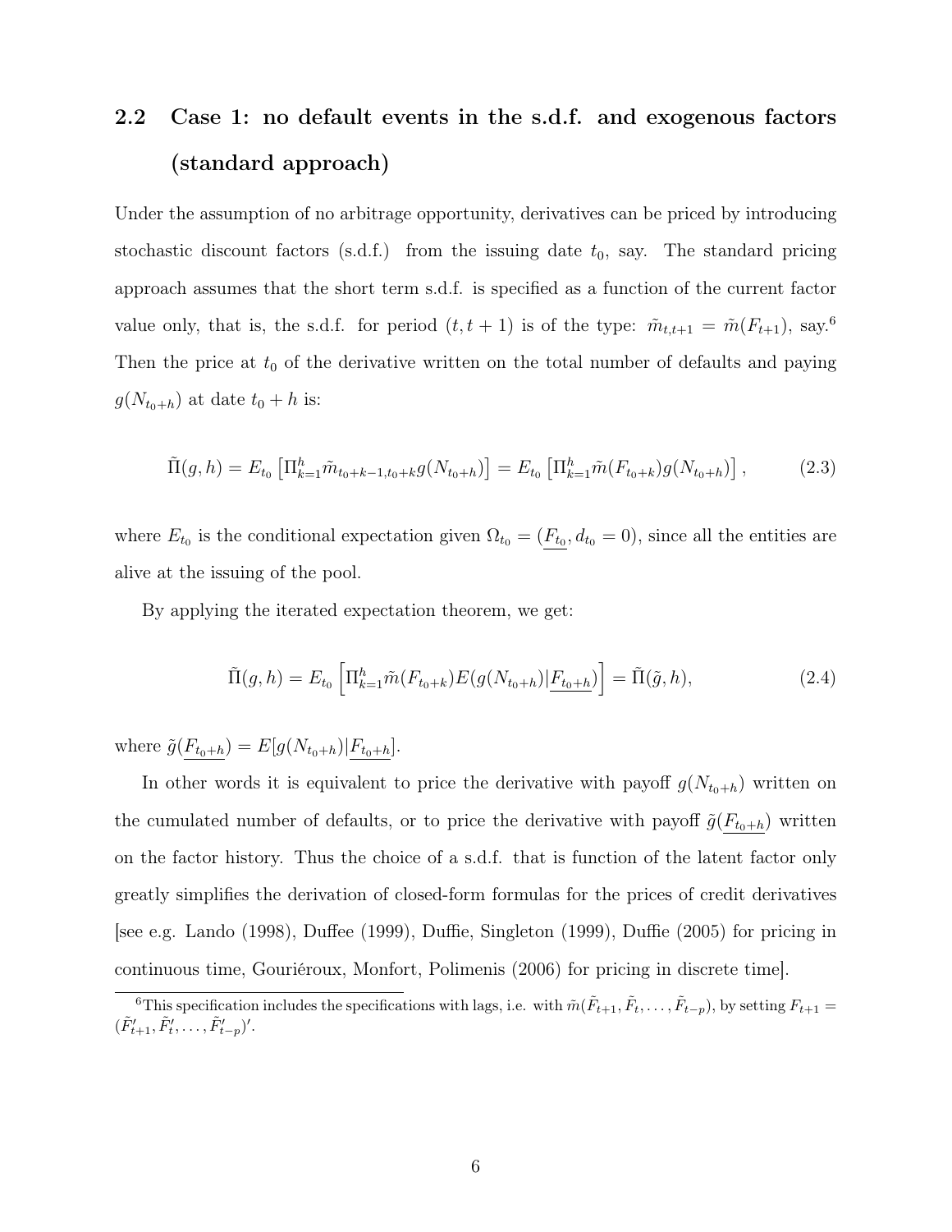## 2.2 Case 1: no default events in the s.d.f. and exogenous factors (standard approach)

Under the assumption of no arbitrage opportunity, derivatives can be priced by introducing stochastic discount factors (s.d.f.) from the issuing date $t_0$, say. The standard pricing approach assumes that the short term s.d.f. is specified as a function of the current factor value only, that is, the s.d.f. for period $(t, t+1)$ is of the type: $\tilde{m}_{t,t+1} = \tilde{m}(F_{t+1})$, say.[6] Then the price at $t_0$ of the derivative written on the total number of defaults and paying $g(N_{t_0+h})$ at date $t_0 + h$ is:

$$\tilde{\Pi}(g, h) = E_{t_0}\left[\Pi_{k=1}^{h} \tilde{m}_{t_0+k-1,t_0+k} g(N_{t_0+h})\right] = E_{t_0}\left[\Pi_{k=1}^{h} \tilde{m}(F_{t_0+k}) g(N_{t_0+h})\right], \tag{2.3}$$

where $E_{t_0}$ is the conditional expectation given $\Omega_{t_0} = (\underline{F_{t_0}}, d_{t_0} = 0)$, since all the entities are alive at the issuing of the pool.

By applying the iterated expectation theorem, we get:

$$\tilde{\Pi}(g, h) = E_{t_0}\left[\Pi_{k=1}^{h} \tilde{m}(F_{t_0+k}) E(g(N_{t_0+h}) | \underline{F_{t_0+h}})\right] = \tilde{\Pi}(\tilde{g}, h), \tag{2.4}$$

where $\tilde{g}(\underline{F_{t_0+h}}) = E[g(N_{t_0+h}) | \underline{F_{t_0+h}}]$.

In other words it is equivalent to price the derivative with payoff $g(N_{t_0+h})$ written on the cumulated number of defaults, or to price the derivative with payoff $\tilde{g}(\underline{F_{t_0+h}})$ written on the factor history. Thus the choice of a s.d.f. that is function of the latent factor only greatly simplifies the derivation of closed-form formulas for the prices of credit derivatives [see e.g. Lando (1998), Duffee (1999), Duffie, Singleton (1999), Duffie (2005) for pricing in continuous time, Gouriéroux, Monfort, Polimenis (2006) for pricing in discrete time].

[6] This specification includes the specifications with lags, i.e. with $\tilde{m}(\tilde{F}_{t+1}, \tilde{F}_t, \ldots, \tilde{F}_{t-p})$, by setting $F_{t+1} = (\tilde{F}'_{t+1}, \tilde{F}'_t, \ldots, \tilde{F}'_{t-p})'$.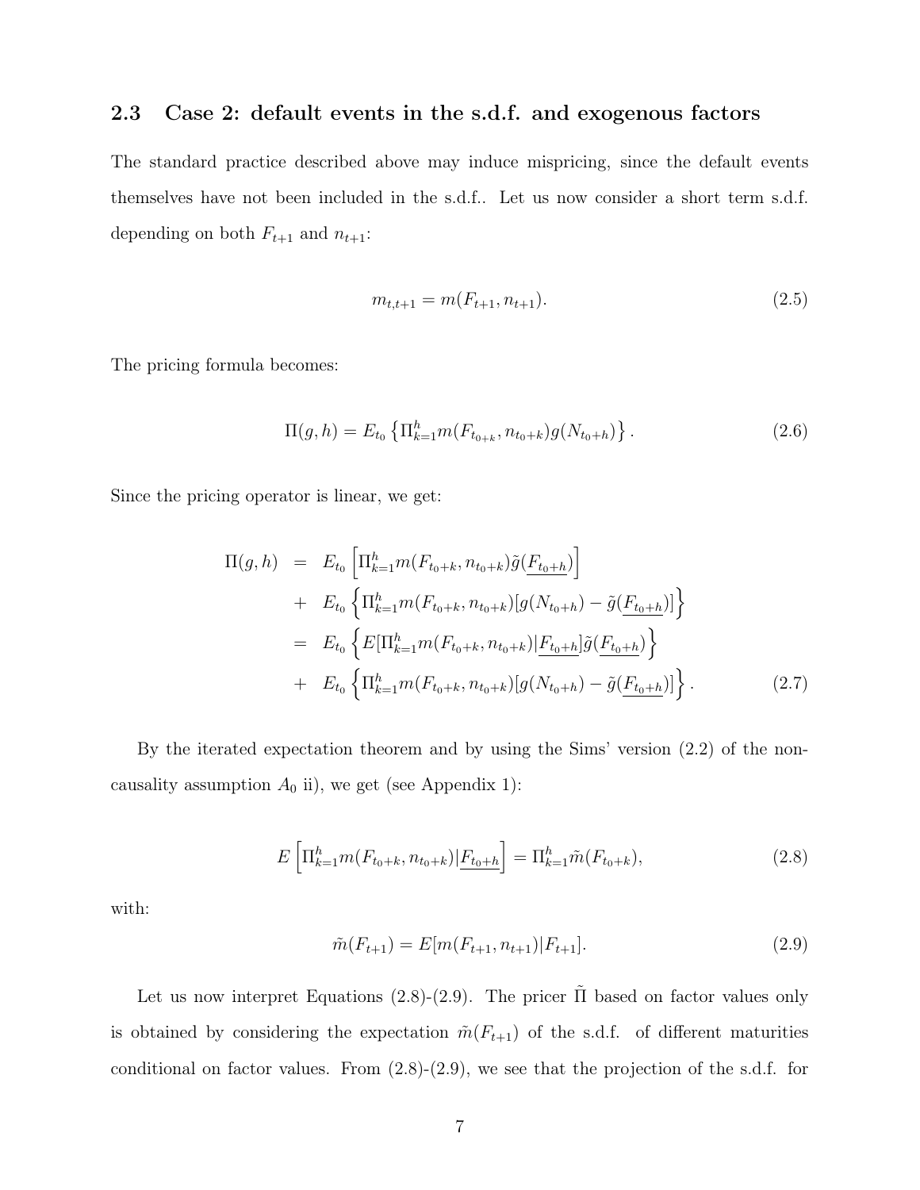### 2.3 Case 2: default events in the s.d.f. and exogenous factors

The standard practice described above may induce mispricing, since the default events themselves have not been included in the s.d.f.. Let us now consider a short term s.d.f. depending on both $F_{t+1}$ and $n_{t+1}$:

$$m_{t,t+1} = m(F_{t+1}, n_{t+1}). \tag{2.5}$$

The pricing formula becomes:

$$\Pi(g,h) = E_{t_0}\left\{\Pi_{k=1}^{h} m(F_{t_0+k}, n_{t_0+k}) g(N_{t_0+h})\right\}. \tag{2.6}$$

Since the pricing operator is linear, we get:

$$\begin{aligned}
\Pi(g,h) &= E_{t_0}\left[\Pi_{k=1}^{h} m(F_{t_0+k}, n_{t_0+k})\tilde{g}(\underline{F_{t_0+h}})\right] \\
&+ E_{t_0}\left\{\Pi_{k=1}^{h} m(F_{t_0+k}, n_{t_0+k})[g(N_{t_0+h}) - \tilde{g}(\underline{F_{t_0+h}})]\right\} \\
&= E_{t_0}\left\{E[\Pi_{k=1}^{h} m(F_{t_0+k}, n_{t_0+k})|\underline{F_{t_0+h}}]\tilde{g}(\underline{F_{t_0+h}})\right\} \\
&+ E_{t_0}\left\{\Pi_{k=1}^{h} m(F_{t_0+k}, n_{t_0+k})[g(N_{t_0+h}) - \tilde{g}(\underline{F_{t_0+h}})]\right\}.
\end{aligned} \tag{2.7}$$

By the iterated expectation theorem and by using the Sims' version (2.2) of the non-causality assumption $A_0$ ii), we get (see Appendix 1):

$$E\left[\Pi_{k=1}^{h} m(F_{t_0+k}, n_{t_0+k})|\underline{F_{t_0+h}}\right] = \Pi_{k=1}^{h}\tilde{m}(F_{t_0+k}), \tag{2.8}$$

with:

$$\tilde{m}(F_{t+1}) = E[m(F_{t+1}, n_{t+1})|F_{t+1}]. \tag{2.9}$$

Let us now interpret Equations (2.8)-(2.9). The pricer $\tilde{\Pi}$ based on factor values only is obtained by considering the expectation $\tilde{m}(F_{t+1})$ of the s.d.f. of different maturities conditional on factor values. From (2.8)-(2.9), we see that the projection of the s.d.f. for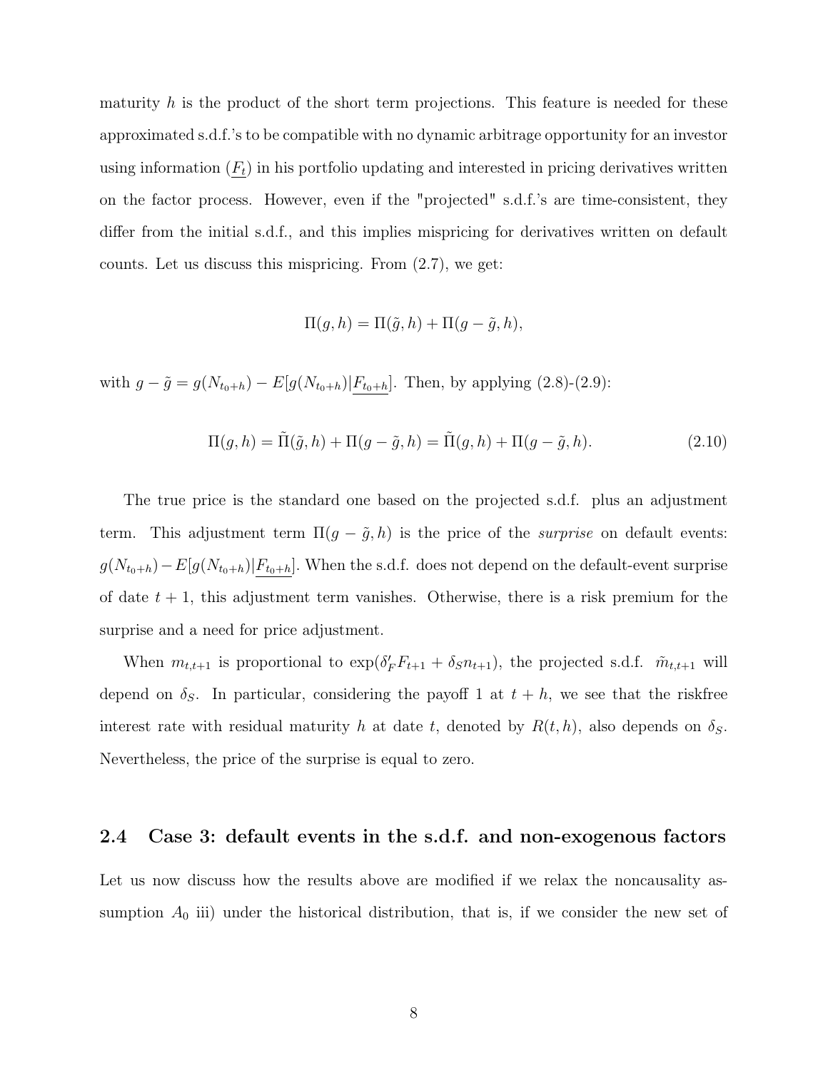maturity $h$ is the product of the short term projections. This feature is needed for these approximated s.d.f.'s to be compatible with no dynamic arbitrage opportunity for an investor using information $(\underline{F_t})$ in his portfolio updating and interested in pricing derivatives written on the factor process. However, even if the "projected" s.d.f.'s are time-consistent, they differ from the initial s.d.f., and this implies mispricing for derivatives written on default counts. Let us discuss this mispricing. From (2.7), we get:

$$\Pi(g,h) = \Pi(\tilde{g},h) + \Pi(g-\tilde{g},h),$$

with $g - \tilde{g} = g(N_{t_0+h}) - E[g(N_{t_0+h})|\underline{F_{t_0+h}}]$. Then, by applying (2.8)-(2.9):

$$\Pi(g,h) = \tilde{\Pi}(\tilde{g},h) + \Pi(g-\tilde{g},h) = \tilde{\Pi}(g,h) + \Pi(g-\tilde{g},h). \tag{2.10}$$

The true price is the standard one based on the projected s.d.f. plus an adjustment term. This adjustment term $\Pi(g-\tilde{g},h)$ is the price of the *surprise* on default events: $g(N_{t_0+h}) - E[g(N_{t_0+h})|\underline{F_{t_0+h}}]$. When the s.d.f. does not depend on the default-event surprise of date $t+1$, this adjustment term vanishes. Otherwise, there is a risk premium for the surprise and a need for price adjustment.

When $m_{t,t+1}$ is proportional to $\exp(\delta_F' F_{t+1} + \delta_S n_{t+1})$, the projected s.d.f. $\tilde{m}_{t,t+1}$ will depend on $\delta_S$. In particular, considering the payoff 1 at $t+h$, we see that the riskfree interest rate with residual maturity $h$ at date $t$, denoted by $R(t,h)$, also depends on $\delta_S$. Nevertheless, the price of the surprise is equal to zero.

## 2.4 Case 3: default events in the s.d.f. and non-exogenous factors

Let us now discuss how the results above are modified if we relax the noncausality assumption $A_0$ iii) under the historical distribution, that is, if we consider the new set of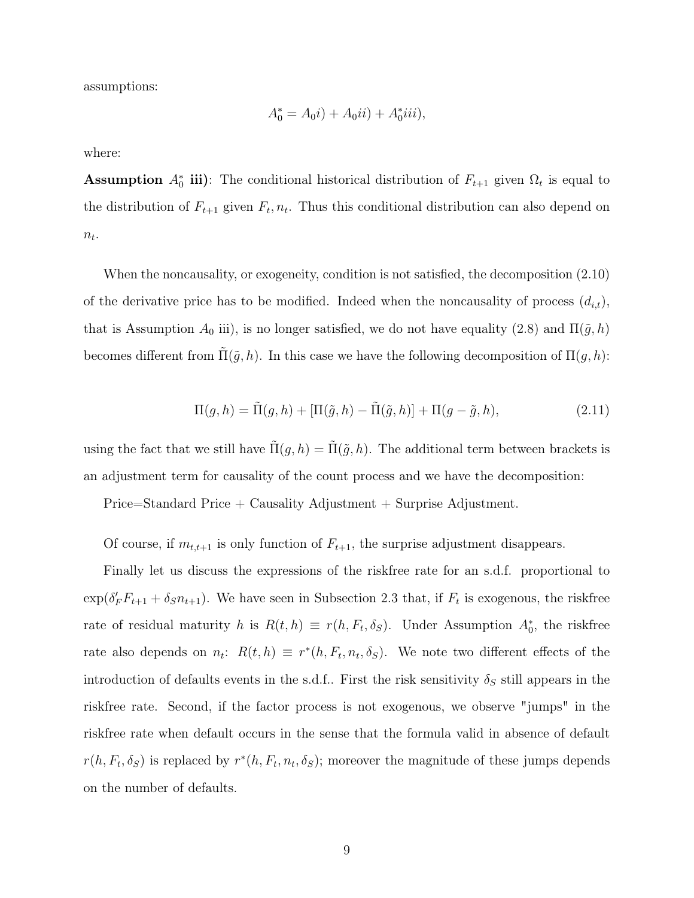assumptions:

$$A_0^* = A_0 i) + A_0 ii) + A_0^* iii),$$

where:

**Assumption $A_0^*$ iii)**: The conditional historical distribution of $F_{t+1}$ given $\Omega_t$ is equal to the distribution of $F_{t+1}$ given $F_t, n_t$. Thus this conditional distribution can also depend on $n_t$.

When the noncausality, or exogeneity, condition is not satisfied, the decomposition (2.10) of the derivative price has to be modified. Indeed when the noncausality of process $(d_{i,t})$, that is Assumption $A_0$ iii), is no longer satisfied, we do not have equality (2.8) and $\Pi(\tilde{g}, h)$ becomes different from $\tilde{\Pi}(\tilde{g}, h)$. In this case we have the following decomposition of $\Pi(g, h)$:

$$\Pi(g, h) = \tilde{\Pi}(g, h) + [\Pi(\tilde{g}, h) - \tilde{\Pi}(\tilde{g}, h)] + \Pi(g - \tilde{g}, h), \tag{2.11}$$

using the fact that we still have $\tilde{\Pi}(g, h) = \tilde{\Pi}(\tilde{g}, h)$. The additional term between brackets is an adjustment term for causality of the count process and we have the decomposition:

Price=Standard Price + Causality Adjustment + Surprise Adjustment.

Of course, if $m_{t,t+1}$ is only function of $F_{t+1}$, the surprise adjustment disappears.

Finally let us discuss the expressions of the riskfree rate for an s.d.f. proportional to $\exp(\delta_F' F_{t+1} + \delta_S n_{t+1})$. We have seen in Subsection 2.3 that, if $F_t$ is exogenous, the riskfree rate of residual maturity $h$ is $R(t, h) \equiv r(h, F_t, \delta_S)$. Under Assumption $A_0^*$, the riskfree rate also depends on $n_t$: $R(t, h) \equiv r^*(h, F_t, n_t, \delta_S)$. We note two different effects of the introduction of defaults events in the s.d.f.. First the risk sensitivity $\delta_S$ still appears in the riskfree rate. Second, if the factor process is not exogenous, we observe "jumps" in the riskfree rate when default occurs in the sense that the formula valid in absence of default $r(h, F_t, \delta_S)$ is replaced by $r^*(h, F_t, n_t, \delta_S)$; moreover the magnitude of these jumps depends on the number of defaults.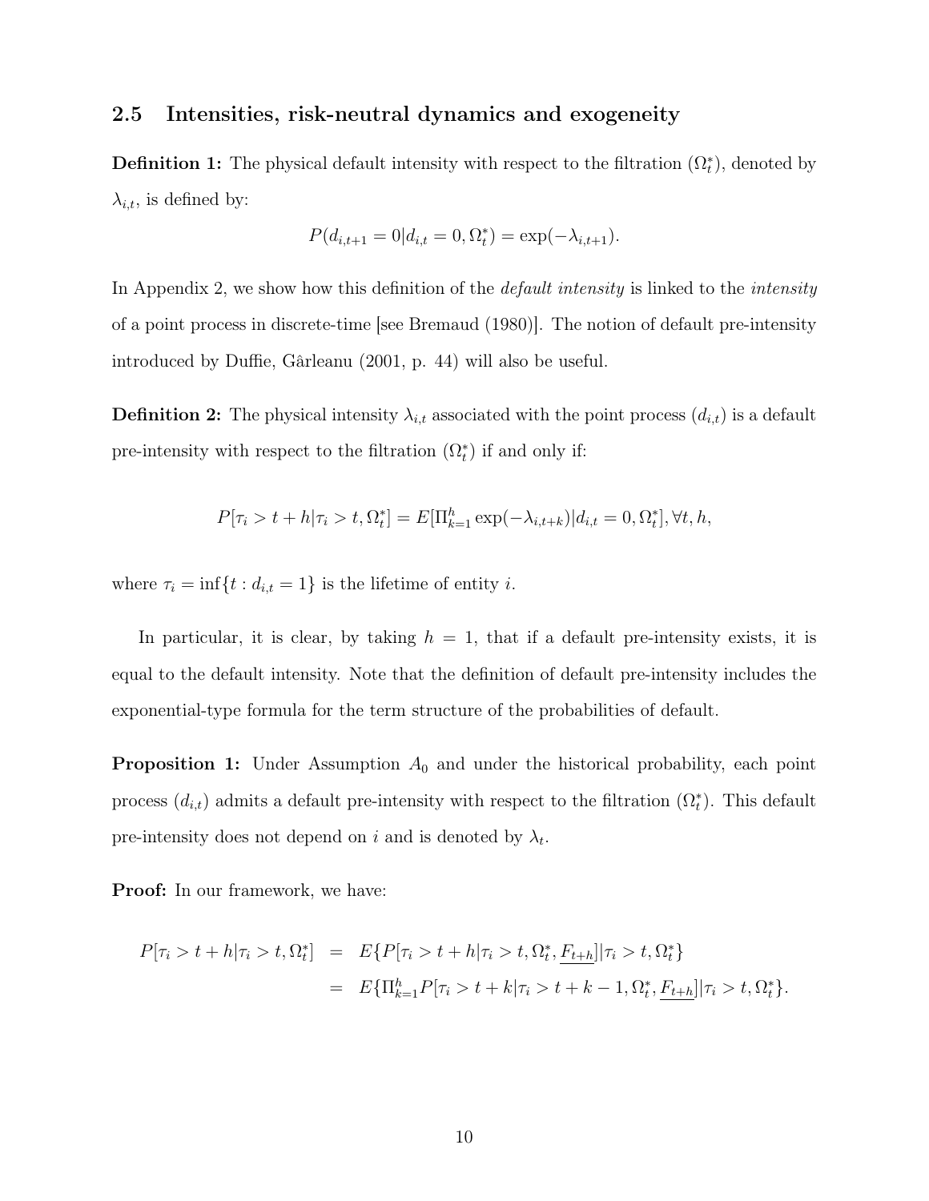### 2.5 Intensities, risk-neutral dynamics and exogeneity

**Definition 1:** The physical default intensity with respect to the filtration $(\Omega_t^*)$, denoted by $\lambda_{i,t}$, is defined by:

$$P(d_{i,t+1} = 0 | d_{i,t} = 0, \Omega_t^*) = \exp(-\lambda_{i,t+1}).$$

In Appendix 2, we show how this definition of the *default intensity* is linked to the *intensity* of a point process in discrete-time [see Bremaud (1980)]. The notion of default pre-intensity introduced by Duffie, Gârleanu (2001, p. 44) will also be useful.

**Definition 2:** The physical intensity $\lambda_{i,t}$ associated with the point process $(d_{i,t})$ is a default pre-intensity with respect to the filtration $(\Omega_t^*)$ if and only if:

$$P[\tau_i > t + h | \tau_i > t, \Omega_t^*] = E[\Pi_{k=1}^h \exp(-\lambda_{i,t+k}) | d_{i,t} = 0, \Omega_t^*], \forall t, h,$$

where $\tau_i = \inf\{t : d_{i,t} = 1\}$ is the lifetime of entity $i$.

In particular, it is clear, by taking $h = 1$, that if a default pre-intensity exists, it is equal to the default intensity. Note that the definition of default pre-intensity includes the exponential-type formula for the term structure of the probabilities of default.

**Proposition 1:** Under Assumption $A_0$ and under the historical probability, each point process $(d_{i,t})$ admits a default pre-intensity with respect to the filtration $(\Omega_t^*)$. This default pre-intensity does not depend on $i$ and is denoted by $\lambda_t$.

**Proof:** In our framework, we have:

$$\begin{aligned}
P[\tau_i > t + h | \tau_i > t, \Omega_t^*] &= E\{P[\tau_i > t + h | \tau_i > t, \Omega_t^*, \underline{F_{t+h}}] | \tau_i > t, \Omega_t^*\} \\
&= E\{\Pi_{k=1}^h P[\tau_i > t + k | \tau_i > t + k - 1, \Omega_t^*, \underline{F_{t+h}}] | \tau_i > t, \Omega_t^*\}.
\end{aligned}$$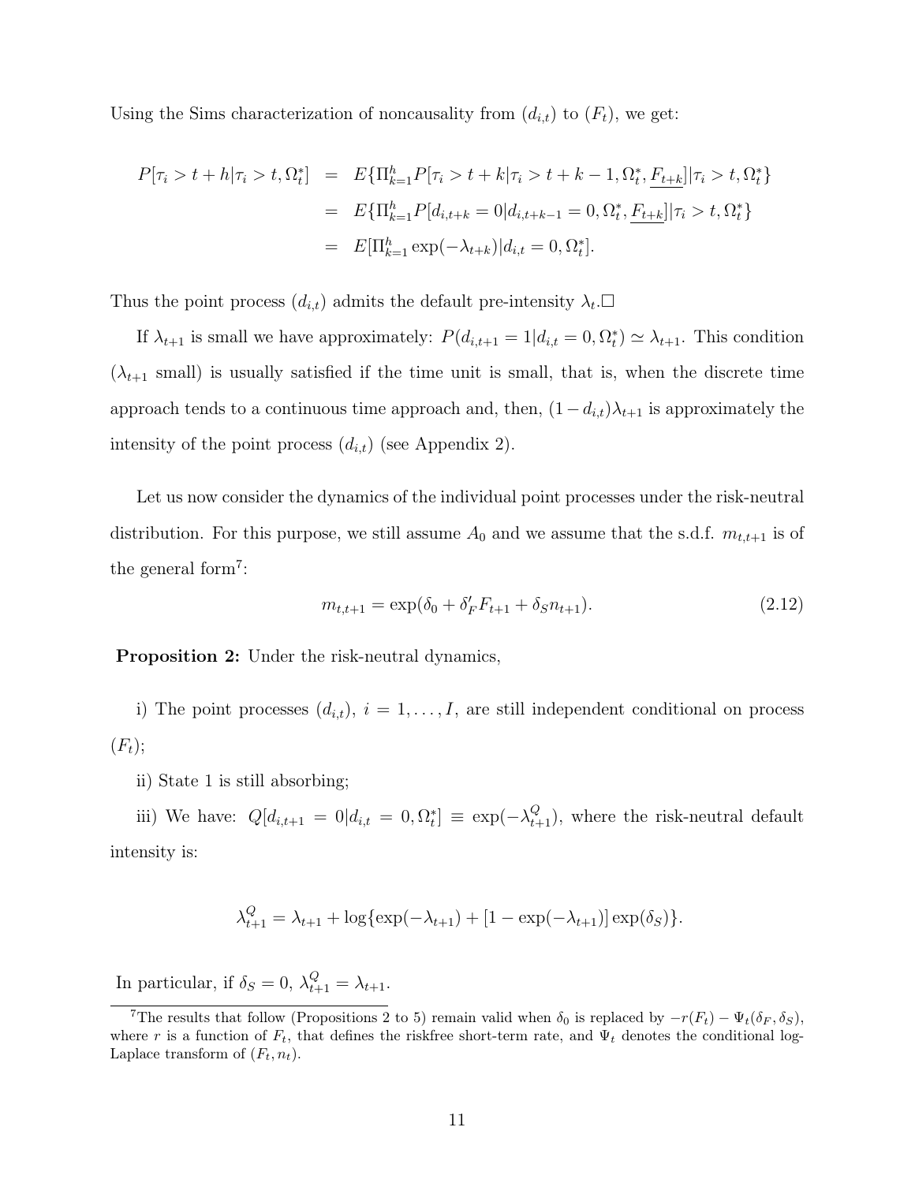Using the Sims characterization of noncausality from $(d_{i,t})$ to $(F_t)$, we get:

$$
\begin{aligned}
P[\tau_i > t+h | \tau_i > t, \Omega_t^*] &= E\{\Pi_{k=1}^h P[\tau_i > t+k | \tau_i > t+k-1, \Omega_t^*, \underline{F_{t+k}}] | \tau_i > t, \Omega_t^*\} \\
&= E\{\Pi_{k=1}^h P[d_{i,t+k} = 0 | d_{i,t+k-1} = 0, \Omega_t^*, \underline{F_{t+k}}] | \tau_i > t, \Omega_t^*\} \\
&= E[\Pi_{k=1}^h \exp(-\lambda_{t+k}) | d_{i,t} = 0, \Omega_t^*].
\end{aligned}
$$

Thus the point process $(d_{i,t})$ admits the default pre-intensity $\lambda_t$.□

If $\lambda_{t+1}$ is small we have approximately: $P(d_{i,t+1} = 1 | d_{i,t} = 0, \Omega_t^*) \simeq \lambda_{t+1}$. This condition ($\lambda_{t+1}$ small) is usually satisfied if the time unit is small, that is, when the discrete time approach tends to a continuous time approach and, then, $(1 - d_{i,t})\lambda_{t+1}$ is approximately the intensity of the point process $(d_{i,t})$ (see Appendix 2).

Let us now consider the dynamics of the individual point processes under the risk-neutral distribution. For this purpose, we still assume $A_0$ and we assume that the s.d.f. $m_{t,t+1}$ is of the general form[7]:

$$
m_{t,t+1} = \exp(\delta_0 + \delta_F' F_{t+1} + \delta_S n_{t+1}). \tag{2.12}
$$

**Proposition 2:** Under the risk-neutral dynamics,

i) The point processes $(d_{i,t})$, $i = 1, \ldots, I$, are still independent conditional on process $(F_t)$;

ii) State 1 is still absorbing;

iii) We have: $Q[d_{i,t+1} = 0 | d_{i,t} = 0, \Omega_t^*] \equiv \exp(-\lambda_{t+1}^Q)$, where the risk-neutral default intensity is:

$$
\lambda_{t+1}^Q = \lambda_{t+1} + \log\{\exp(-\lambda_{t+1}) + [1 - \exp(-\lambda_{t+1})] \exp(\delta_S)\}.
$$

In particular, if $\delta_S = 0$, $\lambda_{t+1}^Q = \lambda_{t+1}$.

---

[7] The results that follow (Propositions 2 to 5) remain valid when $\delta_0$ is replaced by $-r(F_t) - \Psi_t(\delta_F, \delta_S)$, where $r$ is a function of $F_t$, that defines the riskfree short-term rate, and $\Psi_t$ denotes the conditional log-Laplace transform of $(F_t, n_t)$.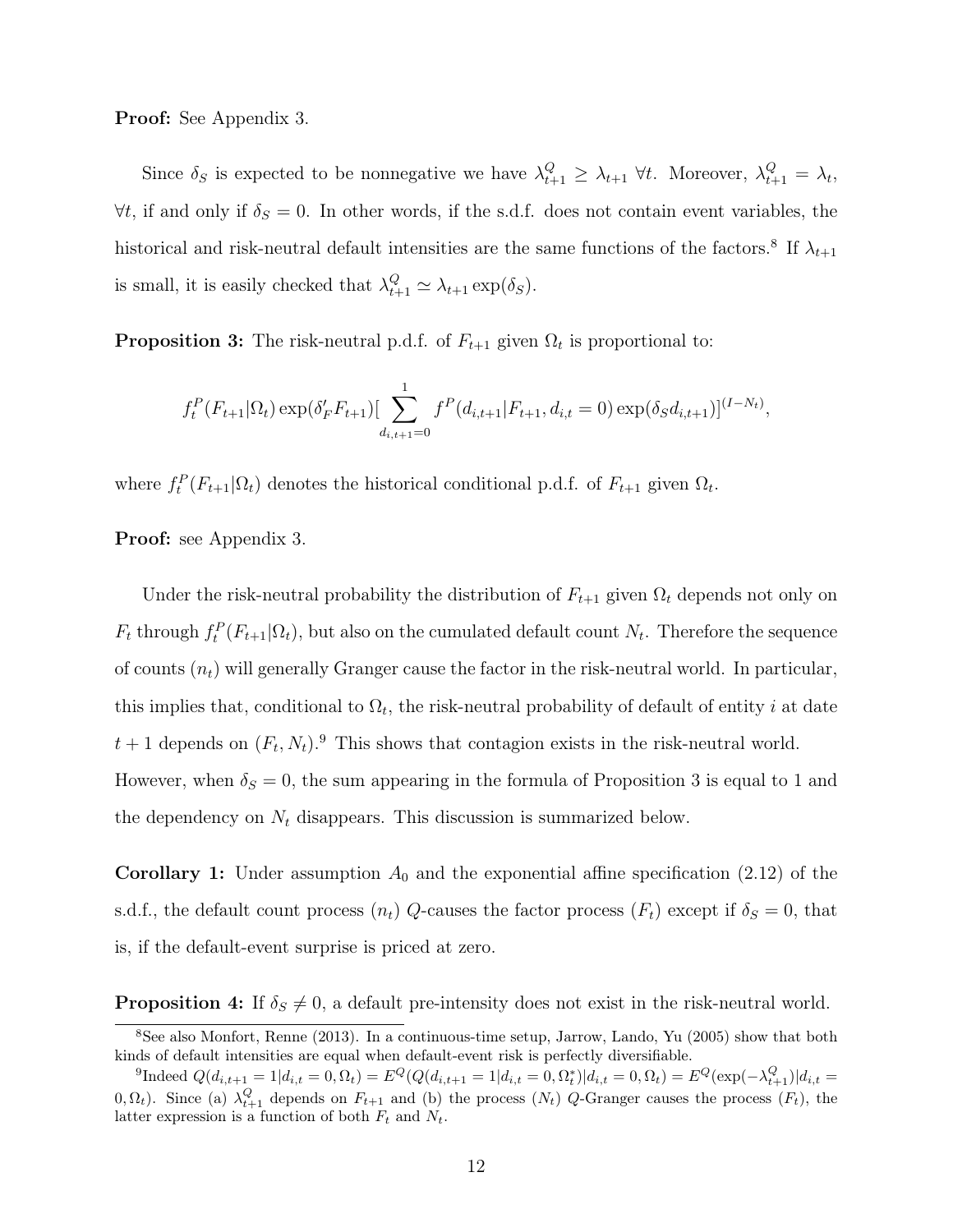**Proof:** See Appendix 3.

Since $\delta_S$ is expected to be nonnegative we have $\lambda^Q_{t+1} \geq \lambda_{t+1}$ $\forall t$. Moreover, $\lambda^Q_{t+1} = \lambda_t$, $\forall t$, if and only if $\delta_S = 0$. In other words, if the s.d.f. does not contain event variables, the historical and risk-neutral default intensities are the same functions of the factors.[8] If $\lambda_{t+1}$ is small, it is easily checked that $\lambda^Q_{t+1} \simeq \lambda_{t+1} \exp(\delta_S)$.

**Proposition 3:** The risk-neutral p.d.f. of $F_{t+1}$ given $\Omega_t$ is proportional to:

$$f^P_t(F_{t+1}|\Omega_t) \exp(\delta'_F F_{t+1}) [\sum_{d_{i,t+1}=0}^{1} f^P(d_{i,t+1}|F_{t+1}, d_{i,t} = 0) \exp(\delta_S d_{i,t+1})]^{(I-N_t)},$$

where $f^P_t(F_{t+1}|\Omega_t)$ denotes the historical conditional p.d.f. of $F_{t+1}$ given $\Omega_t$.

**Proof:** see Appendix 3.

Under the risk-neutral probability the distribution of $F_{t+1}$ given $\Omega_t$ depends not only on $F_t$ through $f^P_t(F_{t+1}|\Omega_t)$, but also on the cumulated default count $N_t$. Therefore the sequence of counts $(n_t)$ will generally Granger cause the factor in the risk-neutral world. In particular, this implies that, conditional to $\Omega_t$, the risk-neutral probability of default of entity $i$ at date $t+1$ depends on $(F_t, N_t)$.[9] This shows that contagion exists in the risk-neutral world. However, when $\delta_S = 0$, the sum appearing in the formula of Proposition 3 is equal to 1 and the dependency on $N_t$ disappears. This discussion is summarized below.

**Corollary 1:** Under assumption $A_0$ and the exponential affine specification (2.12) of the s.d.f., the default count process $(n_t)$ $Q$-causes the factor process $(F_t)$ except if $\delta_S = 0$, that is, if the default-event surprise is priced at zero.

**Proposition 4:** If $\delta_S \neq 0$, a default pre-intensity does not exist in the risk-neutral world.

[8] See also Monfort, Renne (2013). In a continuous-time setup, Jarrow, Lando, Yu (2005) show that both kinds of default intensities are equal when default-event risk is perfectly diversifiable.

[9] Indeed $Q(d_{i,t+1} = 1|d_{i,t} = 0, \Omega_t) = E^Q(Q(d_{i,t+1} = 1|d_{i,t} = 0, \Omega^*_t)|d_{i,t} = 0, \Omega_t) = E^Q(\exp(-\lambda^Q_{t+1})|d_{i,t} = 0, \Omega_t)$. Since (a) $\lambda^Q_{t+1}$ depends on $F_{t+1}$ and (b) the process $(N_t)$ $Q$-Granger causes the process $(F_t)$, the latter expression is a function of both $F_t$ and $N_t$.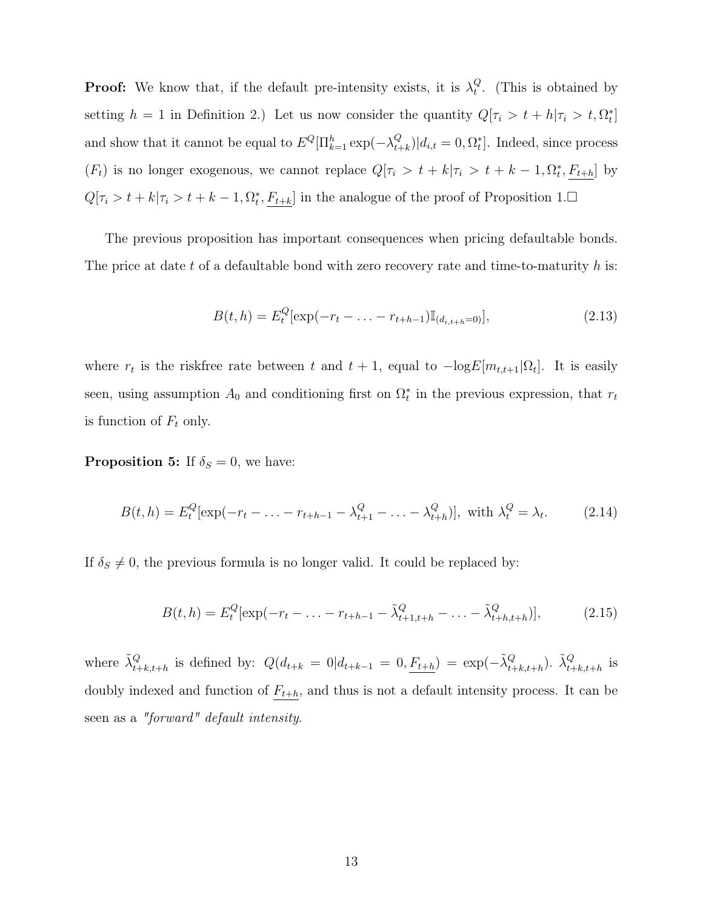**Proof:** We know that, if the default pre-intensity exists, it is $\lambda_t^Q$. (This is obtained by setting $h = 1$ in Definition 2.) Let us now consider the quantity $Q[\tau_i > t + h | \tau_i > t, \Omega_t^*]$ and show that it cannot be equal to $E^Q[\Pi_{k=1}^h \exp(-\lambda_{t+k}^Q) | d_{i,t} = 0, \Omega_t^*]$. Indeed, since process $(F_t)$ is no longer exogenous, we cannot replace $Q[\tau_i > t + k | \tau_i > t + k - 1, \Omega_t^*, \underline{F_{t+h}}]$ by $Q[\tau_i > t + k | \tau_i > t + k - 1, \Omega_t^*, \underline{F_{t+k}}]$ in the analogue of the proof of Proposition 1.□

The previous proposition has important consequences when pricing defaultable bonds. The price at date $t$ of a defaultable bond with zero recovery rate and time-to-maturity $h$ is:

$$B(t, h) = E_t^Q[\exp(-r_t - \ldots - r_{t+h-1}) \mathbb{I}_{(d_{i,t+h}=0)}], \tag{2.13}$$

where $r_t$ is the riskfree rate between $t$ and $t + 1$, equal to $-\log E[m_{t,t+1} | \Omega_t]$. It is easily seen, using assumption $A_0$ and conditioning first on $\Omega_t^*$ in the previous expression, that $r_t$ is function of $F_t$ only.

**Proposition 5:** If $\delta_S = 0$, we have:

$$B(t, h) = E_t^Q[\exp(-r_t - \ldots - r_{t+h-1} - \lambda_{t+1}^Q - \ldots - \lambda_{t+h}^Q)], \text{ with } \lambda_t^Q = \lambda_t. \tag{2.14}$$

If $\delta_S \neq 0$, the previous formula is no longer valid. It could be replaced by:

$$B(t, h) = E_t^Q[\exp(-r_t - \ldots - r_{t+h-1} - \tilde{\lambda}_{t+1,t+h}^Q - \ldots - \tilde{\lambda}_{t+h,t+h}^Q)], \tag{2.15}$$

where $\tilde{\lambda}_{t+k,t+h}^Q$ is defined by: $Q(d_{t+k} = 0 | d_{t+k-1} = 0, \underline{F_{t+h}}) = \exp(-\tilde{\lambda}_{t+k,t+h}^Q)$. $\tilde{\lambda}_{t+k,t+h}^Q$ is doubly indexed and function of $\underline{F_{t+h}}$, and thus is not a default intensity process. It can be seen as a *"forward" default intensity*.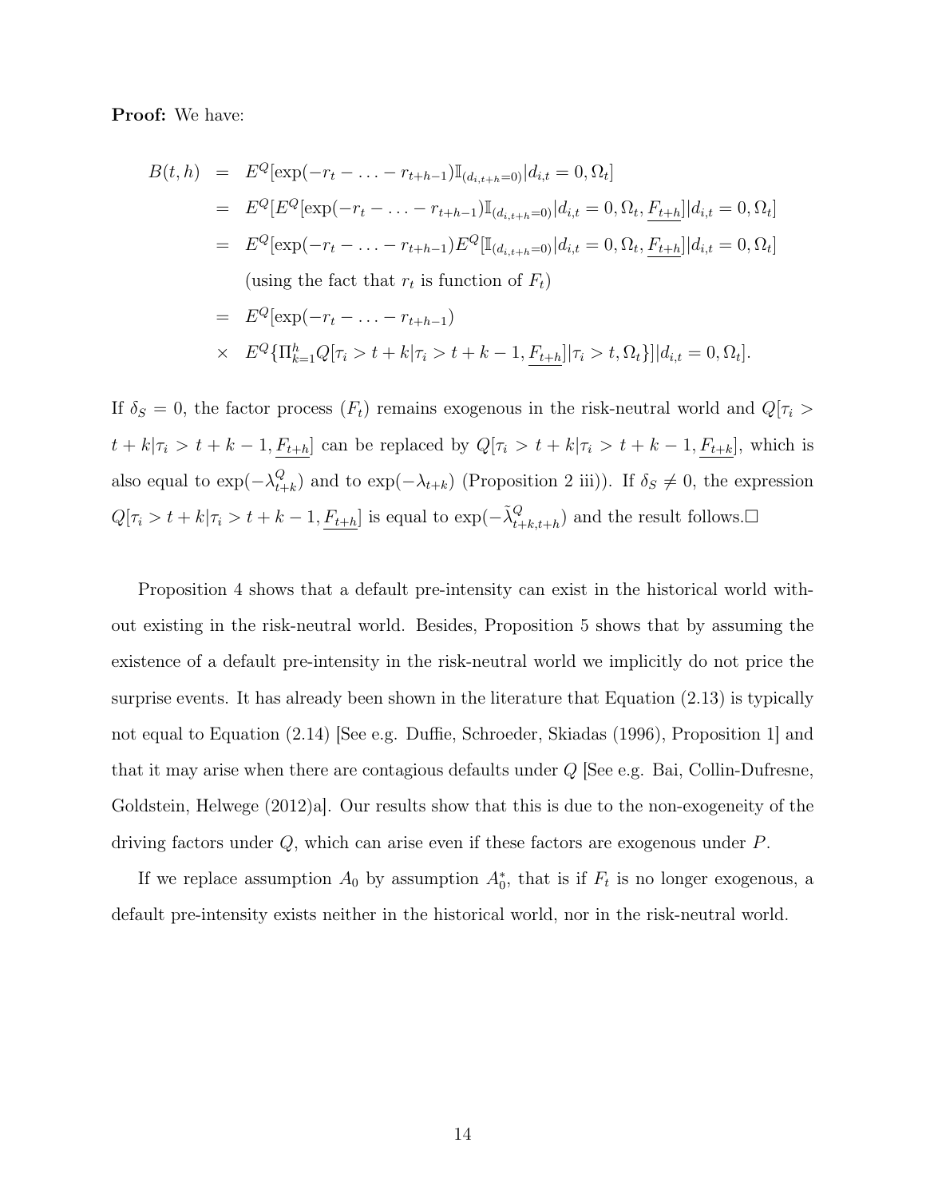**Proof:** We have:

$$
\begin{aligned}
B(t,h) &= E^Q[\exp(-r_t - \ldots - r_{t+h-1})\mathbb{I}_{(d_{i,t+h}=0)}|d_{i,t}=0,\Omega_t] \\
&= E^Q[E^Q[\exp(-r_t - \ldots - r_{t+h-1})\mathbb{I}_{(d_{i,t+h}=0)}|d_{i,t}=0,\Omega_t,\underline{F_{t+h}}]|d_{i,t}=0,\Omega_t] \\
&= E^Q[\exp(-r_t - \ldots - r_{t+h-1})E^Q[\mathbb{I}_{(d_{i,t+h}=0)}|d_{i,t}=0,\Omega_t,\underline{F_{t+h}}]|d_{i,t}=0,\Omega_t] \\
&\quad \text{(using the fact that } r_t \text{ is function of } F_t\text{)} \\
&= E^Q[\exp(-r_t - \ldots - r_{t+h-1}) \\
&\times \; E^Q\{\Pi_{k=1}^h Q[\tau_i > t+k|\tau_i > t+k-1,\underline{F_{t+h}}]|\tau_i > t,\Omega_t\}]|d_{i,t}=0,\Omega_t].
\end{aligned}
$$

If $\delta_S = 0$, the factor process $(F_t)$ remains exogenous in the risk-neutral world and $Q[\tau_i > t+k|\tau_i > t+k-1, \underline{F_{t+h}}]$ can be replaced by $Q[\tau_i > t+k|\tau_i > t+k-1, \underline{F_{t+k}}]$, which is also equal to $\exp(-\lambda^Q_{t+k})$ and to $\exp(-\lambda_{t+k})$ (Proposition 2 iii)). If $\delta_S \neq 0$, the expression $Q[\tau_i > t+k|\tau_i > t+k-1, \underline{F_{t+h}}]$ is equal to $\exp(-\tilde{\lambda}^Q_{t+k,t+h})$ and the result follows.$\square$

Proposition 4 shows that a default pre-intensity can exist in the historical world without existing in the risk-neutral world. Besides, Proposition 5 shows that by assuming the existence of a default pre-intensity in the risk-neutral world we implicitly do not price the surprise events. It has already been shown in the literature that Equation (2.13) is typically not equal to Equation (2.14) [See e.g. Duffie, Schroeder, Skiadas (1996), Proposition 1] and that it may arise when there are contagious defaults under $Q$ [See e.g. Bai, Collin-Dufresne, Goldstein, Helwege (2012)a]. Our results show that this is due to the non-exogeneity of the driving factors under $Q$, which can arise even if these factors are exogenous under $P$.

If we replace assumption $A_0$ by assumption $A_0^*$, that is if $F_t$ is no longer exogenous, a default pre-intensity exists neither in the historical world, nor in the risk-neutral world.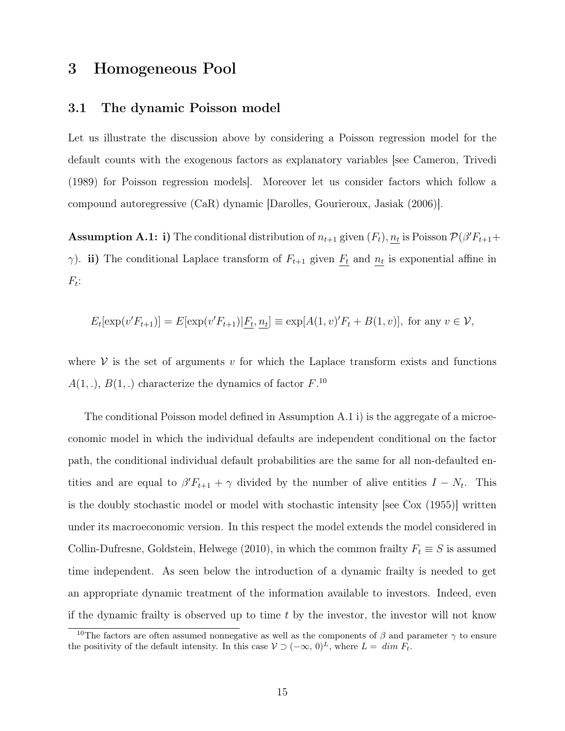## 3 Homogeneous Pool

### 3.1 The dynamic Poisson model

Let us illustrate the discussion above by considering a Poisson regression model for the default counts with the exogenous factors as explanatory variables [see Cameron, Trivedi (1989) for Poisson regression models]. Moreover let us consider factors which follow a compound autoregressive (CaR) dynamic [Darolles, Gourieroux, Jasiak (2006)].

**Assumption A.1: i)** The conditional distribution of $n_{t+1}$ given $(F_t), \underline{n_t}$ is Poisson $\mathcal{P}(\beta' F_{t+1} + \gamma)$. **ii)** The conditional Laplace transform of $F_{t+1}$ given $\underline{F_t}$ and $\underline{n_t}$ is exponential affine in $F_t$:

$$E_t[\exp(v' F_{t+1})] = E[\exp(v' F_{t+1}) | \underline{F_t}, \underline{n_t}] \equiv \exp[A(1, v)' F_t + B(1, v)], \text{ for any } v \in \mathcal{V},$$

where $\mathcal{V}$ is the set of arguments $v$ for which the Laplace transform exists and functions $A(1, .)$, $B(1, .)$ characterize the dynamics of factor $F$.[10]

The conditional Poisson model defined in Assumption A.1 i) is the aggregate of a microeconomic model in which the individual defaults are independent conditional on the factor path, the conditional individual default probabilities are the same for all non-defaulted entities and are equal to $\beta' F_{t+1} + \gamma$ divided by the number of alive entities $I - N_t$. This is the doubly stochastic model or model with stochastic intensity [see Cox (1955)] written under its macroeconomic version. In this respect the model extends the model considered in Collin-Dufresne, Goldstein, Helwege (2010), in which the common frailty $F_t \equiv S$ is assumed time independent. As seen below the introduction of a dynamic frailty is needed to get an appropriate dynamic treatment of the information available to investors. Indeed, even if the dynamic frailty is observed up to time $t$ by the investor, the investor will not know

[10] The factors are often assumed nonnegative as well as the components of $\beta$ and parameter $\gamma$ to ensure the positivity of the default intensity. In this case $\mathcal{V} \supset (-\infty, 0)^L$, where $L = \dim F_t$.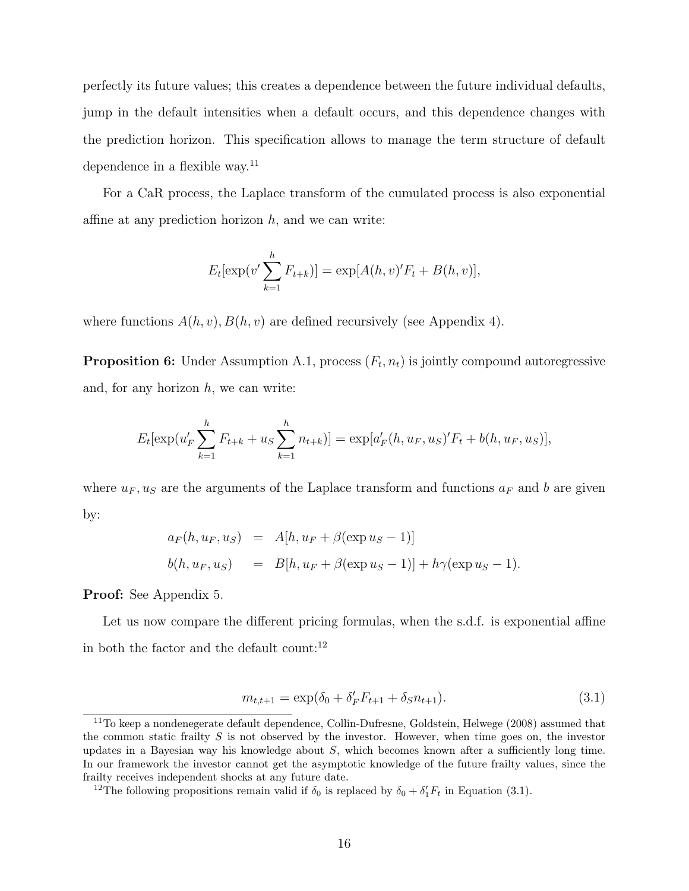perfectly its future values; this creates a dependence between the future individual defaults, jump in the default intensities when a default occurs, and this dependence changes with the prediction horizon. This specification allows to manage the term structure of default dependence in a flexible way.[11]

For a CaR process, the Laplace transform of the cumulated process is also exponential affine at any prediction horizon $h$, and we can write:

$$E_t[\exp(v' \sum_{k=1}^{h} F_{t+k})] = \exp[A(h,v)'F_t + B(h,v)],$$

where functions $A(h,v), B(h,v)$ are defined recursively (see Appendix 4).

**Proposition 6:** Under Assumption A.1, process $(F_t, n_t)$ is jointly compound autoregressive and, for any horizon $h$, we can write:

$$E_t[\exp(u_F' \sum_{k=1}^{h} F_{t+k} + u_S \sum_{k=1}^{h} n_{t+k})] = \exp[a_F'(h, u_F, u_S)'F_t + b(h, u_F, u_S)],$$

where $u_F, u_S$ are the arguments of the Laplace transform and functions $a_F$ and $b$ are given by:

$$\begin{aligned} a_F(h, u_F, u_S) &= A[h, u_F + \beta(\exp u_S - 1)] \\ b(h, u_F, u_S) &= B[h, u_F + \beta(\exp u_S - 1)] + h\gamma(\exp u_S - 1). \end{aligned}$$

**Proof:** See Appendix 5.

Let us now compare the different pricing formulas, when the s.d.f. is exponential affine in both the factor and the default count:[12]

$$m_{t,t+1} = \exp(\delta_0 + \delta_F' F_{t+1} + \delta_S n_{t+1}). \tag{3.1}$$

[11] To keep a nondenegerate default dependence, Collin-Dufresne, Goldstein, Helwege (2008) assumed that the common static frailty $S$ is not observed by the investor. However, when time goes on, the investor updates in a Bayesian way his knowledge about $S$, which becomes known after a sufficiently long time. In our framework the investor cannot get the asymptotic knowledge of the future frailty values, since the frailty receives independent shocks at any future date.

[12] The following propositions remain valid if $\delta_0$ is replaced by $\delta_0 + \delta_1' F_t$ in Equation (3.1).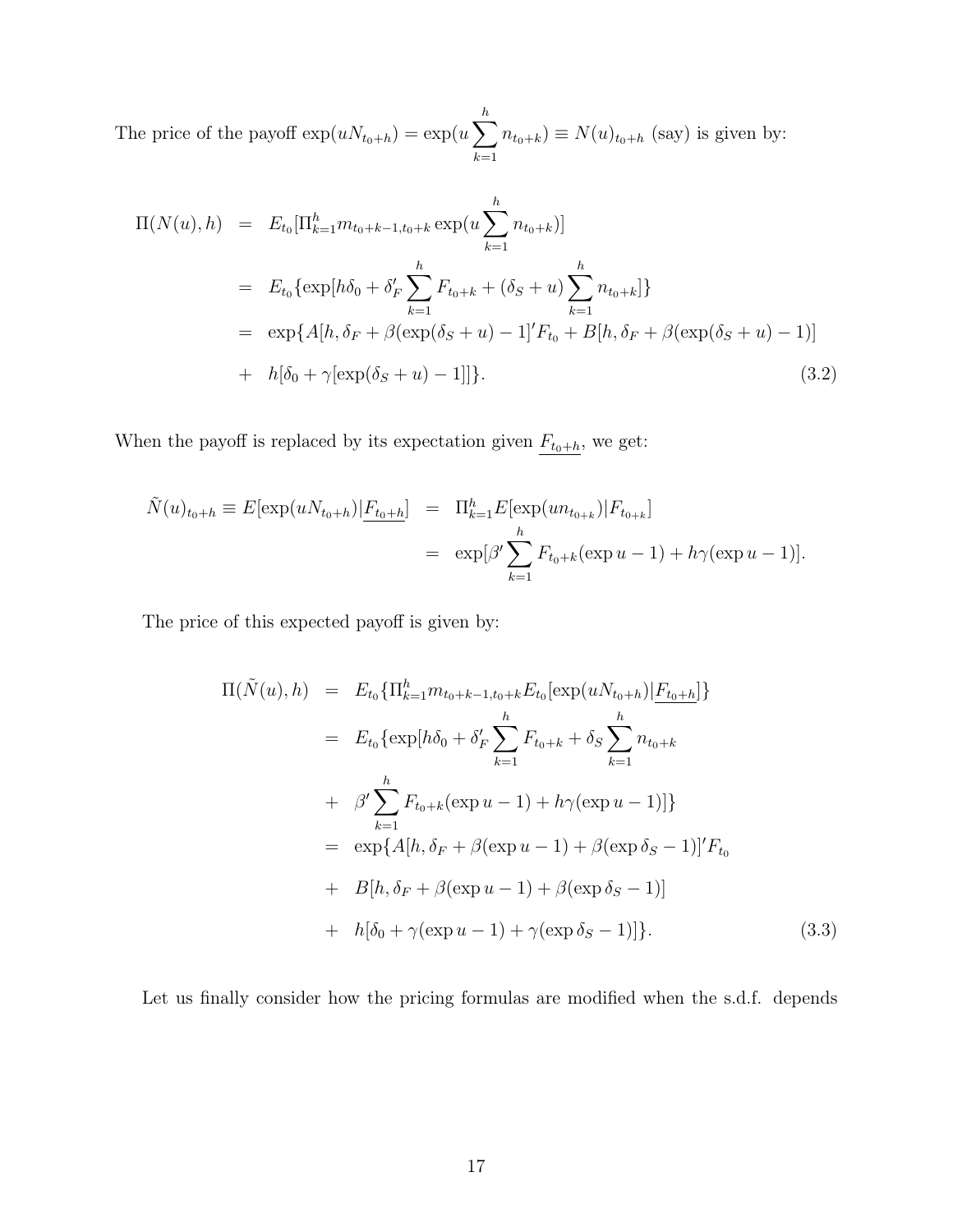The price of the payoff $\exp(uN_{t_0+h}) = \exp(u\sum_{k=1}^{h} n_{t_0+k}) \equiv N(u)_{t_0+h}$ (say) is given by:

$$
\begin{aligned}
\Pi(N(u), h) &= E_{t_0}[\Pi_{k=1}^{h} m_{t_0+k-1,t_0+k} \exp(u\sum_{k=1}^{h} n_{t_0+k})] \\
&= E_{t_0}\{\exp[h\delta_0 + \delta_F' \sum_{k=1}^{h} F_{t_0+k} + (\delta_S + u)\sum_{k=1}^{h} n_{t_0+k}]\} \\
&= \exp\{A[h, \delta_F + \beta(\exp(\delta_S + u) - 1]' F_{t_0} + B[h, \delta_F + \beta(\exp(\delta_S + u) - 1)] \\
&+ \ h[\delta_0 + \gamma[\exp(\delta_S + u) - 1]]\}. \qquad (3.2)
\end{aligned}
$$

When the payoff is replaced by its expectation given $\underline{F_{t_0+h}}$, we get:

$$
\begin{aligned}
\tilde{N}(u)_{t_0+h} \equiv E[\exp(uN_{t_0+h})|\underline{F_{t_0+h}}] &= \Pi_{k=1}^{h} E[\exp(un_{t_{0+k}})|F_{t_{0+k}}] \\
&= \exp[\beta' \sum_{k=1}^{h} F_{t_0+k}(\exp u - 1) + h\gamma(\exp u - 1)].
\end{aligned}
$$

The price of this expected payoff is given by:

$$
\begin{aligned}
\Pi(\tilde{N}(u), h) &= E_{t_0}\{\Pi_{k=1}^{h} m_{t_0+k-1,t_0+k} E_{t_0}[\exp(uN_{t_0+h})|\underline{F_{t_0+h}}]\} \\
&= E_{t_0}\{\exp[h\delta_0 + \delta_F' \sum_{k=1}^{h} F_{t_0+k} + \delta_S \sum_{k=1}^{h} n_{t_0+k} \\
&+ \ \beta' \sum_{k=1}^{h} F_{t_0+k}(\exp u - 1) + h\gamma(\exp u - 1)]\} \\
&= \exp\{A[h, \delta_F + \beta(\exp u - 1) + \beta(\exp \delta_S - 1)]' F_{t_0} \\
&+ \ B[h, \delta_F + \beta(\exp u - 1) + \beta(\exp \delta_S - 1)] \\
&+ \ h[\delta_0 + \gamma(\exp u - 1) + \gamma(\exp \delta_S - 1)]\}. \qquad (3.3)
\end{aligned}
$$

Let us finally consider how the pricing formulas are modified when the s.d.f. depends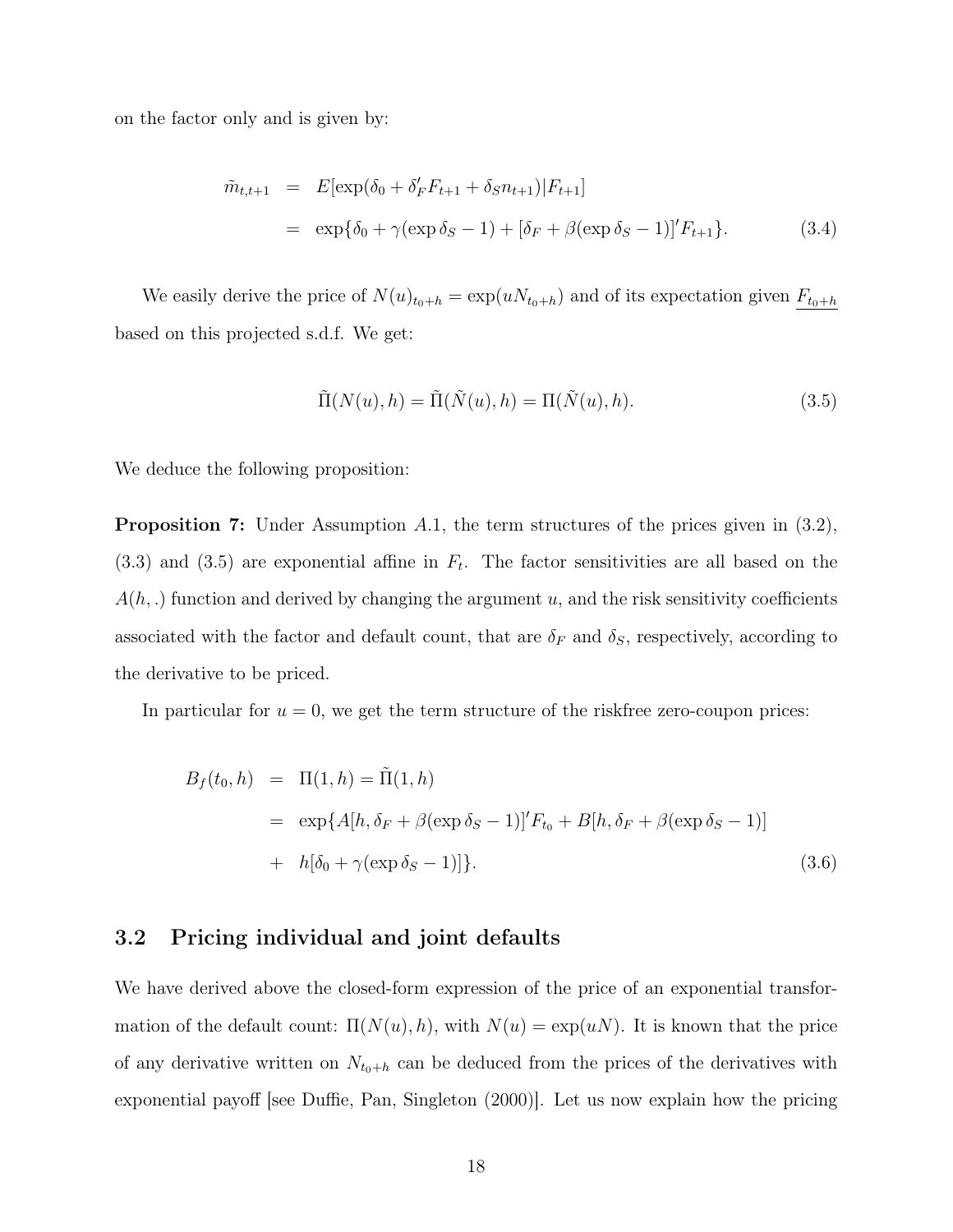on the factor only and is given by:

$$
\begin{aligned}
\tilde{m}_{t,t+1} &= E[\exp(\delta_0 + \delta_F' F_{t+1} + \delta_S n_{t+1}) | F_{t+1}] \\
&= \exp\{\delta_0 + \gamma(\exp \delta_S - 1) + [\delta_F + \beta(\exp \delta_S - 1)]' F_{t+1}\}.
\end{aligned} \tag{3.4}
$$

We easily derive the price of $N(u)_{t_0+h} = \exp(uN_{t_0+h})$ and of its expectation given $\underline{F_{t_0+h}}$ based on this projected s.d.f. We get:

$$
\tilde{\Pi}(N(u), h) = \tilde{\Pi}(\tilde{N}(u), h) = \Pi(\tilde{N}(u), h). \tag{3.5}
$$

We deduce the following proposition:

**Proposition 7:** Under Assumption $A.1$, the term structures of the prices given in (3.2), (3.3) and (3.5) are exponential affine in $F_t$. The factor sensitivities are all based on the $A(h, .)$ function and derived by changing the argument $u$, and the risk sensitivity coefficients associated with the factor and default count, that are $\delta_F$ and $\delta_S$, respectively, according to the derivative to be priced.

In particular for $u = 0$, we get the term structure of the riskfree zero-coupon prices:

$$
\begin{aligned}
B_f(t_0, h) &= \Pi(1, h) = \tilde{\Pi}(1, h) \\
&= \exp\{A[h, \delta_F + \beta(\exp \delta_S - 1)]' F_{t_0} + B[h, \delta_F + \beta(\exp \delta_S - 1)] \\
&+ h[\delta_0 + \gamma(\exp \delta_S - 1)]\}.
\end{aligned} \tag{3.6}
$$

## 3.2 Pricing individual and joint defaults

We have derived above the closed-form expression of the price of an exponential transformation of the default count: $\Pi(N(u), h)$, with $N(u) = \exp(uN)$. It is known that the price of any derivative written on $N_{t_0+h}$ can be deduced from the prices of the derivatives with exponential payoff [see Duffie, Pan, Singleton (2000)]. Let us now explain how the pricing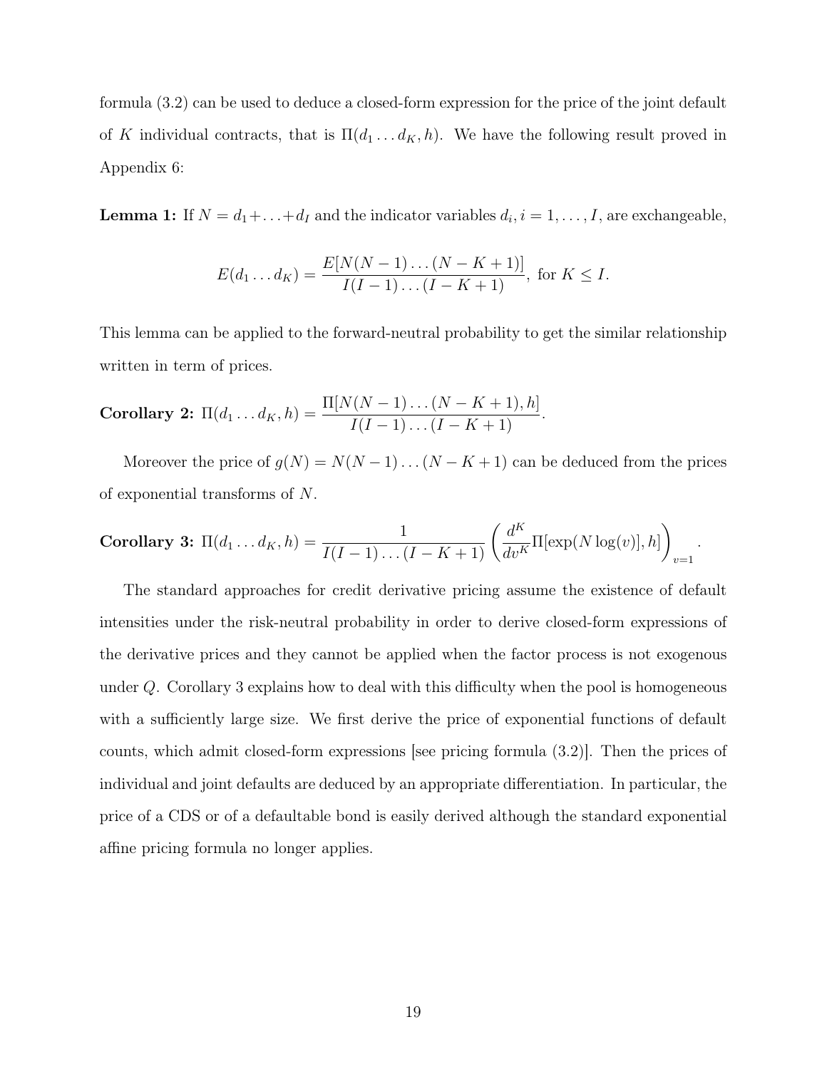formula (3.2) can be used to deduce a closed-form expression for the price of the joint default of $K$ individual contracts, that is $\Pi(d_1 \dots d_K, h)$. We have the following result proved in Appendix 6:

**Lemma 1:** If $N = d_1 + \dots + d_I$ and the indicator variables $d_i, i = 1, \dots, I$, are exchangeable,

$$E(d_1 \dots d_K) = \frac{E[N(N-1)\dots(N-K+1)]}{I(I-1)\dots(I-K+1)}, \text{ for } K \leq I.$$

This lemma can be applied to the forward-neutral probability to get the similar relationship written in term of prices.

**Corollary 2:** $\Pi(d_1 \dots d_K, h) = \dfrac{\Pi[N(N-1)\dots(N-K+1), h]}{I(I-1)\dots(I-K+1)}$.

Moreover the price of $g(N) = N(N-1)\dots(N-K+1)$ can be deduced from the prices of exponential transforms of $N$.

**Corollary 3:** $\Pi(d_1 \dots d_K, h) = \dfrac{1}{I(I-1)\dots(I-K+1)} \left( \dfrac{d^K}{dv^K} \Pi[\exp(N \log(v)), h] \right)_{v=1}$.

The standard approaches for credit derivative pricing assume the existence of default intensities under the risk-neutral probability in order to derive closed-form expressions of the derivative prices and they cannot be applied when the factor process is not exogenous under $Q$. Corollary 3 explains how to deal with this difficulty when the pool is homogeneous with a sufficiently large size. We first derive the price of exponential functions of default counts, which admit closed-form expressions [see pricing formula (3.2)]. Then the prices of individual and joint defaults are deduced by an appropriate differentiation. In particular, the price of a CDS or of a defaultable bond is easily derived although the standard exponential affine pricing formula no longer applies.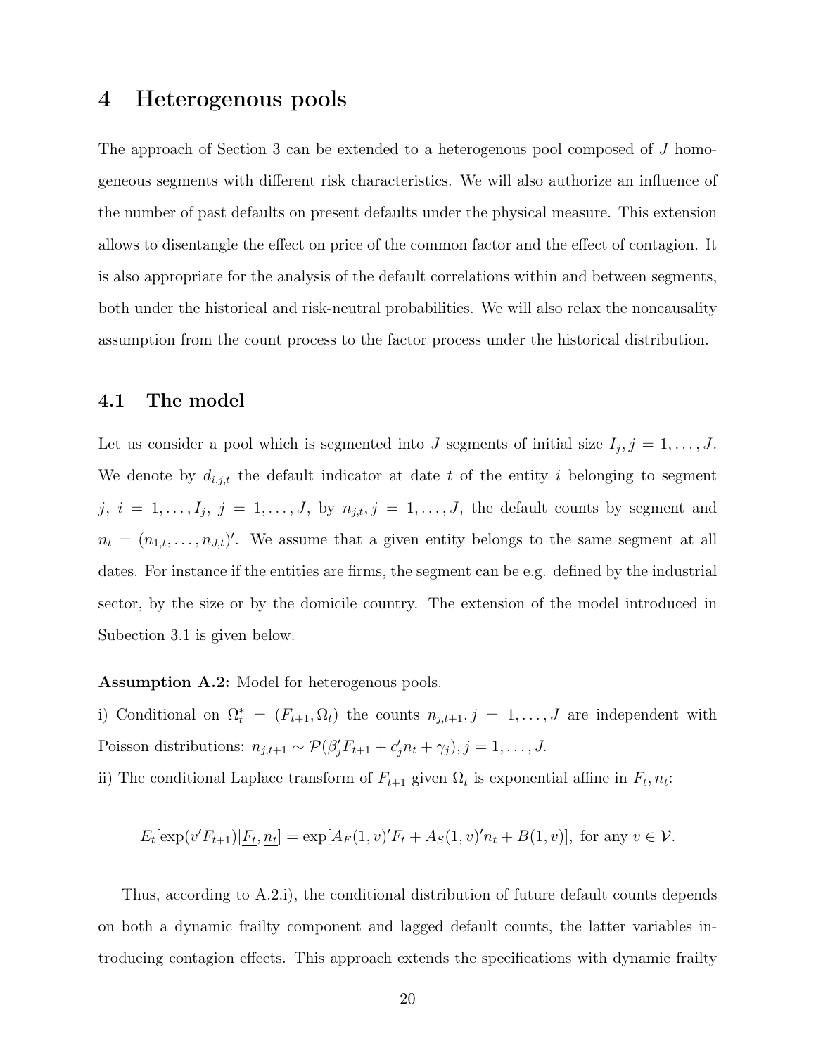# 4 Heterogenous pools

The approach of Section 3 can be extended to a heterogenous pool composed of $J$ homogeneous segments with different risk characteristics. We will also authorize an influence of the number of past defaults on present defaults under the physical measure. This extension allows to disentangle the effect on price of the common factor and the effect of contagion. It is also appropriate for the analysis of the default correlations within and between segments, both under the historical and risk-neutral probabilities. We will also relax the noncausality assumption from the count process to the factor process under the historical distribution.

## 4.1 The model

Let us consider a pool which is segmented into $J$ segments of initial size $I_j, j = 1, \ldots, J$. We denote by $d_{i,j,t}$ the default indicator at date $t$ of the entity $i$ belonging to segment $j$, $i = 1, \ldots, I_j$, $j = 1, \ldots, J$, by $n_{j,t}, j = 1, \ldots, J$, the default counts by segment and $n_t = (n_{1,t}, \ldots, n_{J,t})'$. We assume that a given entity belongs to the same segment at all dates. For instance if the entities are firms, the segment can be e.g. defined by the industrial sector, by the size or by the domicile country. The extension of the model introduced in Subection 3.1 is given below.

**Assumption A.2:** Model for heterogenous pools.

i) Conditional on $\Omega_t^* = (F_{t+1}, \Omega_t)$ the counts $n_{j,t+1}, j = 1, \ldots, J$ are independent with Poisson distributions: $n_{j,t+1} \sim \mathcal{P}(\beta_j' F_{t+1} + c_j' n_t + \gamma_j), j = 1, \ldots, J$.

ii) The conditional Laplace transform of $F_{t+1}$ given $\Omega_t$ is exponential affine in $F_t, n_t$:

$$E_t[\exp(v' F_{t+1}) | \underline{F_t}, \underline{n_t}] = \exp[A_F(1, v)' F_t + A_S(1, v)' n_t + B(1, v)], \text{ for any } v \in \mathcal{V}.$$

Thus, according to A.2.i), the conditional distribution of future default counts depends on both a dynamic frailty component and lagged default counts, the latter variables introducing contagion effects. This approach extends the specifications with dynamic frailty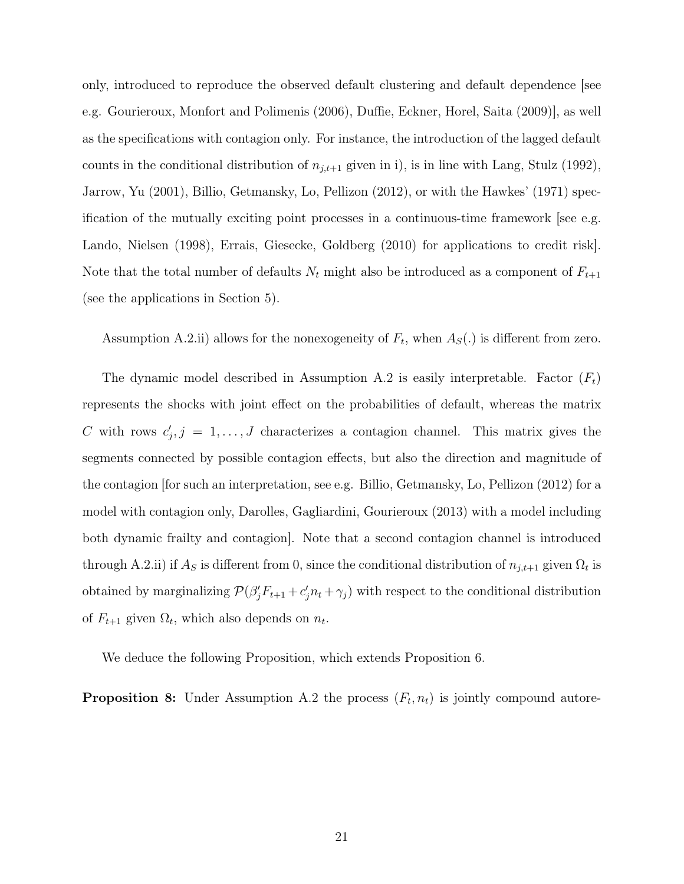only, introduced to reproduce the observed default clustering and default dependence [see e.g. Gourieroux, Monfort and Polimenis (2006), Duffie, Eckner, Horel, Saita (2009)], as well as the specifications with contagion only. For instance, the introduction of the lagged default counts in the conditional distribution of $n_{j,t+1}$ given in i), is in line with Lang, Stulz (1992), Jarrow, Yu (2001), Billio, Getmansky, Lo, Pellizon (2012), or with the Hawkes' (1971) specification of the mutually exciting point processes in a continuous-time framework [see e.g. Lando, Nielsen (1998), Errais, Giesecke, Goldberg (2010) for applications to credit risk]. Note that the total number of defaults $N_t$ might also be introduced as a component of $F_{t+1}$ (see the applications in Section 5).

Assumption A.2.ii) allows for the nonexogeneity of $F_t$, when $A_S(.)$ is different from zero.

The dynamic model described in Assumption A.2 is easily interpretable. Factor $(F_t)$ represents the shocks with joint effect on the probabilities of default, whereas the matrix $C$ with rows $c_j', j = 1, \ldots, J$ characterizes a contagion channel. This matrix gives the segments connected by possible contagion effects, but also the direction and magnitude of the contagion [for such an interpretation, see e.g. Billio, Getmansky, Lo, Pellizon (2012) for a model with contagion only, Darolles, Gagliardini, Gourieroux (2013) with a model including both dynamic frailty and contagion]. Note that a second contagion channel is introduced through A.2.ii) if $A_S$ is different from 0, since the conditional distribution of $n_{j,t+1}$ given $\Omega_t$ is obtained by marginalizing $\mathcal{P}(\beta_j' F_{t+1} + c_j' n_t + \gamma_j)$ with respect to the conditional distribution of $F_{t+1}$ given $\Omega_t$, which also depends on $n_t$.

We deduce the following Proposition, which extends Proposition 6.

**Proposition 8:** Under Assumption A.2 the process $(F_t, n_t)$ is jointly compound autore-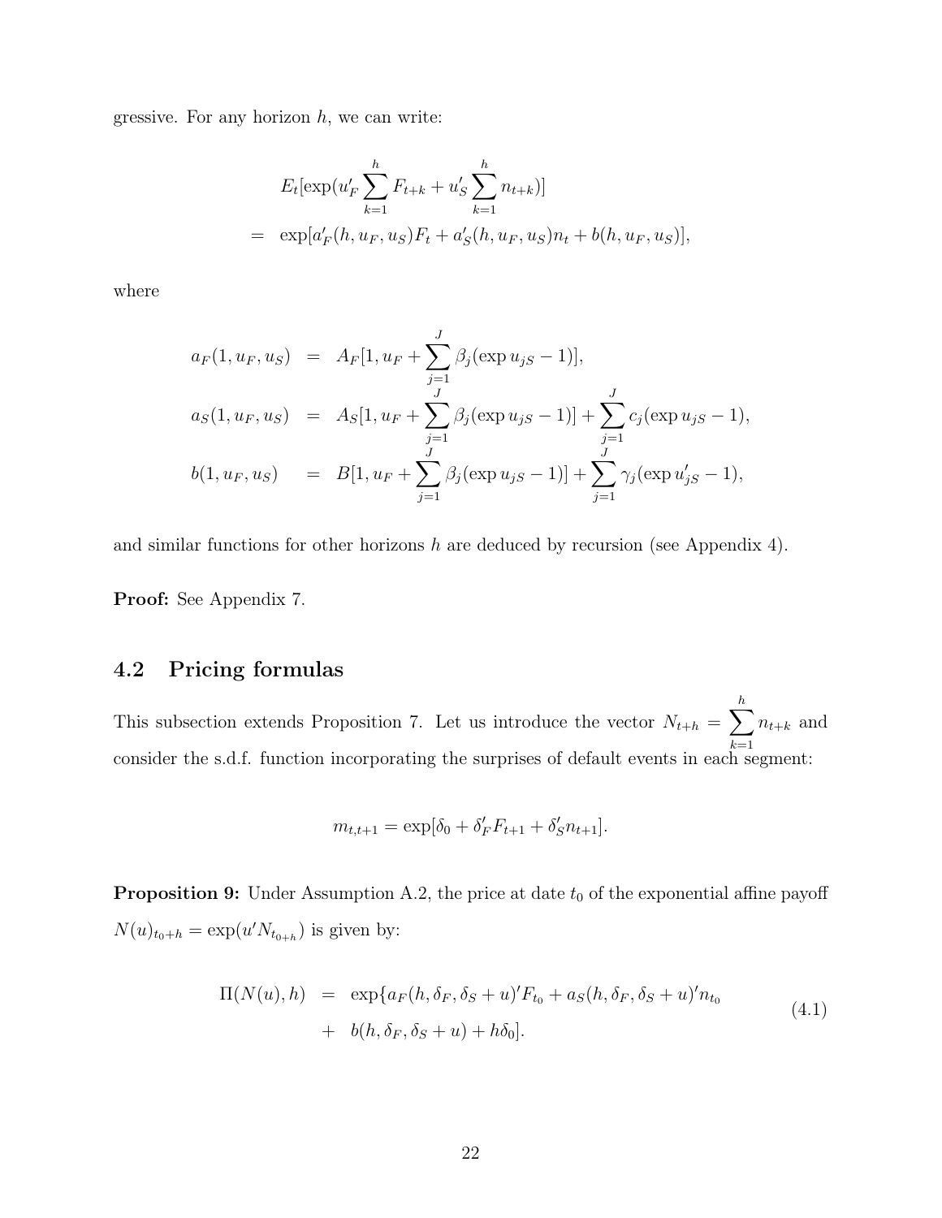gressive. For any horizon $h$, we can write:

$$
\begin{aligned}
& E_t[\exp(u_F' \sum_{k=1}^{h} F_{t+k} + u_S' \sum_{k=1}^{h} n_{t+k})] \\
= \; & \exp[a_F'(h, u_F, u_S) F_t + a_S'(h, u_F, u_S) n_t + b(h, u_F, u_S)],
\end{aligned}
$$

where

$$
\begin{aligned}
a_F(1, u_F, u_S) &= A_F[1, u_F + \sum_{j=1}^{J} \beta_j (\exp u_{jS} - 1)], \\
a_S(1, u_F, u_S) &= A_S[1, u_F + \sum_{j=1}^{J} \beta_j (\exp u_{jS} - 1)] + \sum_{j=1}^{J} c_j (\exp u_{jS} - 1), \\
b(1, u_F, u_S) &= B[1, u_F + \sum_{j=1}^{J} \beta_j (\exp u_{jS} - 1)] + \sum_{j=1}^{J} \gamma_j (\exp u_{jS}' - 1),
\end{aligned}
$$

and similar functions for other horizons $h$ are deduced by recursion (see Appendix 4).

**Proof:** See Appendix 7.

## 4.2 Pricing formulas

This subsection extends Proposition 7. Let us introduce the vector $N_{t+h} = \sum_{k=1}^{h} n_{t+k}$ and consider the s.d.f. function incorporating the surprises of default events in each segment:

$$
m_{t,t+1} = \exp[\delta_0 + \delta_F' F_{t+1} + \delta_S' n_{t+1}].
$$

**Proposition 9:** Under Assumption A.2, the price at date $t_0$ of the exponential affine payoff $N(u)_{t_0+h} = \exp(u' N_{t_{0+h}})$ is given by:

$$
\begin{aligned}
\Pi(N(u), h) &= \exp\{a_F(h, \delta_F, \delta_S + u)' F_{t_0} + a_S(h, \delta_F, \delta_S + u)' n_{t_0} \\
&\quad + \; b(h, \delta_F, \delta_S + u) + h\delta_0].
\end{aligned} \tag{4.1}
$$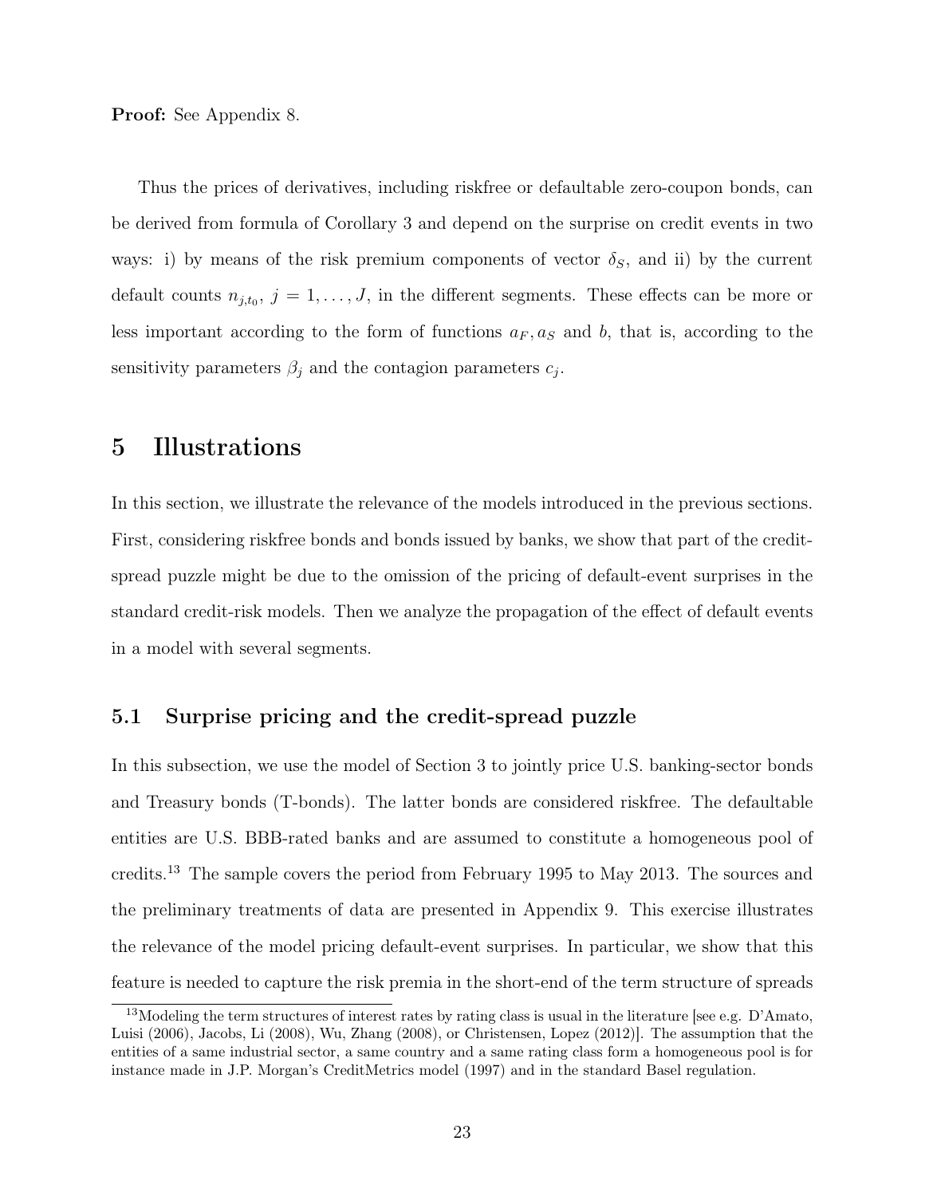**Proof:** See Appendix 8.

Thus the prices of derivatives, including riskfree or defaultable zero-coupon bonds, can be derived from formula of Corollary 3 and depend on the surprise on credit events in two ways: i) by means of the risk premium components of vector $\delta_S$, and ii) by the current default counts $n_{j,t_0}$, $j = 1, \ldots, J$, in the different segments. These effects can be more or less important according to the form of functions $a_F, a_S$ and $b$, that is, according to the sensitivity parameters $\beta_j$ and the contagion parameters $c_j$.

# 5 Illustrations

In this section, we illustrate the relevance of the models introduced in the previous sections. First, considering riskfree bonds and bonds issued by banks, we show that part of the credit-spread puzzle might be due to the omission of the pricing of default-event surprises in the standard credit-risk models. Then we analyze the propagation of the effect of default events in a model with several segments.

## 5.1 Surprise pricing and the credit-spread puzzle

In this subsection, we use the model of Section 3 to jointly price U.S. banking-sector bonds and Treasury bonds (T-bonds). The latter bonds are considered riskfree. The defaultable entities are U.S. BBB-rated banks and are assumed to constitute a homogeneous pool of credits.[13] The sample covers the period from February 1995 to May 2013. The sources and the preliminary treatments of data are presented in Appendix 9. This exercise illustrates the relevance of the model pricing default-event surprises. In particular, we show that this feature is needed to capture the risk premia in the short-end of the term structure of spreads

[13] Modeling the term structures of interest rates by rating class is usual in the literature [see e.g. D'Amato, Luisi (2006), Jacobs, Li (2008), Wu, Zhang (2008), or Christensen, Lopez (2012)]. The assumption that the entities of a same industrial sector, a same country and a same rating class form a homogeneous pool is for instance made in J.P. Morgan's CreditMetrics model (1997) and in the standard Basel regulation.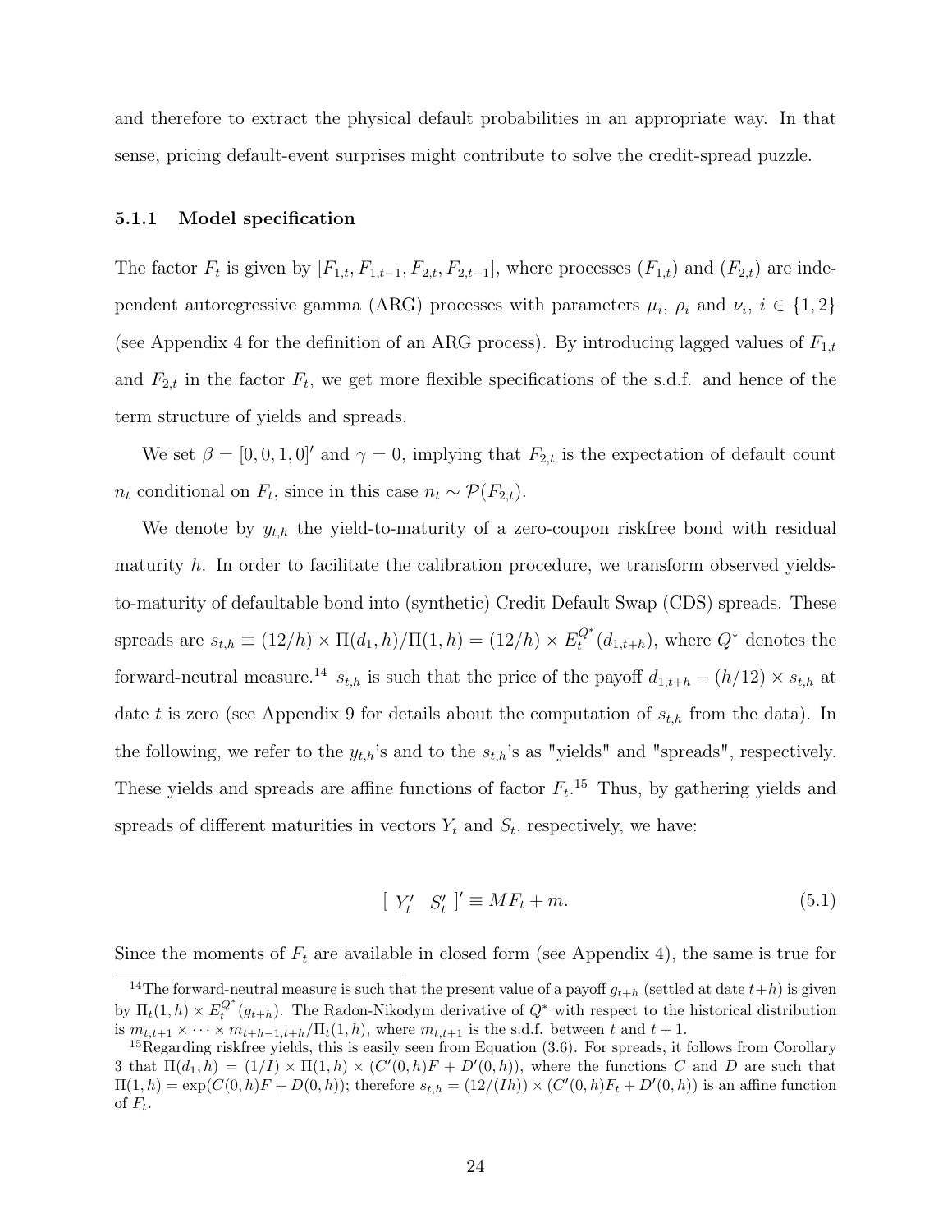and therefore to extract the physical default probabilities in an appropriate way. In that sense, pricing default-event surprises might contribute to solve the credit-spread puzzle.

### 5.1.1 Model specification

The factor $F_t$ is given by $[F_{1,t}, F_{1,t-1}, F_{2,t}, F_{2,t-1}]$, where processes $(F_{1,t})$ and $(F_{2,t})$ are independent autoregressive gamma (ARG) processes with parameters $\mu_i$, $\rho_i$ and $\nu_i$, $i \in \{1, 2\}$ (see Appendix 4 for the definition of an ARG process). By introducing lagged values of $F_{1,t}$ and $F_{2,t}$ in the factor $F_t$, we get more flexible specifications of the s.d.f. and hence of the term structure of yields and spreads.

We set $\beta = [0, 0, 1, 0]'$ and $\gamma = 0$, implying that $F_{2,t}$ is the expectation of default count $n_t$ conditional on $F_t$, since in this case $n_t \sim \mathcal{P}(F_{2,t})$.

We denote by $y_{t,h}$ the yield-to-maturity of a zero-coupon riskfree bond with residual maturity $h$. In order to facilitate the calibration procedure, we transform observed yields-to-maturity of defaultable bond into (synthetic) Credit Default Swap (CDS) spreads. These spreads are $s_{t,h} \equiv (12/h) \times \Pi(d_1, h)/\Pi(1, h) = (12/h) \times E_t^{Q^*}(d_{1,t+h})$, where $Q^*$ denotes the forward-neutral measure.[14] $s_{t,h}$ is such that the price of the payoff $d_{1,t+h} - (h/12) \times s_{t,h}$ at date $t$ is zero (see Appendix 9 for details about the computation of $s_{t,h}$ from the data). In the following, we refer to the $y_{t,h}$'s and to the $s_{t,h}$'s as "yields" and "spreads", respectively. These yields and spreads are affine functions of factor $F_t$.[15] Thus, by gathering yields and spreads of different maturities in vectors $Y_t$ and $S_t$, respectively, we have:

$$[\ Y_t' \quad S_t'\ ]' \equiv M F_t + m. \tag{5.1}$$

Since the moments of $F_t$ are available in closed form (see Appendix 4), the same is true for

---

[14] The forward-neutral measure is such that the present value of a payoff $g_{t+h}$ (settled at date $t+h$) is given by $\Pi_t(1, h) \times E_t^{Q^*}(g_{t+h})$. The Radon-Nikodym derivative of $Q^*$ with respect to the historical distribution is $m_{t,t+1} \times \cdots \times m_{t+h-1,t+h}/\Pi_t(1, h)$, where $m_{t,t+1}$ is the s.d.f. between $t$ and $t+1$.

[15] Regarding riskfree yields, this is easily seen from Equation (3.6). For spreads, it follows from Corollary 3 that $\Pi(d_1, h) = (1/I) \times \Pi(1, h) \times (C'(0, h)F + D'(0, h))$, where the functions $C$ and $D$ are such that $\Pi(1, h) = \exp(C(0, h)F + D(0, h))$; therefore $s_{t,h} = (12/(Ih)) \times (C'(0, h)F_t + D'(0, h))$ is an affine function of $F_t$.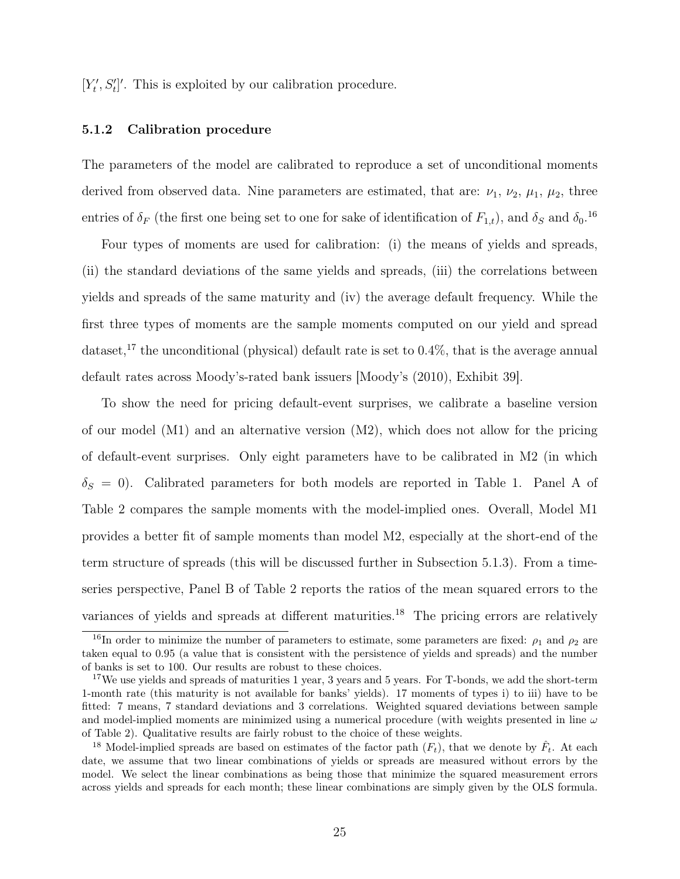$[Y_t', S_t']'$. This is exploited by our calibration procedure.

### 5.1.2 Calibration procedure

The parameters of the model are calibrated to reproduce a set of unconditional moments derived from observed data. Nine parameters are estimated, that are: $\nu_1$, $\nu_2$, $\mu_1$, $\mu_2$, three entries of $\delta_F$ (the first one being set to one for sake of identification of $F_{1,t}$), and $\delta_S$ and $\delta_0$.[16]

Four types of moments are used for calibration: (i) the means of yields and spreads, (ii) the standard deviations of the same yields and spreads, (iii) the correlations between yields and spreads of the same maturity and (iv) the average default frequency. While the first three types of moments are the sample moments computed on our yield and spread dataset,[17] the unconditional (physical) default rate is set to 0.4%, that is the average annual default rates across Moody's-rated bank issuers [Moody's (2010), Exhibit 39].

To show the need for pricing default-event surprises, we calibrate a baseline version of our model (M1) and an alternative version (M2), which does not allow for the pricing of default-event surprises. Only eight parameters have to be calibrated in M2 (in which $\delta_S = 0$). Calibrated parameters for both models are reported in Table 1. Panel A of Table 2 compares the sample moments with the model-implied ones. Overall, Model M1 provides a better fit of sample moments than model M2, especially at the short-end of the term structure of spreads (this will be discussed further in Subsection 5.1.3). From a time-series perspective, Panel B of Table 2 reports the ratios of the mean squared errors to the variances of yields and spreads at different maturities.[18] The pricing errors are relatively

[16] In order to minimize the number of parameters to estimate, some parameters are fixed: $\rho_1$ and $\rho_2$ are taken equal to 0.95 (a value that is consistent with the persistence of yields and spreads) and the number of banks is set to 100. Our results are robust to these choices.

[17] We use yields and spreads of maturities 1 year, 3 years and 5 years. For T-bonds, we add the short-term 1-month rate (this maturity is not available for banks' yields). 17 moments of types i) to iii) have to be fitted: 7 means, 7 standard deviations and 3 correlations. Weighted squared deviations between sample and model-implied moments are minimized using a numerical procedure (with weights presented in line $\omega$ of Table 2). Qualitative results are fairly robust to the choice of these weights.

[18] Model-implied spreads are based on estimates of the factor path ($F_t$), that we denote by $\hat{F}_t$. At each date, we assume that two linear combinations of yields or spreads are measured without errors by the model. We select the linear combinations as being those that minimize the squared measurement errors across yields and spreads for each month; these linear combinations are simply given by the OLS formula.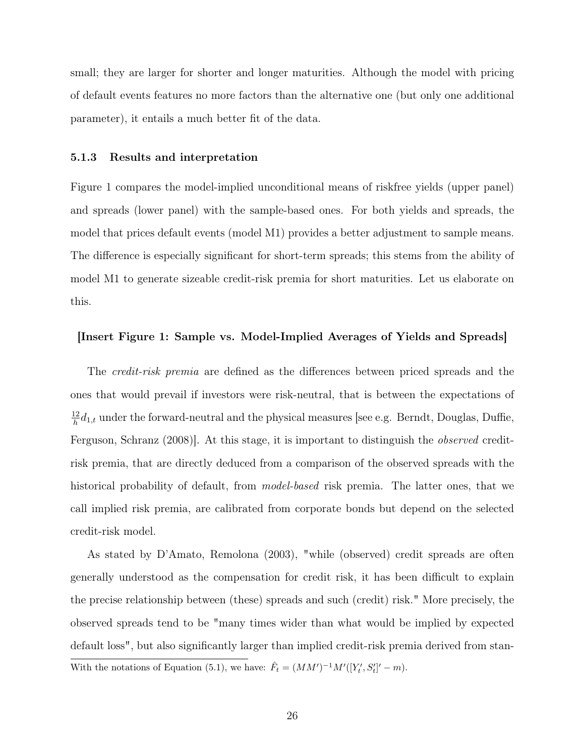small; they are larger for shorter and longer maturities. Although the model with pricing of default events features no more factors than the alternative one (but only one additional parameter), it entails a much better fit of the data.

### 5.1.3 Results and interpretation

Figure 1 compares the model-implied unconditional means of riskfree yields (upper panel) and spreads (lower panel) with the sample-based ones. For both yields and spreads, the model that prices default events (model M1) provides a better adjustment to sample means. The difference is especially significant for short-term spreads; this stems from the ability of model M1 to generate sizeable credit-risk premia for short maturities. Let us elaborate on this.

**[Insert Figure 1: Sample vs. Model-Implied Averages of Yields and Spreads]**

The *credit-risk premia* are defined as the differences between priced spreads and the ones that would prevail if investors were risk-neutral, that is between the expectations of $\frac{12}{h}d_{1,t}$ under the forward-neutral and the physical measures [see e.g. Berndt, Douglas, Duffie, Ferguson, Schranz (2008)]. At this stage, it is important to distinguish the *observed* credit-risk premia, that are directly deduced from a comparison of the observed spreads with the historical probability of default, from *model-based* risk premia. The latter ones, that we call implied risk premia, are calibrated from corporate bonds but depend on the selected credit-risk model.

As stated by D'Amato, Remolona (2003), "while (observed) credit spreads are often generally understood as the compensation for credit risk, it has been difficult to explain the precise relationship between (these) spreads and such (credit) risk." More precisely, the observed spreads tend to be "many times wider than what would be implied by expected default loss", but also significantly larger than implied credit-risk premia derived from stan-

With the notations of Equation (5.1), we have: $\hat{F}_t = (MM')^{-1}M'([Y_t', S_t']' - m)$.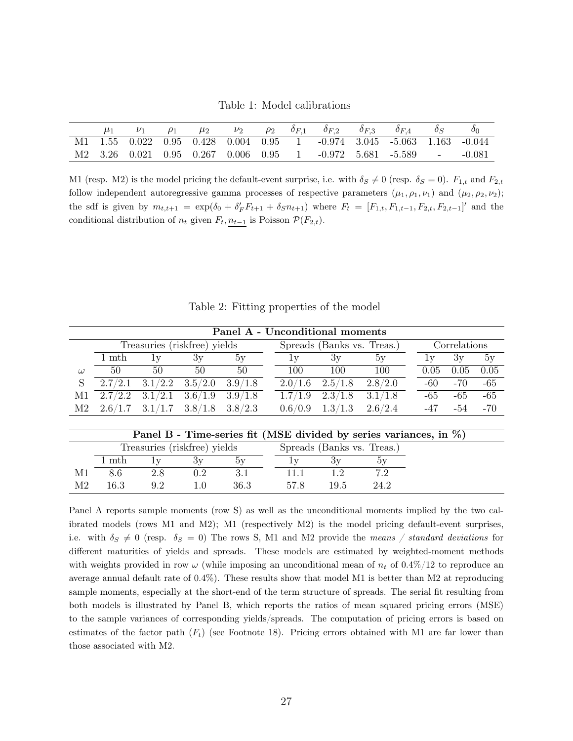Table 1: Model calibrations

| | $\mu_1$ | $\nu_1$ | $\rho_1$ | $\mu_2$ | $\nu_2$ | $\rho_2$ | $\delta_{F,1}$ | $\delta_{F,2}$ | $\delta_{F,3}$ | $\delta_{F,4}$ | $\delta_S$ | $\delta_0$ |
|---|---|---|---|---|---|---|---|---|---|---|---|---|
| M1 | 1.55 | 0.022 | 0.95 | 0.428 | 0.004 | 0.95 | 1 | -0.974 | 3.045 | -5.063 | 1.163 | -0.044 |
| M2 | 3.26 | 0.021 | 0.95 | 0.267 | 0.006 | 0.95 | 1 | -0.972 | 5.681 | -5.589 | - | -0.081 |

M1 (resp. M2) is the model pricing the default-event surprise, i.e. with $\delta_S \neq 0$ (resp. $\delta_S = 0$). $F_{1,t}$ and $F_{2,t}$ follow independent autoregressive gamma processes of respective parameters $(\mu_1, \rho_1, \nu_1)$ and $(\mu_2, \rho_2, \nu_2)$; the sdf is given by $m_{t,t+1} = \exp(\delta_0 + \delta_F' F_{t+1} + \delta_S n_{t+1})$ where $F_t = [F_{1,t}, F_{1,t-1}, F_{2,t}, F_{2,t-1}]'$ and the conditional distribution of $n_t$ given $\underline{F_t}, \underline{n_{t-1}}$ is Poisson $\mathcal{P}(F_{2,t})$.

Table 2: Fitting properties of the model

**Panel A - Unconditional moments**

| | Treasuries (riskfree) yields | | | | Spreads (Banks vs. Treas.) | | | Correlations | | |
|---|---|---|---|---|---|---|---|---|---|---|
| | 1 mth | 1y | 3y | 5y | 1y | 3y | 5y | 1y | 3y | 5y |
| $\omega$ | 50 | 50 | 50 | 50 | 100 | 100 | 100 | 0.05 | 0.05 | 0.05 |
| S | 2.7/2.1 | 3.1/2.2 | 3.5/2.0 | 3.9/1.8 | 2.0/1.6 | 2.5/1.8 | 2.8/2.0 | -60 | -70 | -65 |
| M1 | 2.7/2.2 | 3.1/2.1 | 3.6/1.9 | 3.9/1.8 | 1.7/1.9 | 2.3/1.8 | 3.1/1.8 | -65 | -65 | -65 |
| M2 | 2.6/1.7 | 3.1/1.7 | 3.8/1.8 | 3.8/2.3 | 0.6/0.9 | 1.3/1.3 | 2.6/2.4 | -47 | -54 | -70 |

**Panel B - Time-series fit (MSE divided by series variances, in %)**

| | Treasuries (riskfree) yields | | | | Spreads (Banks vs. Treas.) | | |
|---|---|---|---|---|---|---|---|
| | 1 mth | 1y | 3y | 5y | 1y | 3y | 5y |
| M1 | 8.6 | 2.8 | 0.2 | 3.1 | 11.1 | 1.2 | 7.2 |
| M2 | 16.3 | 9.2 | 1.0 | 36.3 | 57.8 | 19.5 | 24.2 |

Panel A reports sample moments (row S) as well as the unconditional moments implied by the two calibrated models (rows M1 and M2); M1 (respectively M2) is the model pricing default-event surprises, i.e. with $\delta_S \neq 0$ (resp. $\delta_S = 0$) The rows S, M1 and M2 provide the *means / standard deviations* for different maturities of yields and spreads. These models are estimated by weighted-moment methods with weights provided in row $\omega$ (while imposing an unconditional mean of $n_t$ of 0.4%/12 to reproduce an average annual default rate of 0.4%). These results show that model M1 is better than M2 at reproducing sample moments, especially at the short-end of the term structure of spreads. The serial fit resulting from both models is illustrated by Panel B, which reports the ratios of mean squared pricing errors (MSE) to the sample variances of corresponding yields/spreads. The computation of pricing errors is based on estimates of the factor path ($F_t$) (see Footnote 18). Pricing errors obtained with M1 are far lower than those associated with M2.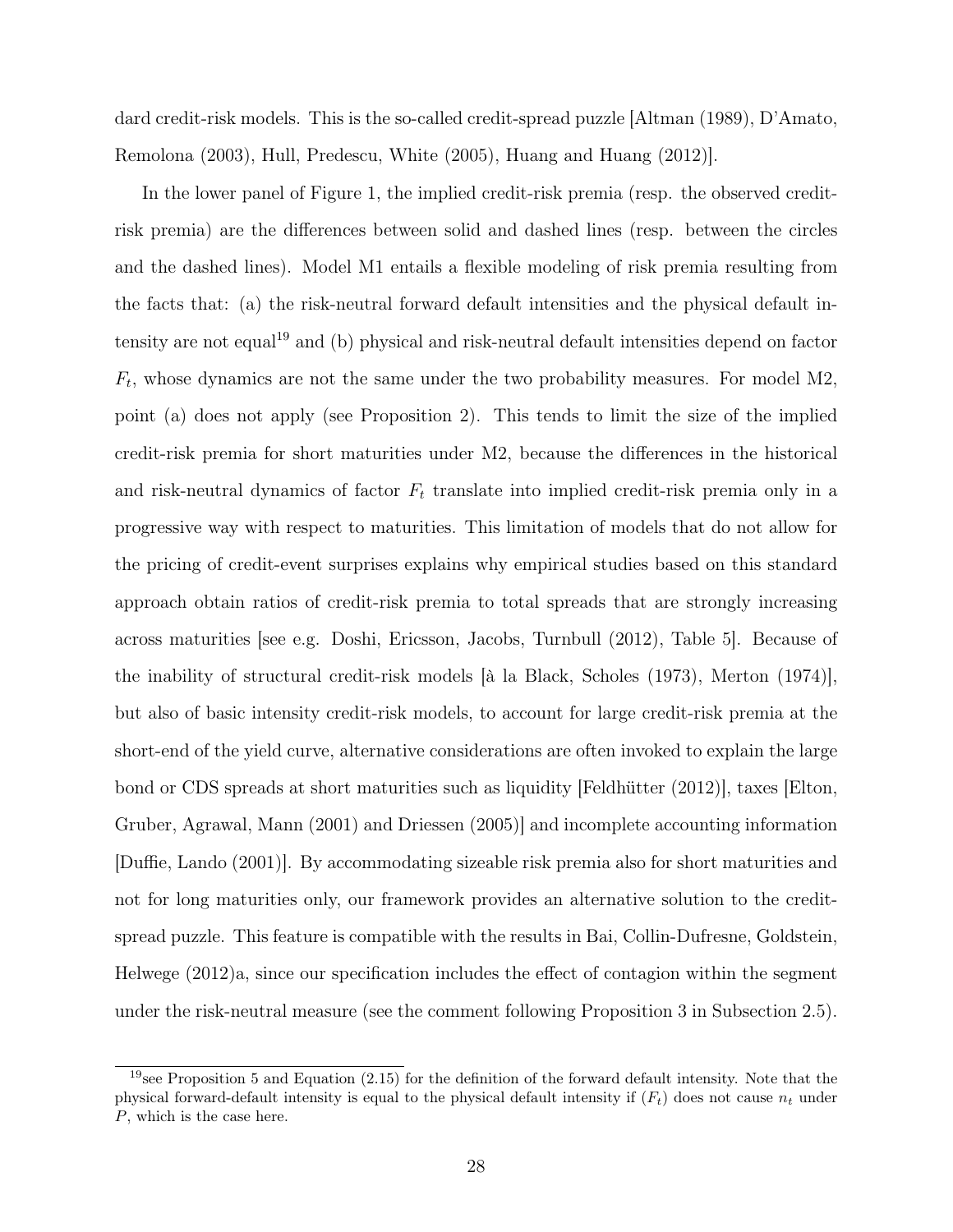dard credit-risk models. This is the so-called credit-spread puzzle [Altman (1989), D'Amato, Remolona (2003), Hull, Predescu, White (2005), Huang and Huang (2012)].

In the lower panel of Figure 1, the implied credit-risk premia (resp. the observed credit-risk premia) are the differences between solid and dashed lines (resp. between the circles and the dashed lines). Model M1 entails a flexible modeling of risk premia resulting from the facts that: (a) the risk-neutral forward default intensities and the physical default intensity are not equal[19] and (b) physical and risk-neutral default intensities depend on factor $F_t$, whose dynamics are not the same under the two probability measures. For model M2, point (a) does not apply (see Proposition 2). This tends to limit the size of the implied credit-risk premia for short maturities under M2, because the differences in the historical and risk-neutral dynamics of factor $F_t$ translate into implied credit-risk premia only in a progressive way with respect to maturities. This limitation of models that do not allow for the pricing of credit-event surprises explains why empirical studies based on this standard approach obtain ratios of credit-risk premia to total spreads that are strongly increasing across maturities [see e.g. Doshi, Ericsson, Jacobs, Turnbull (2012), Table 5]. Because of the inability of structural credit-risk models [à la Black, Scholes (1973), Merton (1974)], but also of basic intensity credit-risk models, to account for large credit-risk premia at the short-end of the yield curve, alternative considerations are often invoked to explain the large bond or CDS spreads at short maturities such as liquidity [Feldhütter (2012)], taxes [Elton, Gruber, Agrawal, Mann (2001) and Driessen (2005)] and incomplete accounting information [Duffie, Lando (2001)]. By accommodating sizeable risk premia also for short maturities and not for long maturities only, our framework provides an alternative solution to the credit-spread puzzle. This feature is compatible with the results in Bai, Collin-Dufresne, Goldstein, Helwege (2012)a, since our specification includes the effect of contagion within the segment under the risk-neutral measure (see the comment following Proposition 3 in Subsection 2.5).

[19] see Proposition 5 and Equation (2.15) for the definition of the forward default intensity. Note that the physical forward-default intensity is equal to the physical default intensity if $(F_t)$ does not cause $n_t$ under $P$, which is the case here.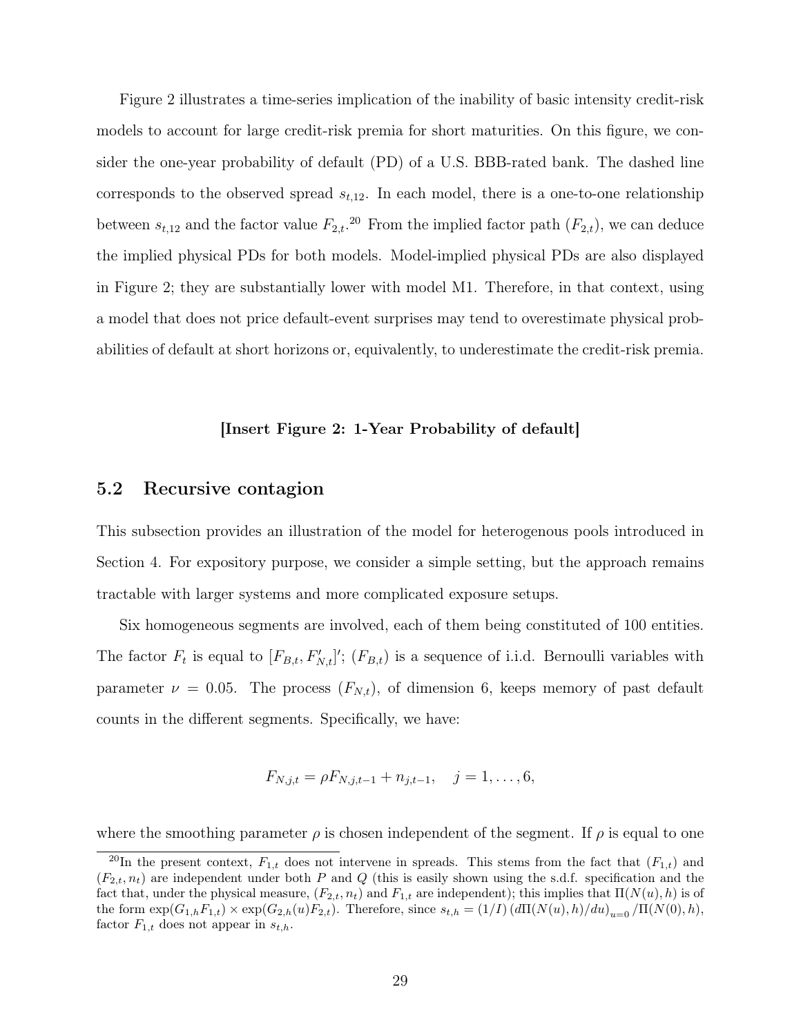Figure 2 illustrates a time-series implication of the inability of basic intensity credit-risk models to account for large credit-risk premia for short maturities. On this figure, we consider the one-year probability of default (PD) of a U.S. BBB-rated bank. The dashed line corresponds to the observed spread $s_{t,12}$. In each model, there is a one-to-one relationship between $s_{t,12}$ and the factor value $F_{2,t}$.[20] From the implied factor path $(F_{2,t})$, we can deduce the implied physical PDs for both models. Model-implied physical PDs are also displayed in Figure 2; they are substantially lower with model M1. Therefore, in that context, using a model that does not price default-event surprises may tend to overestimate physical probabilities of default at short horizons or, equivalently, to underestimate the credit-risk premia.

**[Insert Figure 2: 1-Year Probability of default]**

## 5.2 Recursive contagion

This subsection provides an illustration of the model for heterogenous pools introduced in Section 4. For expository purpose, we consider a simple setting, but the approach remains tractable with larger systems and more complicated exposure setups.

Six homogeneous segments are involved, each of them being constituted of 100 entities. The factor $F_t$ is equal to $[F_{B,t}, F'_{N,t}]'$; $(F_{B,t})$ is a sequence of i.i.d. Bernoulli variables with parameter $\nu = 0.05$. The process $(F_{N,t})$, of dimension 6, keeps memory of past default counts in the different segments. Specifically, we have:

$$F_{N,j,t} = \rho F_{N,j,t-1} + n_{j,t-1}, \quad j = 1, \dots, 6,$$

where the smoothing parameter $\rho$ is chosen independent of the segment. If $\rho$ is equal to one

[20] In the present context, $F_{1,t}$ does not intervene in spreads. This stems from the fact that $(F_{1,t})$ and $(F_{2,t}, n_t)$ are independent under both $P$ and $Q$ (this is easily shown using the s.d.f. specification and the fact that, under the physical measure, $(F_{2,t}, n_t)$ and $F_{1,t}$ are independent); this implies that $\Pi(N(u), h)$ is of the form $\exp(G_{1,h}F_{1,t}) \times \exp(G_{2,h}(u)F_{2,t})$. Therefore, since $s_{t,h} = (1/I)\left(d\Pi(N(u), h)/du\right)_{u=0} / \Pi(N(0), h)$, factor $F_{1,t}$ does not appear in $s_{t,h}$.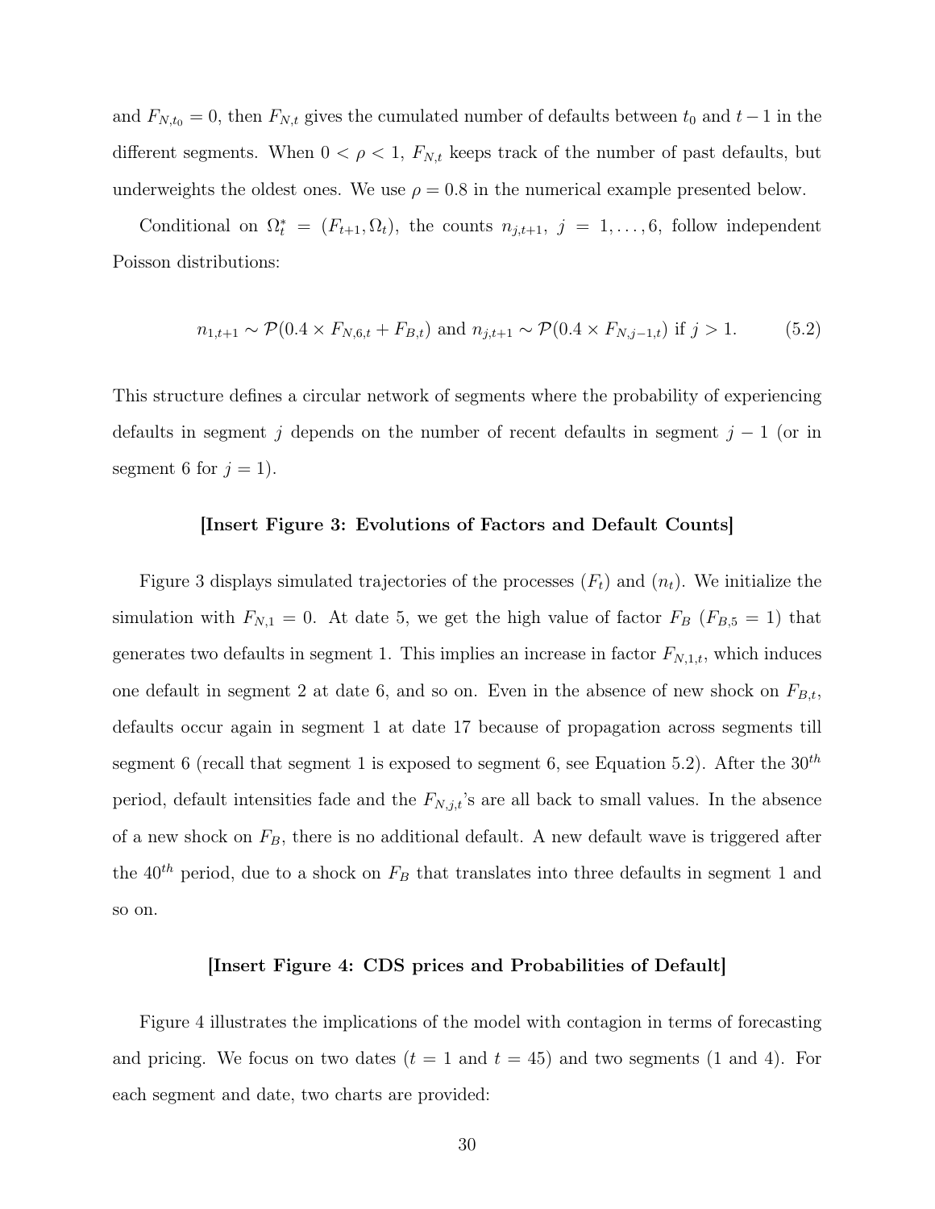and $F_{N,t_0} = 0$, then $F_{N,t}$ gives the cumulated number of defaults between $t_0$ and $t-1$ in the different segments. When $0 < \rho < 1$, $F_{N,t}$ keeps track of the number of past defaults, but underweights the oldest ones. We use $\rho = 0.8$ in the numerical example presented below.

Conditional on $\Omega_t^* = (F_{t+1}, \Omega_t)$, the counts $n_{j,t+1}$, $j = 1, \ldots, 6$, follow independent Poisson distributions:

$$n_{1,t+1} \sim \mathcal{P}(0.4 \times F_{N,6,t} + F_{B,t}) \text{ and } n_{j,t+1} \sim \mathcal{P}(0.4 \times F_{N,j-1,t}) \text{ if } j > 1. \tag{5.2}$$

This structure defines a circular network of segments where the probability of experiencing defaults in segment $j$ depends on the number of recent defaults in segment $j-1$ (or in segment 6 for $j = 1$).

**[Insert Figure 3: Evolutions of Factors and Default Counts]**

Figure 3 displays simulated trajectories of the processes $(F_t)$ and $(n_t)$. We initialize the simulation with $F_{N,1} = 0$. At date 5, we get the high value of factor $F_B$ ($F_{B,5} = 1$) that generates two defaults in segment 1. This implies an increase in factor $F_{N,1,t}$, which induces one default in segment 2 at date 6, and so on. Even in the absence of new shock on $F_{B,t}$, defaults occur again in segment 1 at date 17 because of propagation across segments till segment 6 (recall that segment 1 is exposed to segment 6, see Equation 5.2). After the $30^{th}$ period, default intensities fade and the $F_{N,j,t}$'s are all back to small values. In the absence of a new shock on $F_B$, there is no additional default. A new default wave is triggered after the $40^{th}$ period, due to a shock on $F_B$ that translates into three defaults in segment 1 and so on.

**[Insert Figure 4: CDS prices and Probabilities of Default]**

Figure 4 illustrates the implications of the model with contagion in terms of forecasting and pricing. We focus on two dates ($t = 1$ and $t = 45$) and two segments (1 and 4). For each segment and date, two charts are provided: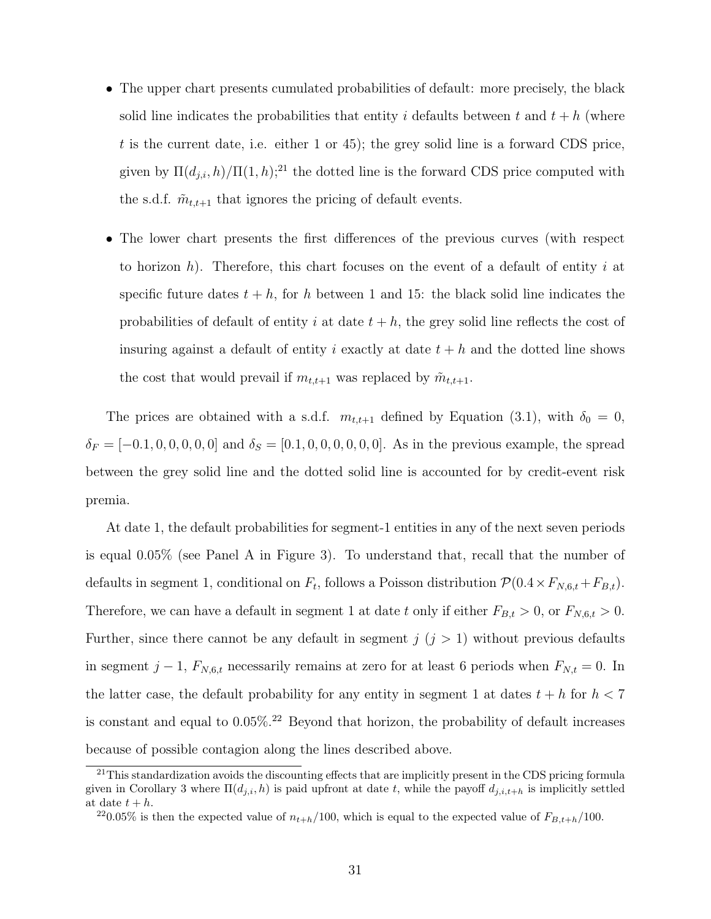- The upper chart presents cumulated probabilities of default: more precisely, the black solid line indicates the probabilities that entity $i$ defaults between $t$ and $t+h$ (where $t$ is the current date, i.e. either 1 or 45); the grey solid line is a forward CDS price, given by $\Pi(d_{j,i},h)/\Pi(1,h)$;[21] the dotted line is the forward CDS price computed with the s.d.f. $\tilde{m}_{t,t+1}$ that ignores the pricing of default events.

- The lower chart presents the first differences of the previous curves (with respect to horizon $h$). Therefore, this chart focuses on the event of a default of entity $i$ at specific future dates $t+h$, for $h$ between 1 and 15: the black solid line indicates the probabilities of default of entity $i$ at date $t+h$, the grey solid line reflects the cost of insuring against a default of entity $i$ exactly at date $t+h$ and the dotted line shows the cost that would prevail if $m_{t,t+1}$ was replaced by $\tilde{m}_{t,t+1}$.

The prices are obtained with a s.d.f. $m_{t,t+1}$ defined by Equation (3.1), with $\delta_0 = 0$, $\delta_F = [-0.1, 0, 0, 0, 0, 0]$ and $\delta_S = [0.1, 0, 0, 0, 0, 0, 0]$. As in the previous example, the spread between the grey solid line and the dotted solid line is accounted for by credit-event risk premia.

At date 1, the default probabilities for segment-1 entities in any of the next seven periods is equal 0.05% (see Panel A in Figure 3). To understand that, recall that the number of defaults in segment 1, conditional on $F_t$, follows a Poisson distribution $\mathcal{P}(0.4 \times F_{N,6,t} + F_{B,t})$. Therefore, we can have a default in segment 1 at date $t$ only if either $F_{B,t} > 0$, or $F_{N,6,t} > 0$. Further, since there cannot be any default in segment $j$ ($j > 1$) without previous defaults in segment $j-1$, $F_{N,6,t}$ necessarily remains at zero for at least 6 periods when $F_{N,t} = 0$. In the latter case, the default probability for any entity in segment 1 at dates $t+h$ for $h < 7$ is constant and equal to 0.05%.[22] Beyond that horizon, the probability of default increases because of possible contagion along the lines described above.

[21] This standardization avoids the discounting effects that are implicitly present in the CDS pricing formula given in Corollary 3 where $\Pi(d_{j,i},h)$ is paid upfront at date $t$, while the payoff $d_{j,i,t+h}$ is implicitly settled at date $t+h$.

[22] 0.05% is then the expected value of $n_{t+h}/100$, which is equal to the expected value of $F_{B,t+h}/100$.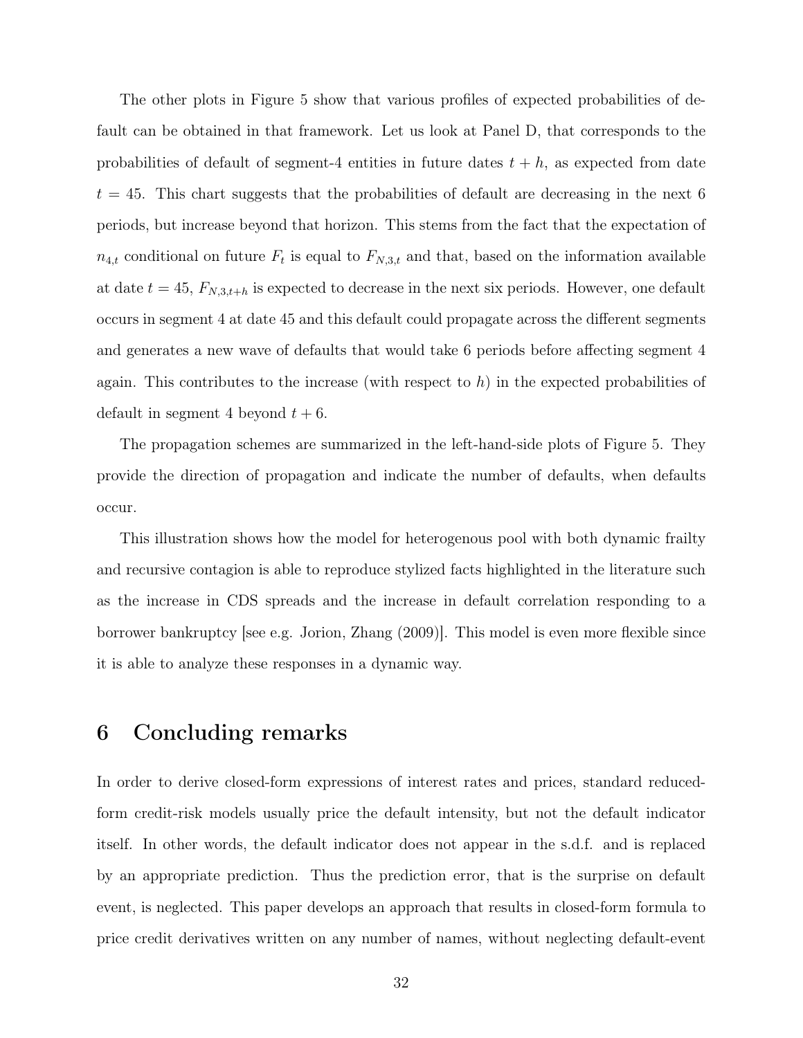The other plots in Figure 5 show that various profiles of expected probabilities of default can be obtained in that framework. Let us look at Panel D, that corresponds to the probabilities of default of segment-4 entities in future dates $t+h$, as expected from date $t = 45$. This chart suggests that the probabilities of default are decreasing in the next 6 periods, but increase beyond that horizon. This stems from the fact that the expectation of $n_{4,t}$ conditional on future $F_t$ is equal to $F_{N,3,t}$ and that, based on the information available at date $t = 45$, $F_{N,3,t+h}$ is expected to decrease in the next six periods. However, one default occurs in segment 4 at date 45 and this default could propagate across the different segments and generates a new wave of defaults that would take 6 periods before affecting segment 4 again. This contributes to the increase (with respect to $h$) in the expected probabilities of default in segment 4 beyond $t+6$.

The propagation schemes are summarized in the left-hand-side plots of Figure 5. They provide the direction of propagation and indicate the number of defaults, when defaults occur.

This illustration shows how the model for heterogenous pool with both dynamic frailty and recursive contagion is able to reproduce stylized facts highlighted in the literature such as the increase in CDS spreads and the increase in default correlation responding to a borrower bankruptcy [see e.g. Jorion, Zhang (2009)]. This model is even more flexible since it is able to analyze these responses in a dynamic way.

# 6 Concluding remarks

In order to derive closed-form expressions of interest rates and prices, standard reduced-form credit-risk models usually price the default intensity, but not the default indicator itself. In other words, the default indicator does not appear in the s.d.f. and is replaced by an appropriate prediction. Thus the prediction error, that is the surprise on default event, is neglected. This paper develops an approach that results in closed-form formula to price credit derivatives written on any number of names, without neglecting default-event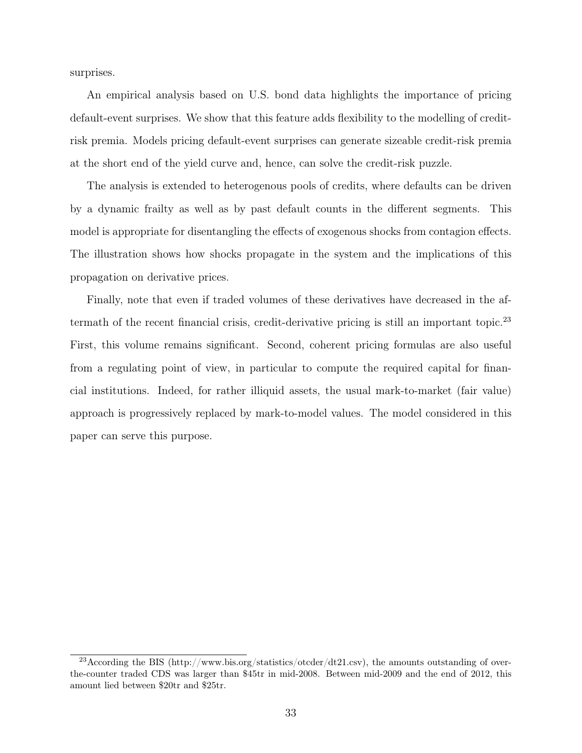surprises.

An empirical analysis based on U.S. bond data highlights the importance of pricing default-event surprises. We show that this feature adds flexibility to the modelling of credit-risk premia. Models pricing default-event surprises can generate sizeable credit-risk premia at the short end of the yield curve and, hence, can solve the credit-risk puzzle.

The analysis is extended to heterogenous pools of credits, where defaults can be driven by a dynamic frailty as well as by past default counts in the different segments. This model is appropriate for disentangling the effects of exogenous shocks from contagion effects. The illustration shows how shocks propagate in the system and the implications of this propagation on derivative prices.

Finally, note that even if traded volumes of these derivatives have decreased in the aftermath of the recent financial crisis, credit-derivative pricing is still an important topic.[23] First, this volume remains significant. Second, coherent pricing formulas are also useful from a regulating point of view, in particular to compute the required capital for financial institutions. Indeed, for rather illiquid assets, the usual mark-to-market (fair value) approach is progressively replaced by mark-to-model values. The model considered in this paper can serve this purpose.

[23] According the BIS (http://www.bis.org/statistics/otcder/dt21.csv), the amounts outstanding of over-the-counter traded CDS was larger than $45tr in mid-2008. Between mid-2009 and the end of 2012, this amount lied between $20tr and $25tr.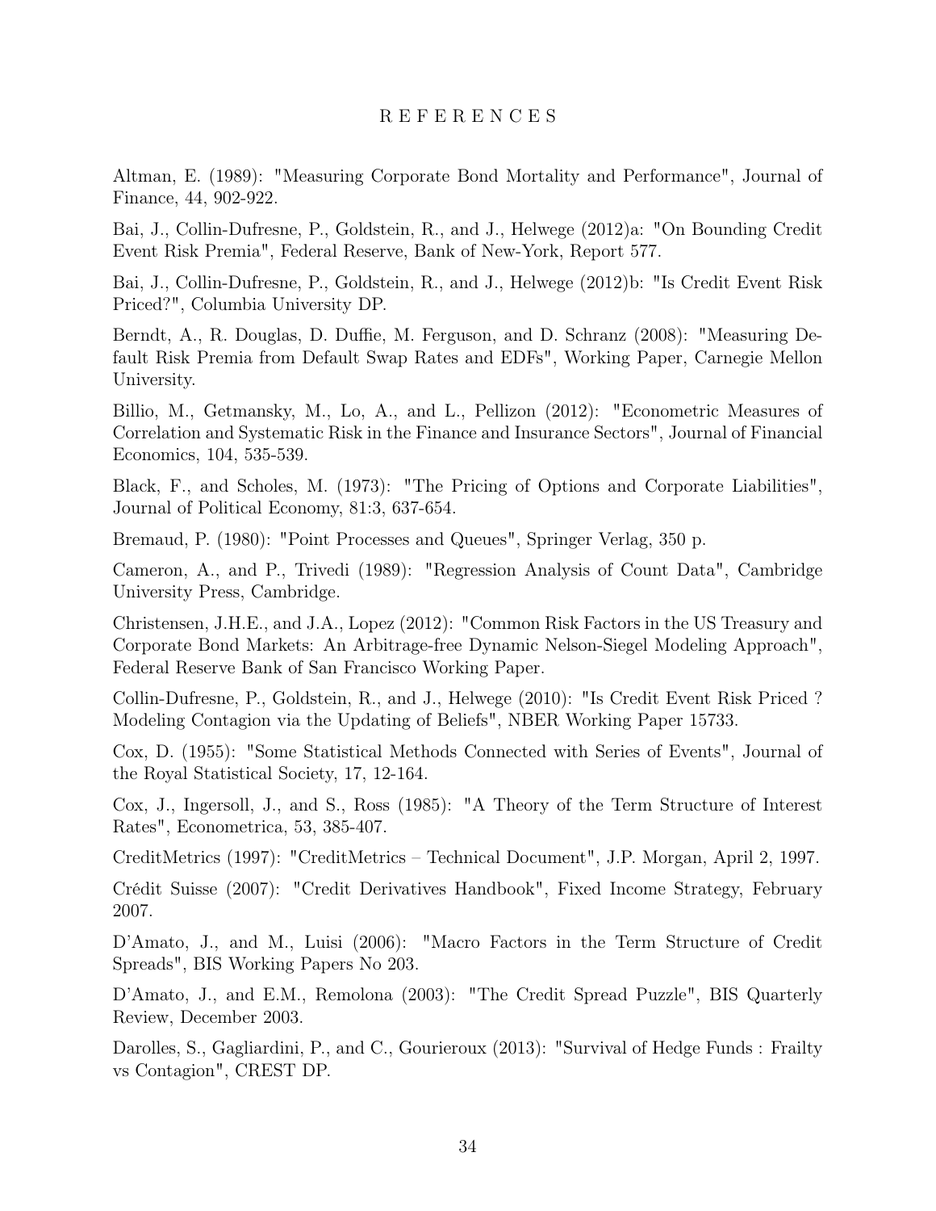# R E F E R E N C E S

Altman, E. (1989): "Measuring Corporate Bond Mortality and Performance", Journal of Finance, 44, 902-922.

Bai, J., Collin-Dufresne, P., Goldstein, R., and J., Helwege (2012)a: "On Bounding Credit Event Risk Premia", Federal Reserve, Bank of New-York, Report 577.

Bai, J., Collin-Dufresne, P., Goldstein, R., and J., Helwege (2012)b: "Is Credit Event Risk Priced?", Columbia University DP.

Berndt, A., R. Douglas, D. Duffie, M. Ferguson, and D. Schranz (2008): "Measuring Default Risk Premia from Default Swap Rates and EDFs", Working Paper, Carnegie Mellon University.

Billio, M., Getmansky, M., Lo, A., and L., Pellizon (2012): "Econometric Measures of Correlation and Systematic Risk in the Finance and Insurance Sectors", Journal of Financial Economics, 104, 535-539.

Black, F., and Scholes, M. (1973): "The Pricing of Options and Corporate Liabilities", Journal of Political Economy, 81:3, 637-654.

Bremaud, P. (1980): "Point Processes and Queues", Springer Verlag, 350 p.

Cameron, A., and P., Trivedi (1989): "Regression Analysis of Count Data", Cambridge University Press, Cambridge.

Christensen, J.H.E., and J.A., Lopez (2012): "Common Risk Factors in the US Treasury and Corporate Bond Markets: An Arbitrage-free Dynamic Nelson-Siegel Modeling Approach", Federal Reserve Bank of San Francisco Working Paper.

Collin-Dufresne, P., Goldstein, R., and J., Helwege (2010): "Is Credit Event Risk Priced ? Modeling Contagion via the Updating of Beliefs", NBER Working Paper 15733.

Cox, D. (1955): "Some Statistical Methods Connected with Series of Events", Journal of the Royal Statistical Society, 17, 12-164.

Cox, J., Ingersoll, J., and S., Ross (1985): "A Theory of the Term Structure of Interest Rates", Econometrica, 53, 385-407.

CreditMetrics (1997): "CreditMetrics – Technical Document", J.P. Morgan, April 2, 1997.

Crédit Suisse (2007): "Credit Derivatives Handbook", Fixed Income Strategy, February 2007.

D'Amato, J., and M., Luisi (2006): "Macro Factors in the Term Structure of Credit Spreads", BIS Working Papers No 203.

D'Amato, J., and E.M., Remolona (2003): "The Credit Spread Puzzle", BIS Quarterly Review, December 2003.

Darolles, S., Gagliardini, P., and C., Gourieroux (2013): "Survival of Hedge Funds : Frailty vs Contagion", CREST DP.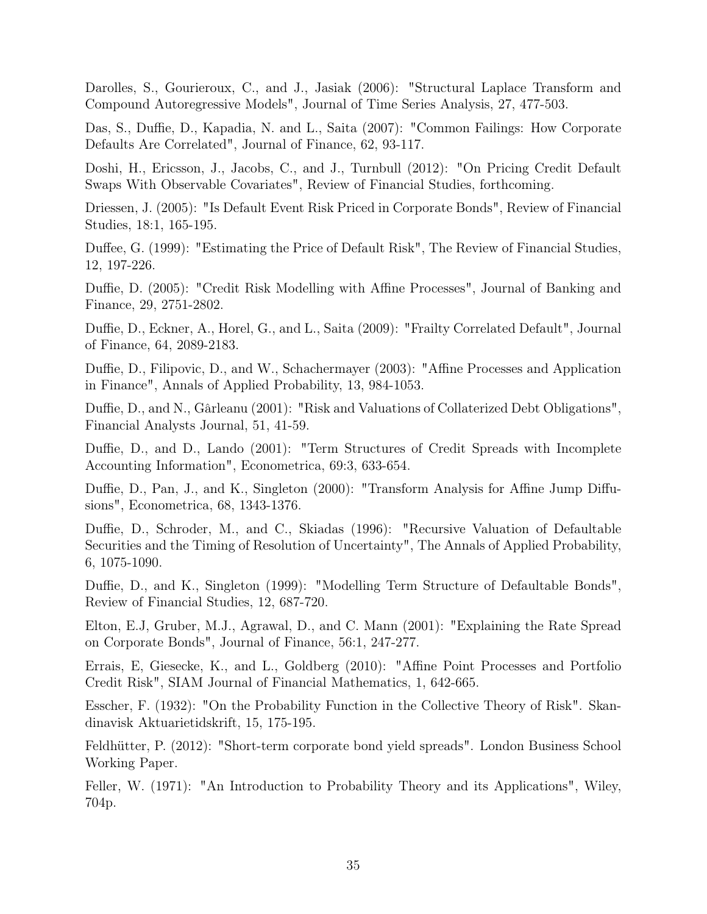Darolles, S., Gourieroux, C., and J., Jasiak (2006): "Structural Laplace Transform and Compound Autoregressive Models", Journal of Time Series Analysis, 27, 477-503.

Das, S., Duffie, D., Kapadia, N. and L., Saita (2007): "Common Failings: How Corporate Defaults Are Correlated", Journal of Finance, 62, 93-117.

Doshi, H., Ericsson, J., Jacobs, C., and J., Turnbull (2012): "On Pricing Credit Default Swaps With Observable Covariates", Review of Financial Studies, forthcoming.

Driessen, J. (2005): "Is Default Event Risk Priced in Corporate Bonds", Review of Financial Studies, 18:1, 165-195.

Duffee, G. (1999): "Estimating the Price of Default Risk", The Review of Financial Studies, 12, 197-226.

Duffie, D. (2005): "Credit Risk Modelling with Affine Processes", Journal of Banking and Finance, 29, 2751-2802.

Duffie, D., Eckner, A., Horel, G., and L., Saita (2009): "Frailty Correlated Default", Journal of Finance, 64, 2089-2183.

Duffie, D., Filipovic, D., and W., Schachermayer (2003): "Affine Processes and Application in Finance", Annals of Applied Probability, 13, 984-1053.

Duffie, D., and N., Gârleanu (2001): "Risk and Valuations of Collaterized Debt Obligations", Financial Analysts Journal, 51, 41-59.

Duffie, D., and D., Lando (2001): "Term Structures of Credit Spreads with Incomplete Accounting Information", Econometrica, 69:3, 633-654.

Duffie, D., Pan, J., and K., Singleton (2000): "Transform Analysis for Affine Jump Diffusions", Econometrica, 68, 1343-1376.

Duffie, D., Schroder, M., and C., Skiadas (1996): "Recursive Valuation of Defaultable Securities and the Timing of Resolution of Uncertainty", The Annals of Applied Probability, 6, 1075-1090.

Duffie, D., and K., Singleton (1999): "Modelling Term Structure of Defaultable Bonds", Review of Financial Studies, 12, 687-720.

Elton, E.J, Gruber, M.J., Agrawal, D., and C. Mann (2001): "Explaining the Rate Spread on Corporate Bonds", Journal of Finance, 56:1, 247-277.

Errais, E, Giesecke, K., and L., Goldberg (2010): "Affine Point Processes and Portfolio Credit Risk", SIAM Journal of Financial Mathematics, 1, 642-665.

Esscher, F. (1932): "On the Probability Function in the Collective Theory of Risk". Skandinavisk Aktuarietidskrift, 15, 175-195.

Feldhütter, P. (2012): "Short-term corporate bond yield spreads". London Business School Working Paper.

Feller, W. (1971): "An Introduction to Probability Theory and its Applications", Wiley, 704p.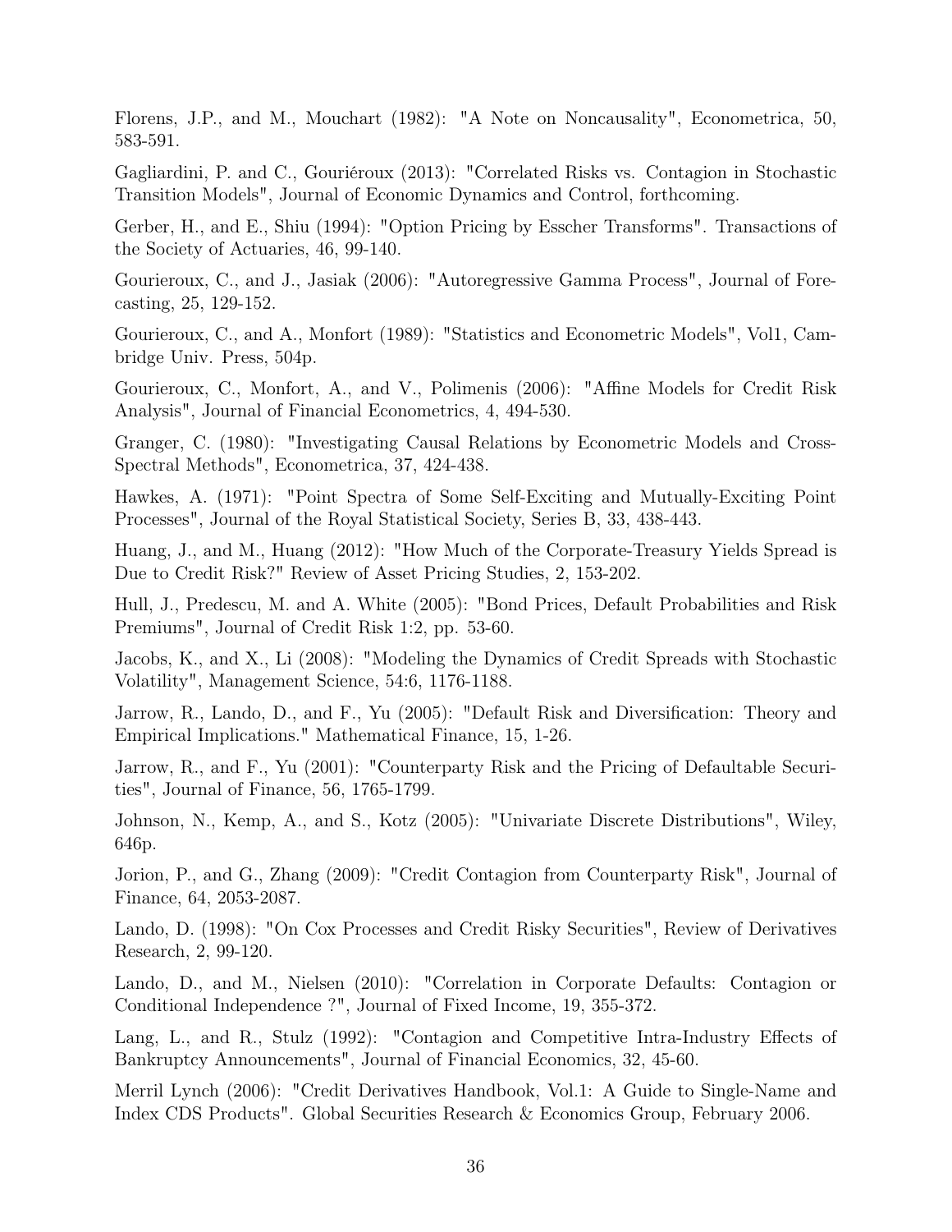Florens, J.P., and M., Mouchart (1982): "A Note on Noncausality", Econometrica, 50, 583-591.

Gagliardini, P. and C., Gouriéroux (2013): "Correlated Risks vs. Contagion in Stochastic Transition Models", Journal of Economic Dynamics and Control, forthcoming.

Gerber, H., and E., Shiu (1994): "Option Pricing by Esscher Transforms". Transactions of the Society of Actuaries, 46, 99-140.

Gourieroux, C., and J., Jasiak (2006): "Autoregressive Gamma Process", Journal of Forecasting, 25, 129-152.

Gourieroux, C., and A., Monfort (1989): "Statistics and Econometric Models", Vol1, Cambridge Univ. Press, 504p.

Gourieroux, C., Monfort, A., and V., Polimenis (2006): "Affine Models for Credit Risk Analysis", Journal of Financial Econometrics, 4, 494-530.

Granger, C. (1980): "Investigating Causal Relations by Econometric Models and Cross-Spectral Methods", Econometrica, 37, 424-438.

Hawkes, A. (1971): "Point Spectra of Some Self-Exciting and Mutually-Exciting Point Processes", Journal of the Royal Statistical Society, Series B, 33, 438-443.

Huang, J., and M., Huang (2012): "How Much of the Corporate-Treasury Yields Spread is Due to Credit Risk?" Review of Asset Pricing Studies, 2, 153-202.

Hull, J., Predescu, M. and A. White (2005): "Bond Prices, Default Probabilities and Risk Premiums", Journal of Credit Risk 1:2, pp. 53-60.

Jacobs, K., and X., Li (2008): "Modeling the Dynamics of Credit Spreads with Stochastic Volatility", Management Science, 54:6, 1176-1188.

Jarrow, R., Lando, D., and F., Yu (2005): "Default Risk and Diversification: Theory and Empirical Implications." Mathematical Finance, 15, 1-26.

Jarrow, R., and F., Yu (2001): "Counterparty Risk and the Pricing of Defaultable Securities", Journal of Finance, 56, 1765-1799.

Johnson, N., Kemp, A., and S., Kotz (2005): "Univariate Discrete Distributions", Wiley, 646p.

Jorion, P., and G., Zhang (2009): "Credit Contagion from Counterparty Risk", Journal of Finance, 64, 2053-2087.

Lando, D. (1998): "On Cox Processes and Credit Risky Securities", Review of Derivatives Research, 2, 99-120.

Lando, D., and M., Nielsen (2010): "Correlation in Corporate Defaults: Contagion or Conditional Independence ?", Journal of Fixed Income, 19, 355-372.

Lang, L., and R., Stulz (1992): "Contagion and Competitive Intra-Industry Effects of Bankruptcy Announcements", Journal of Financial Economics, 32, 45-60.

Merril Lynch (2006): "Credit Derivatives Handbook, Vol.1: A Guide to Single-Name and Index CDS Products". Global Securities Research & Economics Group, February 2006.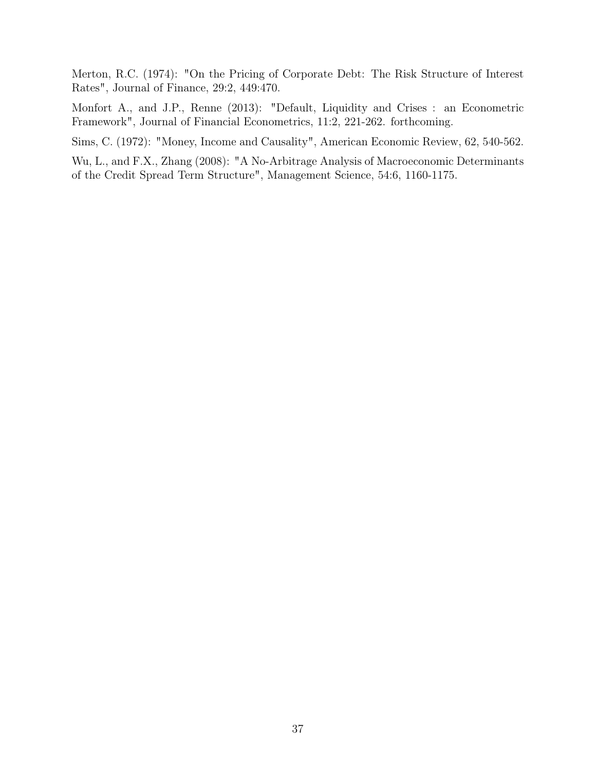Merton, R.C. (1974): "On the Pricing of Corporate Debt: The Risk Structure of Interest Rates", Journal of Finance, 29:2, 449:470.

Monfort A., and J.P., Renne (2013): "Default, Liquidity and Crises : an Econometric Framework", Journal of Financial Econometrics, 11:2, 221-262. forthcoming.

Sims, C. (1972): "Money, Income and Causality", American Economic Review, 62, 540-562.

Wu, L., and F.X., Zhang (2008): "A No-Arbitrage Analysis of Macroeconomic Determinants of the Credit Spread Term Structure", Management Science, 54:6, 1160-1175.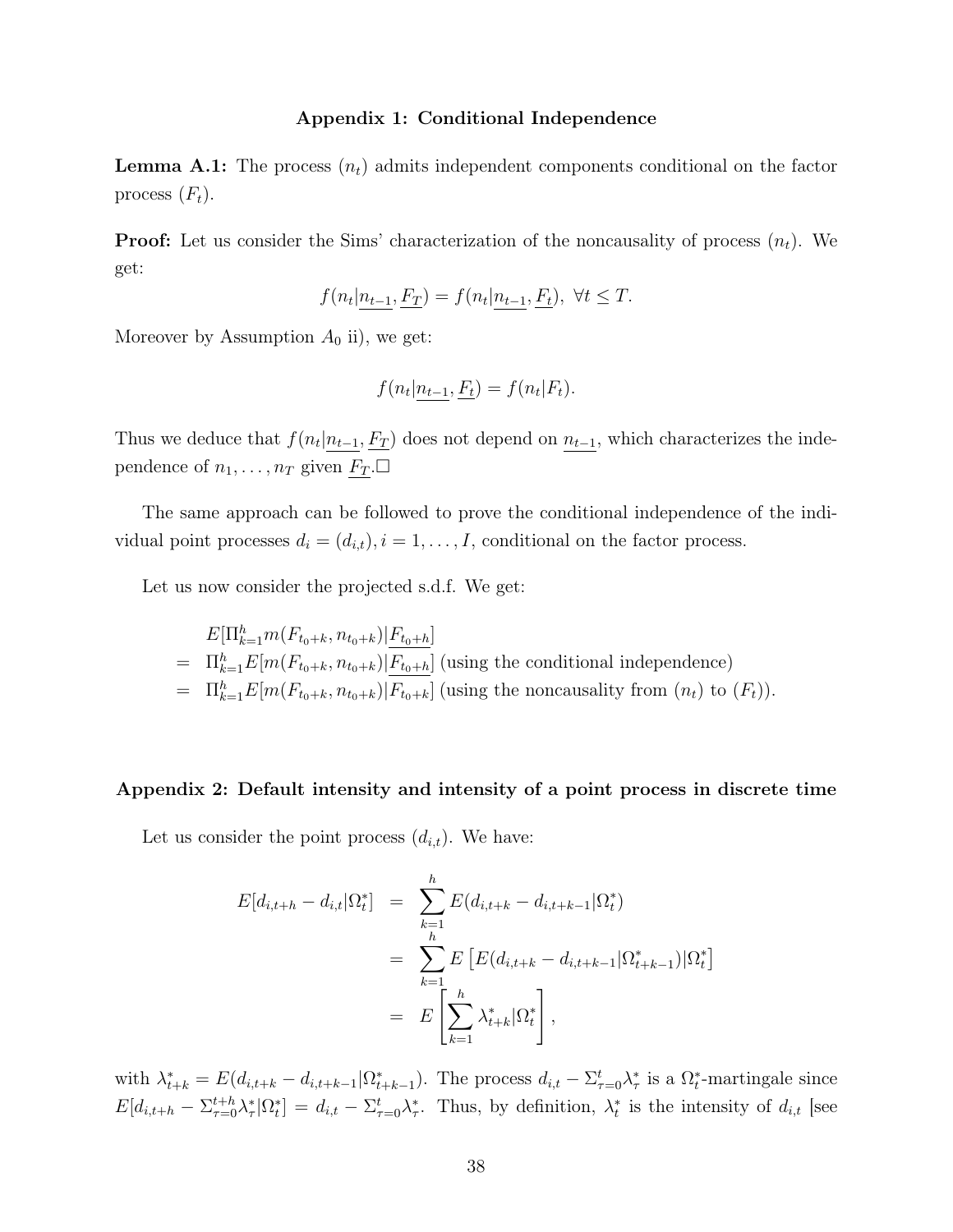### Appendix 1: Conditional Independence

**Lemma A.1:** The process $(n_t)$ admits independent components conditional on the factor process $(F_t)$.

**Proof:** Let us consider the Sims' characterization of the noncausality of process $(n_t)$. We get:

$$f(n_t|\underline{n_{t-1}}, \underline{F_T}) = f(n_t|\underline{n_{t-1}}, \underline{F_t}), \ \forall t \leq T.$$

Moreover by Assumption $A_0$ ii), we get:

$$f(n_t|\underline{n_{t-1}}, \underline{F_t}) = f(n_t|F_t).$$

Thus we deduce that $f(n_t|\underline{n_{t-1}}, \underline{F_T})$ does not depend on $\underline{n_{t-1}}$, which characterizes the independence of $n_1, \ldots, n_T$ given $\underline{F_T}$.$\square$

The same approach can be followed to prove the conditional independence of the individual point processes $d_i = (d_{i,t}), i = 1, \ldots, I$, conditional on the factor process.

Let us now consider the projected s.d.f. We get:

$$\begin{aligned}
& E[\Pi_{k=1}^h m(F_{t_0+k}, n_{t_0+k})|\underline{F_{t_0+h}}] \\
= \ & \Pi_{k=1}^h E[m(F_{t_0+k}, n_{t_0+k})|\underline{F_{t_0+h}}] \text{ (using the conditional independence)} \\
= \ & \Pi_{k=1}^h E[m(F_{t_0+k}, n_{t_0+k})|\underline{F_{t_0+k}}] \text{ (using the noncausality from } (n_t) \text{ to } (F_t)).
\end{aligned}$$

### Appendix 2: Default intensity and intensity of a point process in discrete time

Let us consider the point process $(d_{i,t})$. We have:

$$\begin{aligned}
E[d_{i,t+h} - d_{i,t}|\Omega_t^*] &= \sum_{k=1}^{h} E(d_{i,t+k} - d_{i,t+k-1}|\Omega_t^*) \\
&= \sum_{k=1}^{h} E\left[E(d_{i,t+k} - d_{i,t+k-1}|\Omega_{t+k-1}^*)|\Omega_t^*\right] \\
&= E\left[\sum_{k=1}^{h} \lambda_{t+k}^*|\Omega_t^*\right],
\end{aligned}$$

with $\lambda_{t+k}^* = E(d_{i,t+k} - d_{i,t+k-1}|\Omega_{t+k-1}^*)$. The process $d_{i,t} - \Sigma_{\tau=0}^{t}\lambda_\tau^*$ is a $\Omega_t^*$-martingale since $E[d_{i,t+h} - \Sigma_{\tau=0}^{t+h}\lambda_\tau^*|\Omega_t^*] = d_{i,t} - \Sigma_{\tau=0}^{t}\lambda_\tau^*$. Thus, by definition, $\lambda_t^*$ is the intensity of $d_{i,t}$ [see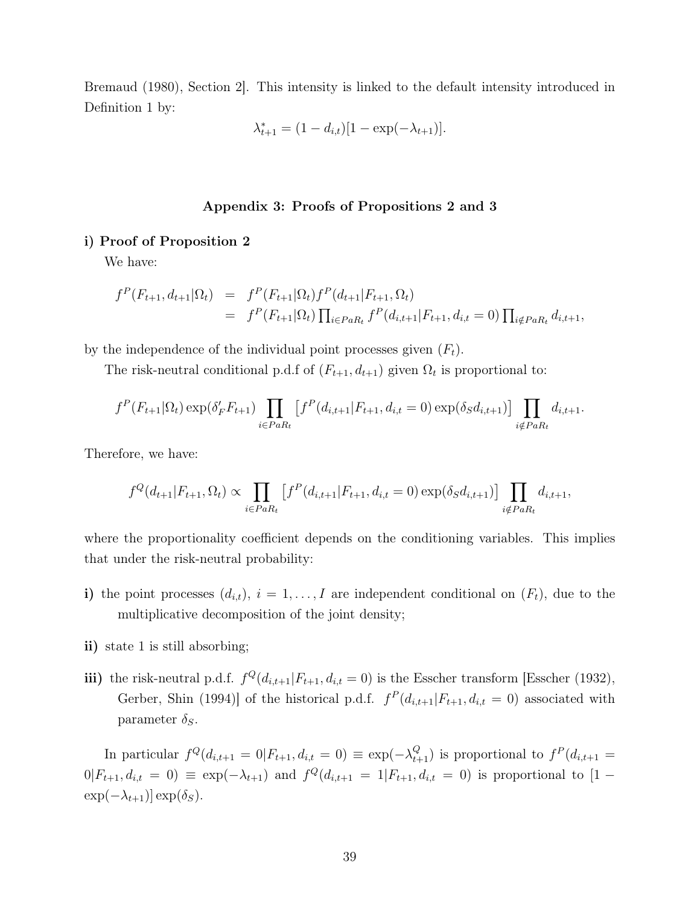Bremaud (1980), Section 2]. This intensity is linked to the default intensity introduced in Definition 1 by:

$$\lambda^*_{t+1} = (1 - d_{i,t})[1 - \exp(-\lambda_{t+1})].$$

## Appendix 3: Proofs of Propositions 2 and 3

### i) Proof of Proposition 2

We have:

$$\begin{aligned} f^P(F_{t+1}, d_{t+1}|\Omega_t) &= f^P(F_{t+1}|\Omega_t) f^P(d_{t+1}|F_{t+1}, \Omega_t) \\ &= f^P(F_{t+1}|\Omega_t) \textstyle\prod_{i \in PaR_t} f^P(d_{i,t+1}|F_{t+1}, d_{i,t} = 0) \prod_{i \notin PaR_t} d_{i,t+1}, \end{aligned}$$

by the independence of the individual point processes given $(F_t)$.

The risk-neutral conditional p.d.f of $(F_{t+1}, d_{t+1})$ given $\Omega_t$ is proportional to:

$$f^P(F_{t+1}|\Omega_t) \exp(\delta'_F F_{t+1}) \prod_{i \in PaR_t} \left[ f^P(d_{i,t+1}|F_{t+1}, d_{i,t} = 0) \exp(\delta_S d_{i,t+1}) \right] \prod_{i \notin PaR_t} d_{i,t+1}.$$

Therefore, we have:

$$f^Q(d_{t+1}|F_{t+1}, \Omega_t) \propto \prod_{i \in PaR_t} \left[ f^P(d_{i,t+1}|F_{t+1}, d_{i,t} = 0) \exp(\delta_S d_{i,t+1}) \right] \prod_{i \notin PaR_t} d_{i,t+1},$$

where the proportionality coefficient depends on the conditioning variables. This implies that under the risk-neutral probability:

**i)** the point processes $(d_{i,t})$, $i = 1, \ldots, I$ are independent conditional on $(F_t)$, due to the multiplicative decomposition of the joint density;

**ii)** state 1 is still absorbing;

**iii)** the risk-neutral p.d.f. $f^Q(d_{i,t+1}|F_{t+1}, d_{i,t} = 0)$ is the Esscher transform [Esscher (1932), Gerber, Shin (1994)] of the historical p.d.f. $f^P(d_{i,t+1}|F_{t+1}, d_{i,t} = 0)$ associated with parameter $\delta_S$.

In particular $f^Q(d_{i,t+1} = 0|F_{t+1}, d_{i,t} = 0) \equiv \exp(-\lambda^Q_{t+1})$ is proportional to $f^P(d_{i,t+1} = 0|F_{t+1}, d_{i,t} = 0) \equiv \exp(-\lambda_{t+1})$ and $f^Q(d_{i,t+1} = 1|F_{t+1}, d_{i,t} = 0)$ is proportional to $[1 - \exp(-\lambda_{t+1})] \exp(\delta_S)$.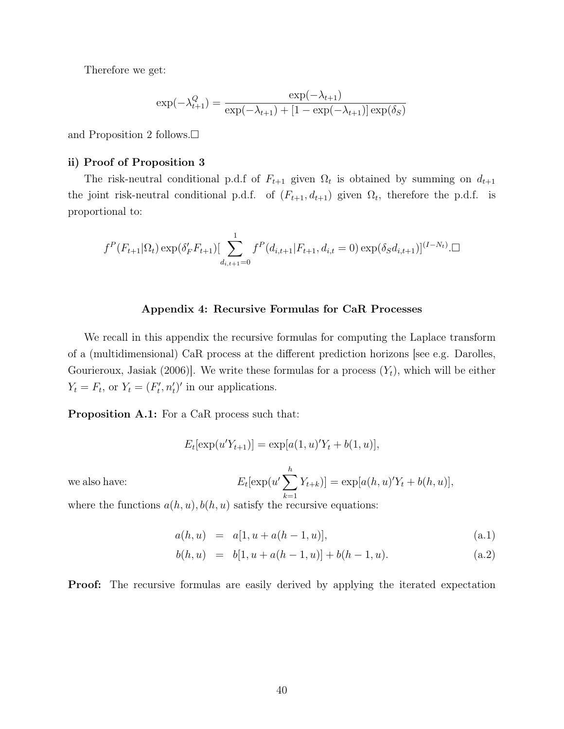Therefore we get:

$$\exp(-\lambda_{t+1}^{Q}) = \frac{\exp(-\lambda_{t+1})}{\exp(-\lambda_{t+1}) + [1 - \exp(-\lambda_{t+1})]\exp(\delta_S)}$$

and Proposition 2 follows.□

**ii) Proof of Proposition 3**

The risk-neutral conditional p.d.f of $F_{t+1}$ given $\Omega_t$ is obtained by summing on $d_{t+1}$ the joint risk-neutral conditional p.d.f. of $(F_{t+1}, d_{t+1})$ given $\Omega_t$, therefore the p.d.f. is proportional to:

$$f^P(F_{t+1}|\Omega_t)\exp(\delta_F' F_{t+1})[\sum_{d_{i,t+1}=0}^{1} f^P(d_{i,t+1}|F_{t+1}, d_{i,t}=0)\exp(\delta_S d_{i,t+1})]^{(I-N_t)}.\square$$

### Appendix 4: Recursive Formulas for CaR Processes

We recall in this appendix the recursive formulas for computing the Laplace transform of a (multidimensional) CaR process at the different prediction horizons [see e.g. Darolles, Gourieroux, Jasiak (2006)]. We write these formulas for a process $(Y_t)$, which will be either $Y_t = F_t$, or $Y_t = (F_t', n_t')'$ in our applications.

**Proposition A.1:** For a CaR process such that:

$$E_t[\exp(u'Y_{t+1})] = \exp[a(1,u)'Y_t + b(1,u)],$$

we also have:

$$E_t[\exp(u'\sum_{k=1}^{h} Y_{t+k})] = \exp[a(h,u)'Y_t + b(h,u)],$$

where the functions $a(h,u), b(h,u)$ satisfy the recursive equations:

$$a(h,u) = a[1, u + a(h-1,u)], \quad \text{(a.1)}$$

$$b(h,u) = b[1, u + a(h-1,u)] + b(h-1,u). \quad \text{(a.2)}$$

**Proof:** The recursive formulas are easily derived by applying the iterated expectation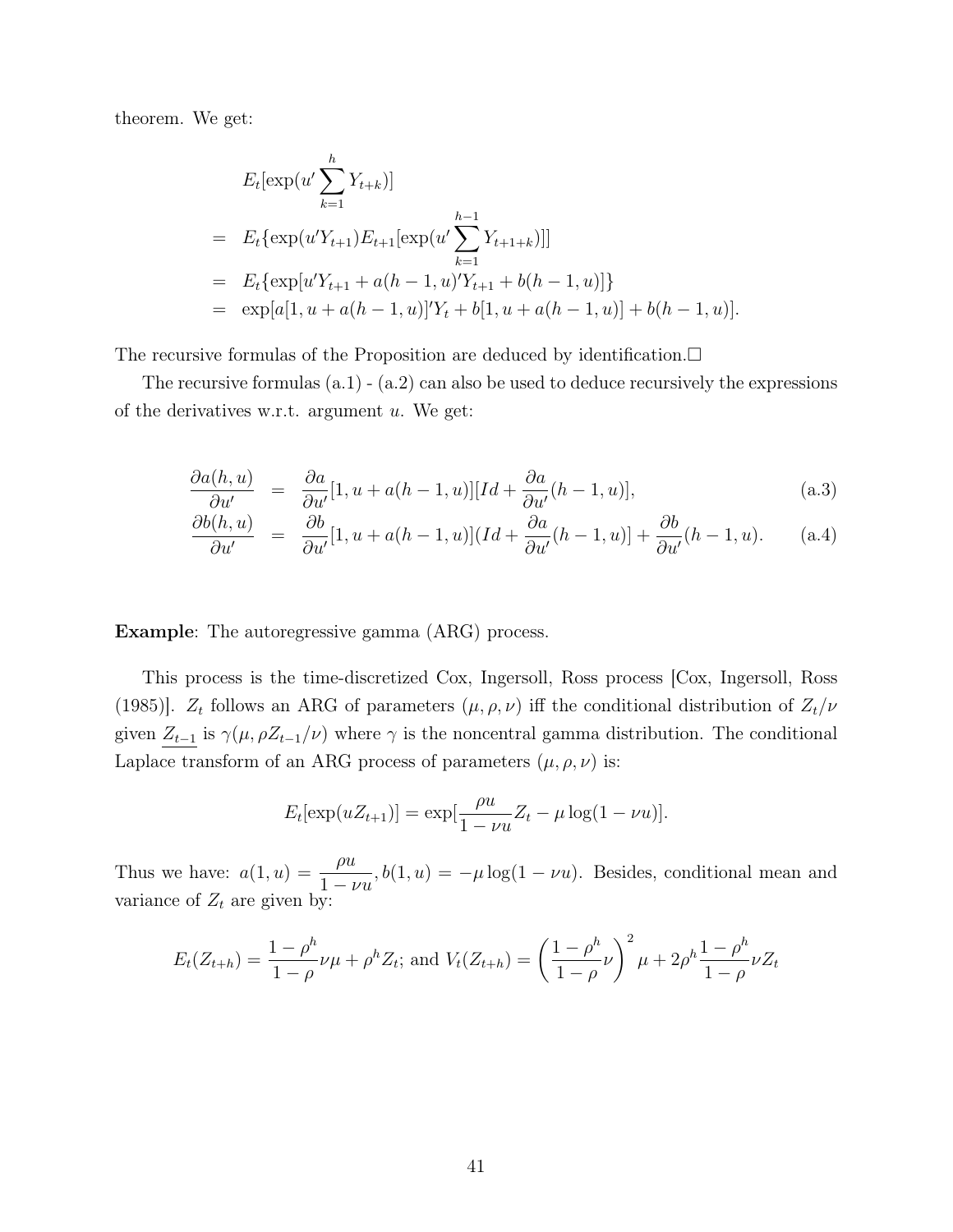theorem. We get:

$$
\begin{aligned}
& E_t[\exp(u' \sum_{k=1}^{h} Y_{t+k})] \\
= \; & E_t\{\exp(u'Y_{t+1}) E_{t+1}[\exp(u' \sum_{k=1}^{h-1} Y_{t+1+k})]\} \\
= \; & E_t\{\exp[u'Y_{t+1} + a(h-1,u)'Y_{t+1} + b(h-1,u)]\} \\
= \; & \exp[a[1, u + a(h-1,u)]'Y_t + b[1, u + a(h-1,u)] + b(h-1,u)].
\end{aligned}
$$

The recursive formulas of the Proposition are deduced by identification.□

The recursive formulas (a.1) - (a.2) can also be used to deduce recursively the expressions of the derivatives w.r.t. argument $u$. We get:

$$
\frac{\partial a(h,u)}{\partial u'} = \frac{\partial a}{\partial u'}[1, u + a(h-1,u)][Id + \frac{\partial a}{\partial u'}(h-1,u)], \tag{a.3}
$$

$$
\frac{\partial b(h,u)}{\partial u'} = \frac{\partial b}{\partial u'}[1, u + a(h-1,u)](Id + \frac{\partial a}{\partial u'}(h-1,u)] + \frac{\partial b}{\partial u'}(h-1,u). \tag{a.4}
$$

**Example**: The autoregressive gamma (ARG) process.

This process is the time-discretized Cox, Ingersoll, Ross process [Cox, Ingersoll, Ross (1985)]. $Z_t$ follows an ARG of parameters $(\mu, \rho, \nu)$ iff the conditional distribution of $Z_t/\nu$ given $\underline{Z_{t-1}}$ is $\gamma(\mu, \rho Z_{t-1}/\nu)$ where $\gamma$ is the noncentral gamma distribution. The conditional Laplace transform of an ARG process of parameters $(\mu, \rho, \nu)$ is:

$$
E_t[\exp(uZ_{t+1})] = \exp[\frac{\rho u}{1-\nu u} Z_t - \mu \log(1-\nu u)].
$$

Thus we have: $a(1,u) = \dfrac{\rho u}{1-\nu u}, b(1,u) = -\mu \log(1-\nu u)$. Besides, conditional mean and variance of $Z_t$ are given by:

$$
E_t(Z_{t+h}) = \frac{1-\rho^h}{1-\rho}\nu\mu + \rho^h Z_t; \text{ and } V_t(Z_{t+h}) = \left(\frac{1-\rho^h}{1-\rho}\nu\right)^2 \mu + 2\rho^h \frac{1-\rho^h}{1-\rho}\nu Z_t
$$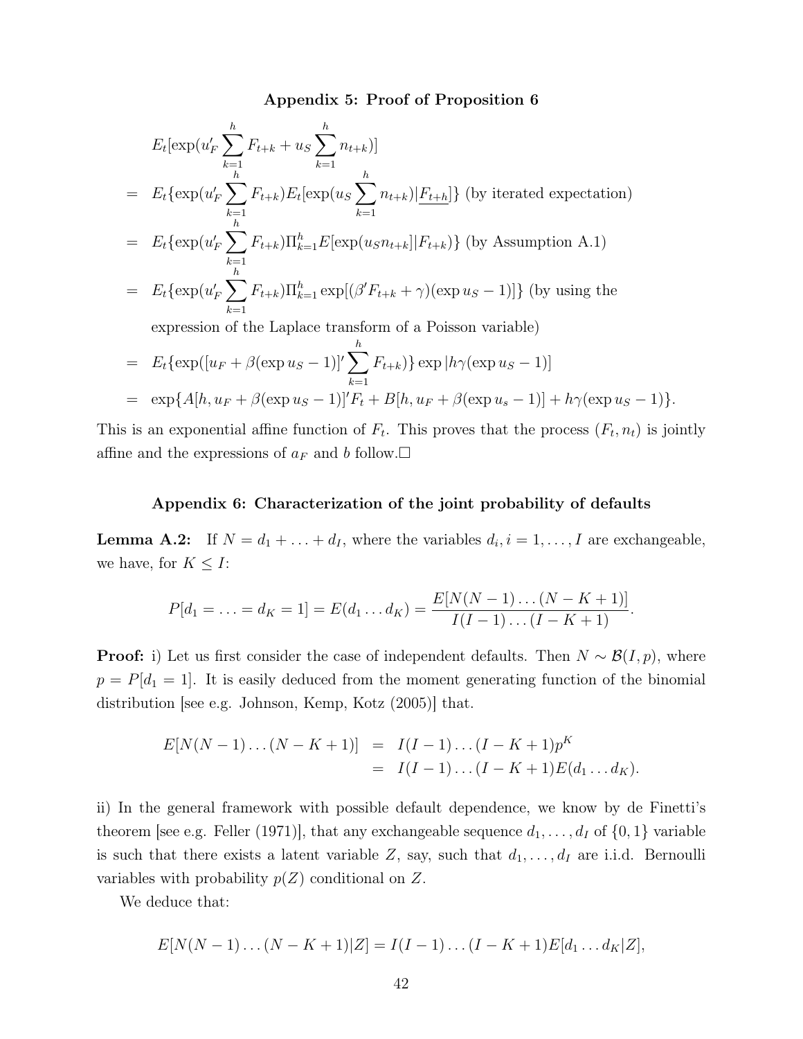**Appendix 5: Proof of Proposition 6**

$$
\begin{aligned}
& E_t[\exp(u_F' \sum_{k=1}^{h} F_{t+k} + u_S \sum_{k=1}^{h} n_{t+k})] \\
= \;& E_t\{\exp(u_F' \sum_{k=1}^{h} F_{t+k}) E_t[\exp(u_S \sum_{k=1}^{h} n_{t+k}) | \underline{F_{t+h}}]\} \text{ (by iterated expectation)} \\
= \;& E_t\{\exp(u_F' \sum_{k=1}^{h} F_{t+k}) \Pi_{k=1}^{h} E[\exp(u_S n_{t+k}] | F_{t+k})\} \text{ (by Assumption A.1)} \\
= \;& E_t\{\exp(u_F' \sum_{k=1}^{h} F_{t+k}) \Pi_{k=1}^{h} \exp[(\beta' F_{t+k} + \gamma)(\exp u_S - 1)]\} \text{ (by using the} \\
& \text{expression of the Laplace transform of a Poisson variable)} \\
= \;& E_t\{\exp([u_F + \beta(\exp u_S - 1)]' \sum_{k=1}^{h} F_{t+k})\} \exp |h\gamma(\exp u_S - 1)] \\
= \;& \exp\{A[h, u_F + \beta(\exp u_S - 1)]' F_t + B[h, u_F + \beta(\exp u_s - 1)] + h\gamma(\exp u_S - 1)\}.
\end{aligned}
$$

This is an exponential affine function of $F_t$. This proves that the process $(F_t, n_t)$ is jointly affine and the expressions of $a_F$ and $b$ follow.□

**Appendix 6: Characterization of the joint probability of defaults**

**Lemma A.2:** If $N = d_1 + \ldots + d_I$, where the variables $d_i, i = 1, \ldots, I$ are exchangeable, we have, for $K \leq I$:

$$
P[d_1 = \ldots = d_K = 1] = E(d_1 \ldots d_K) = \frac{E[N(N-1)\ldots(N-K+1)]}{I(I-1)\ldots(I-K+1)}.
$$

**Proof:** i) Let us first consider the case of independent defaults. Then $N \sim \mathcal{B}(I, p)$, where $p = P[d_1 = 1]$. It is easily deduced from the moment generating function of the binomial distribution [see e.g. Johnson, Kemp, Kotz (2005)] that.

$$
\begin{aligned}
E[N(N-1)\ldots(N-K+1)] &= I(I-1)\ldots(I-K+1)p^K \\
&= I(I-1)\ldots(I-K+1)E(d_1 \ldots d_K).
\end{aligned}
$$

ii) In the general framework with possible default dependence, we know by de Finetti's theorem [see e.g. Feller (1971)], that any exchangeable sequence $d_1, \ldots, d_I$ of $\{0, 1\}$ variable is such that there exists a latent variable $Z$, say, such that $d_1, \ldots, d_I$ are i.i.d. Bernoulli variables with probability $p(Z)$ conditional on $Z$.

We deduce that:

$$
E[N(N-1)\ldots(N-K+1)|Z] = I(I-1)\ldots(I-K+1)E[d_1 \ldots d_K|Z],
$$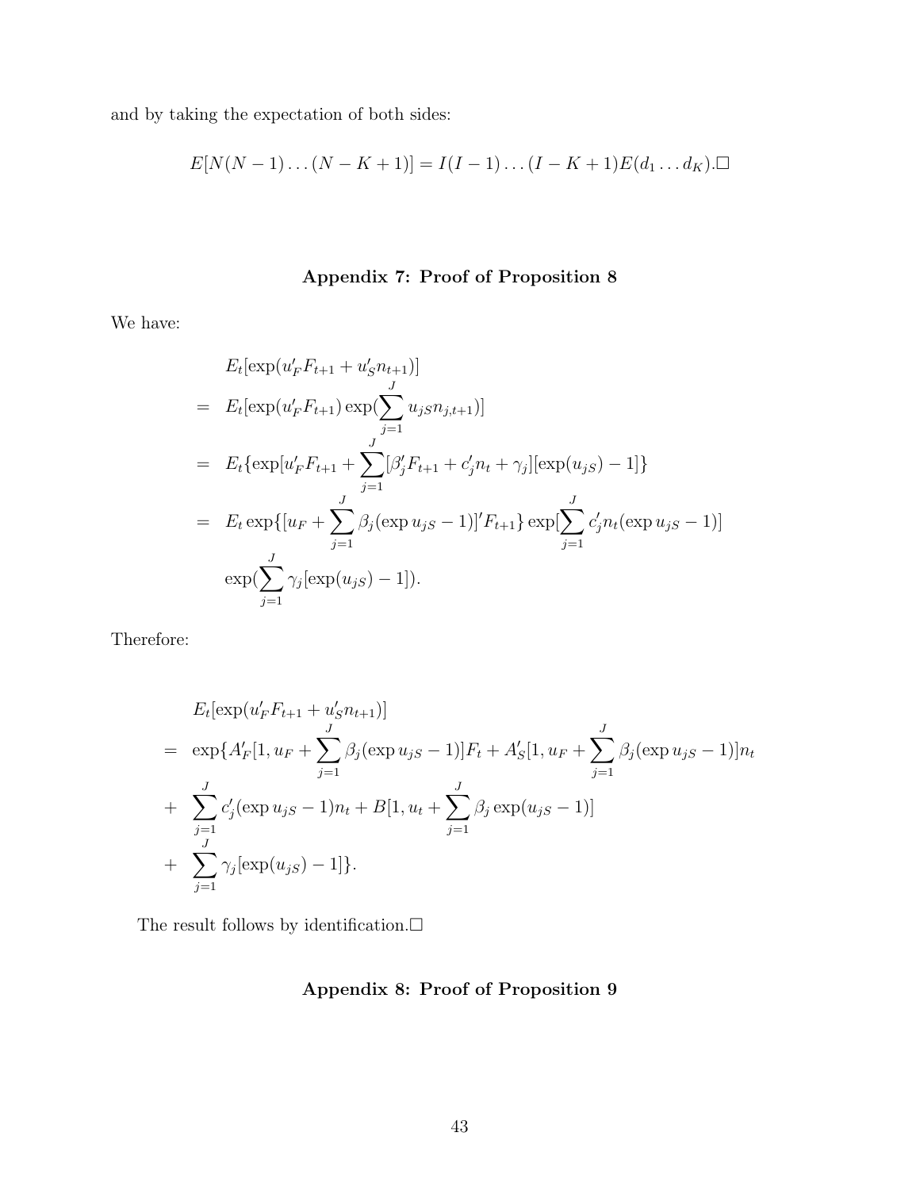and by taking the expectation of both sides:

$$E[N(N-1)\dots(N-K+1)] = I(I-1)\dots(I-K+1)E(d_1\dots d_K).\square$$

## Appendix 7: Proof of Proposition 8

We have:

$$\begin{aligned}
& E_t[\exp(u_F' F_{t+1} + u_S' n_{t+1})] \\
= \;& E_t[\exp(u_F' F_{t+1}) \exp(\sum_{j=1}^{J} u_{jS} n_{j,t+1})] \\
= \;& E_t\{\exp[u_F' F_{t+1} + \sum_{j=1}^{J} [\beta_j' F_{t+1} + c_j' n_t + \gamma_j][\exp(u_{jS}) - 1]\} \\
= \;& E_t \exp\{[u_F + \sum_{j=1}^{J} \beta_j (\exp u_{jS} - 1)]' F_{t+1}\} \exp[\sum_{j=1}^{J} c_j' n_t (\exp u_{jS} - 1)] \\
& \exp(\sum_{j=1}^{J} \gamma_j [\exp(u_{jS}) - 1]).
\end{aligned}$$

Therefore:

$$\begin{aligned}
& E_t[\exp(u_F' F_{t+1} + u_S' n_{t+1})] \\
= \;& \exp\{A_F'[1, u_F + \sum_{j=1}^{J} \beta_j (\exp u_{jS} - 1)] F_t + A_S'[1, u_F + \sum_{j=1}^{J} \beta_j (\exp u_{jS} - 1)] n_t \\
+ \;& \sum_{j=1}^{J} c_j' (\exp u_{jS} - 1) n_t + B[1, u_t + \sum_{j=1}^{J} \beta_j \exp(u_{jS} - 1)] \\
+ \;& \sum_{j=1}^{J} \gamma_j [\exp(u_{jS}) - 1]\}.
\end{aligned}$$

The result follows by identification.$\square$

## Appendix 8: Proof of Proposition 9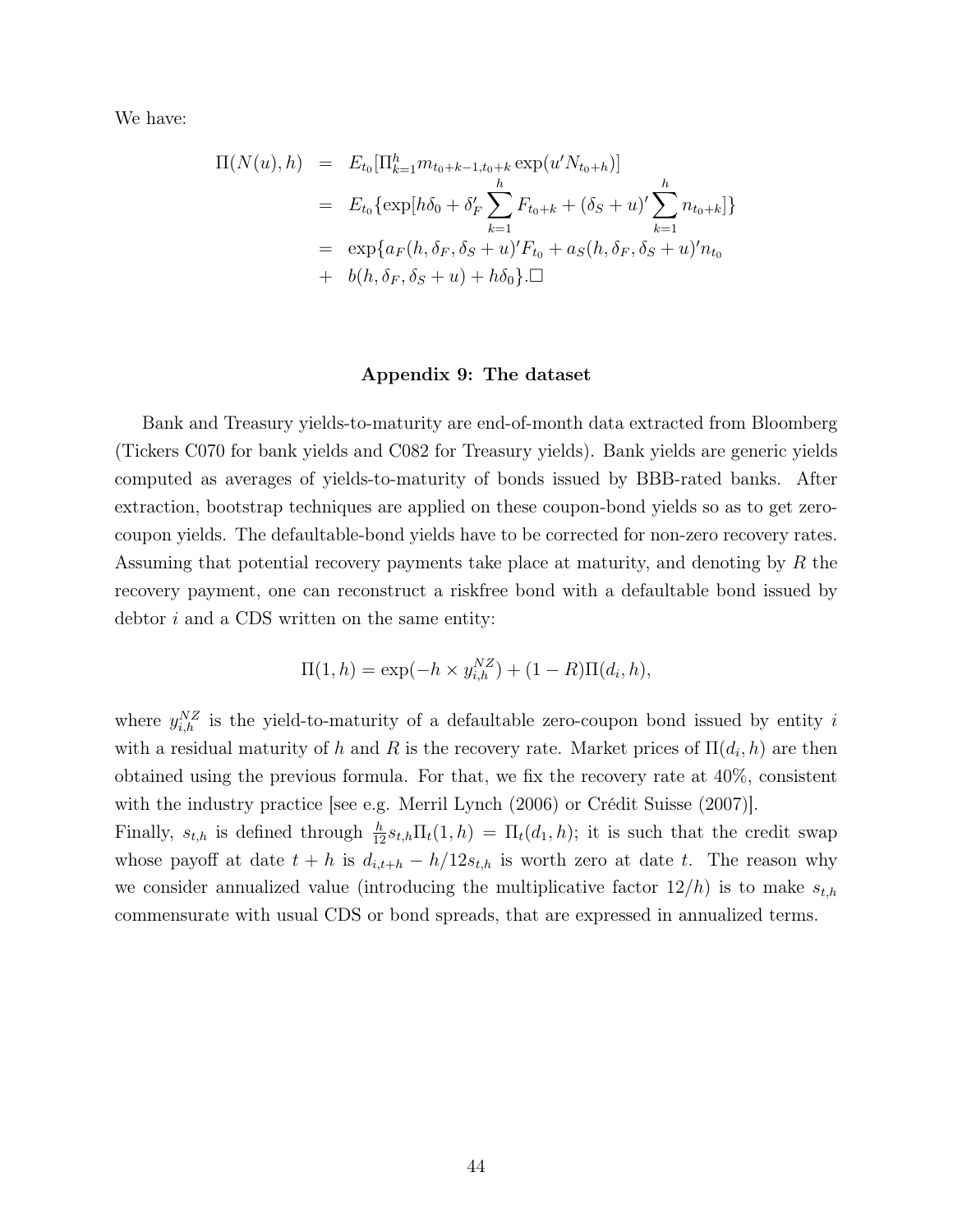We have:

$$
\begin{aligned}
\Pi(N(u),h) &= E_{t_0}[\Pi_{k=1}^{h} m_{t_0+k-1,t_0+k} \exp(u' N_{t_0+h})] \\
&= E_{t_0}\{\exp[h\delta_0 + \delta_F' \sum_{k=1}^{h} F_{t_0+k} + (\delta_S + u)' \sum_{k=1}^{h} n_{t_0+k}]\} \\
&= \exp\{a_F(h, \delta_F, \delta_S + u)' F_{t_0} + a_S(h, \delta_F, \delta_S + u)' n_{t_0} \\
&+ \; b(h, \delta_F, \delta_S + u) + h\delta_0\}.\square
\end{aligned}
$$

## Appendix 9: The dataset

Bank and Treasury yields-to-maturity are end-of-month data extracted from Bloomberg (Tickers C070 for bank yields and C082 for Treasury yields). Bank yields are generic yields computed as averages of yields-to-maturity of bonds issued by BBB-rated banks. After extraction, bootstrap techniques are applied on these coupon-bond yields so as to get zero-coupon yields. The defaultable-bond yields have to be corrected for non-zero recovery rates. Assuming that potential recovery payments take place at maturity, and denoting by $R$ the recovery payment, one can reconstruct a riskfree bond with a defaultable bond issued by debtor $i$ and a CDS written on the same entity:

$$
\Pi(1,h) = \exp(-h \times y_{i,h}^{NZ}) + (1-R)\Pi(d_i, h),
$$

where $y_{i,h}^{NZ}$ is the yield-to-maturity of a defaultable zero-coupon bond issued by entity $i$ with a residual maturity of $h$ and $R$ is the recovery rate. Market prices of $\Pi(d_i, h)$ are then obtained using the previous formula. For that, we fix the recovery rate at 40%, consistent with the industry practice [see e.g. Merril Lynch (2006) or Crédit Suisse (2007)].

Finally, $s_{t,h}$ is defined through $\frac{h}{12} s_{t,h} \Pi_t(1,h) = \Pi_t(d_1, h)$; it is such that the credit swap whose payoff at date $t+h$ is $d_{i,t+h} - h/12 s_{t,h}$ is worth zero at date $t$. The reason why we consider annualized value (introducing the multiplicative factor $12/h$) is to make $s_{t,h}$ commensurate with usual CDS or bond spreads, that are expressed in annualized terms.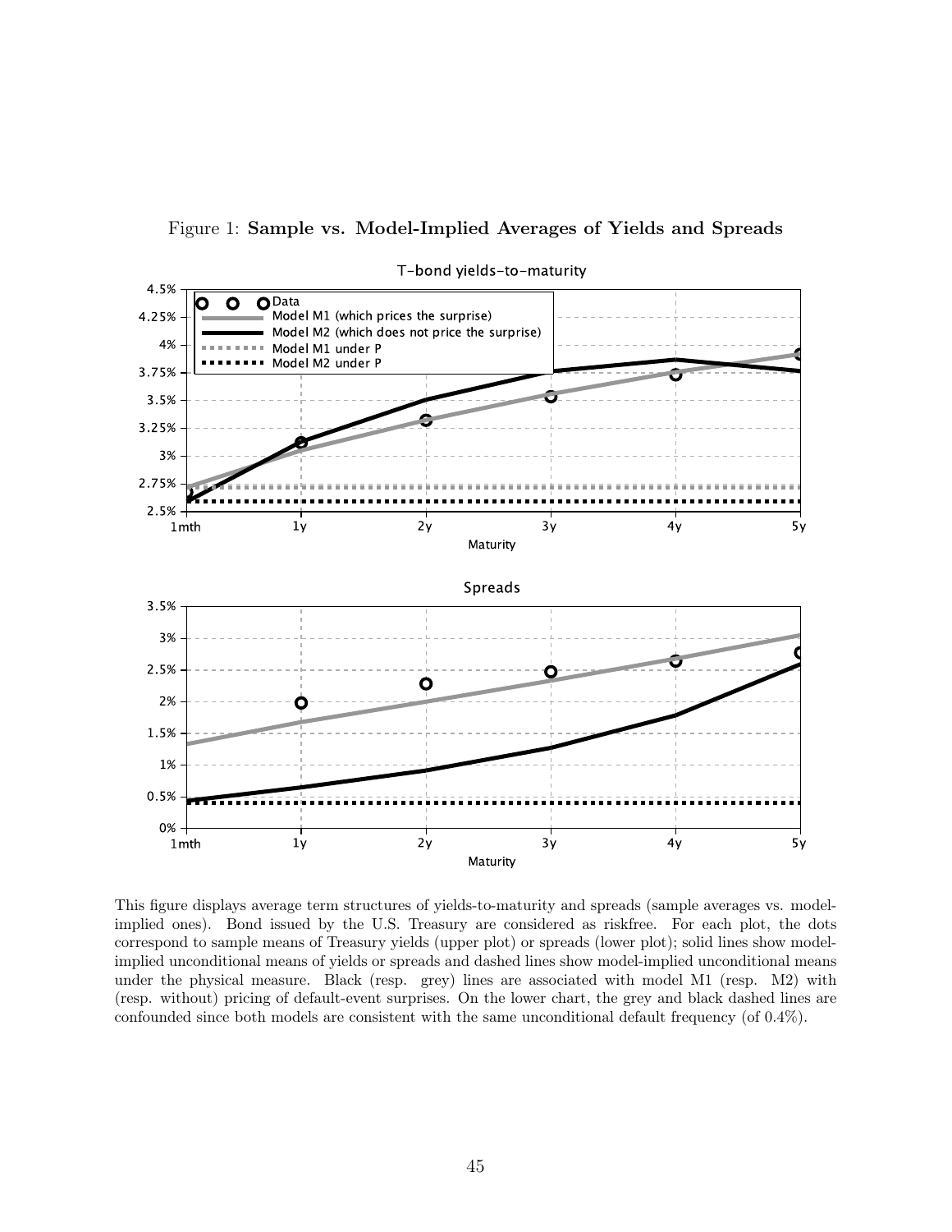Figure 1: **Sample vs. Model-Implied Averages of Yields and Spreads**

This figure displays average term structures of yields-to-maturity and spreads (sample averages vs. model-implied ones). Bond issued by the U.S. Treasury are considered as riskfree. For each plot, the dots correspond to sample means of Treasury yields (upper plot) or spreads (lower plot); solid lines show model-implied unconditional means of yields or spreads and dashed lines show model-implied unconditional means under the physical measure. Black (resp. grey) lines are associated with model M1 (resp. M2) with (resp. without) pricing of default-event surprises. On the lower chart, the grey and black dashed lines are confounded since both models are consistent with the same unconditional default frequency (of 0.4%).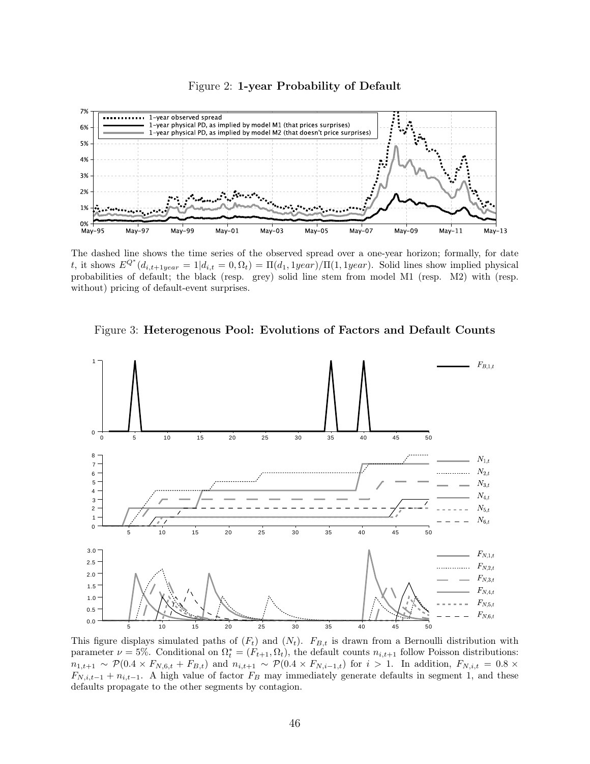Figure 2: **1-year Probability of Default**

The dashed line shows the time series of the observed spread over a one-year horizon; formally, for date $t$, it shows $E^{Q^*}(d_{i,t+1year} = 1|d_{i,t} = 0, \Omega_t) = \Pi(d_1, 1year)/\Pi(1, 1year)$. Solid lines show implied physical probabilities of default; the black (resp. grey) solid line stem from model M1 (resp. M2) with (resp. without) pricing of default-event surprises.

Figure 3: **Heterogenous Pool: Evolutions of Factors and Default Counts**

This figure displays simulated paths of $(F_t)$ and $(N_t)$. $F_{B,t}$ is drawn from a Bernoulli distribution with parameter $\nu = 5\%$. Conditional on $\Omega_t^* = (F_{t+1}, \Omega_t)$, the default counts $n_{i,t+1}$ follow Poisson distributions: $n_{1,t+1} \sim \mathcal{P}(0.4 \times F_{N,6,t} + F_{B,t})$ and $n_{i,t+1} \sim \mathcal{P}(0.4 \times F_{N,i-1,t})$ for $i > 1$. In addition, $F_{N,i,t} = 0.8 \times F_{N,i,t-1} + n_{i,t-1}$. A high value of factor $F_B$ may immediately generate defaults in segment 1, and these defaults propagate to the other segments by contagion.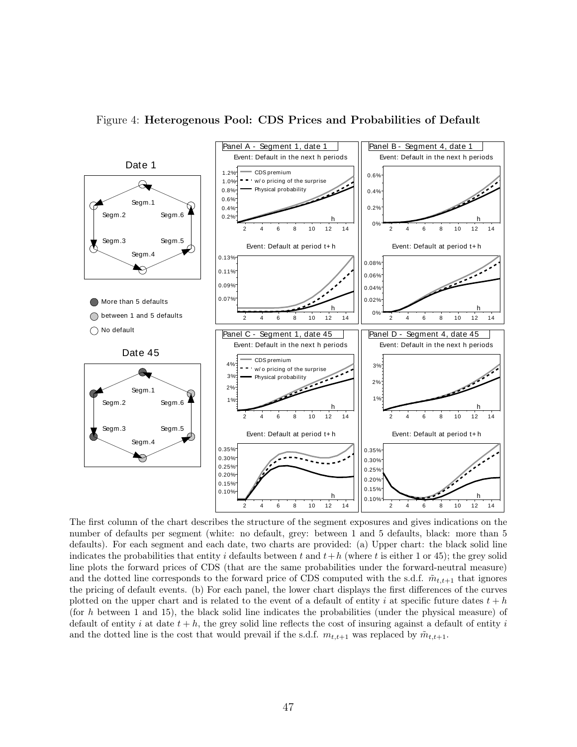Figure 4: **Heterogenous Pool: CDS Prices and Probabilities of Default**

The first column of the chart describes the structure of the segment exposures and gives indications on the number of defaults per segment (white: no default, grey: between 1 and 5 defaults, black: more than 5 defaults). For each segment and each date, two charts are provided: (a) Upper chart: the black solid line indicates the probabilities that entity $i$ defaults between $t$ and $t+h$ (where $t$ is either 1 or 45); the grey solid line plots the forward prices of CDS (that are the same probabilities under the forward-neutral measure) and the dotted line corresponds to the forward price of CDS computed with the s.d.f. $\tilde{m}_{t,t+1}$ that ignores the pricing of default events. (b) For each panel, the lower chart displays the first differences of the curves plotted on the upper chart and is related to the event of a default of entity $i$ at specific future dates $t+h$ (for $h$ between 1 and 15), the black solid line indicates the probabilities (under the physical measure) of default of entity $i$ at date $t+h$, the grey solid line reflects the cost of insuring against a default of entity $i$ and the dotted line is the cost that would prevail if the s.d.f. $m_{t,t+1}$ was replaced by $\tilde{m}_{t,t+1}$.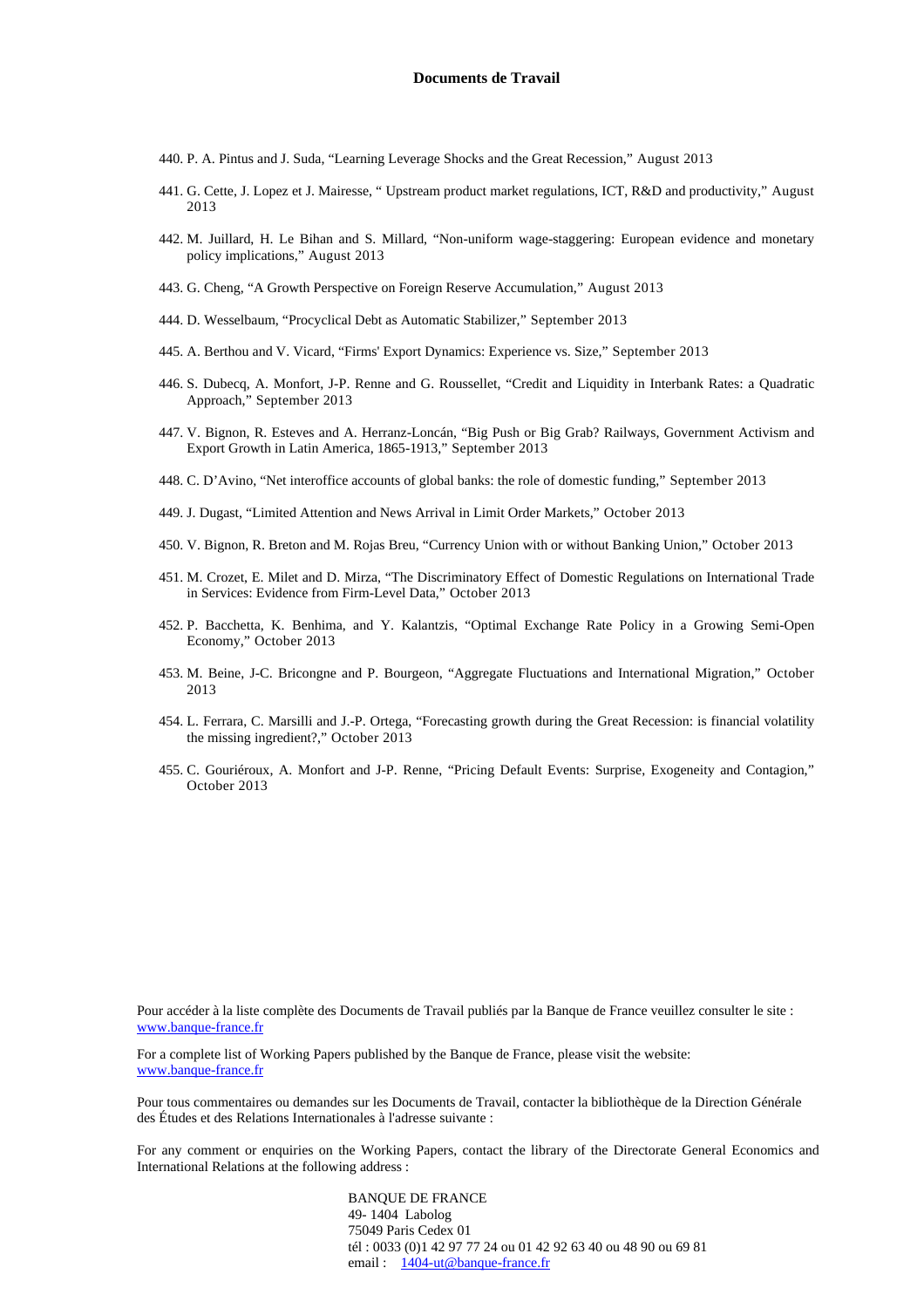# Documents de Travail

440. P. A. Pintus and J. Suda, "Learning Leverage Shocks and the Great Recession," August 2013

441. G. Cette, J. Lopez et J. Mairesse, " Upstream product market regulations, ICT, R&D and productivity," August 2013

442. M. Juillard, H. Le Bihan and S. Millard, "Non-uniform wage-staggering: European evidence and monetary policy implications," August 2013

443. G. Cheng, "A Growth Perspective on Foreign Reserve Accumulation," August 2013

444. D. Wesselbaum, "Procyclical Debt as Automatic Stabilizer," September 2013

445. A. Berthou and V. Vicard, "Firms' Export Dynamics: Experience vs. Size," September 2013

446. S. Dubecq, A. Monfort, J-P. Renne and G. Roussellet, "Credit and Liquidity in Interbank Rates: a Quadratic Approach," September 2013

447. V. Bignon, R. Esteves and A. Herranz-Loncán, "Big Push or Big Grab? Railways, Government Activism and Export Growth in Latin America, 1865-1913," September 2013

448. C. D'Avino, "Net interoffice accounts of global banks: the role of domestic funding," September 2013

449. J. Dugast, "Limited Attention and News Arrival in Limit Order Markets," October 2013

450. V. Bignon, R. Breton and M. Rojas Breu, "Currency Union with or without Banking Union," October 2013

451. M. Crozet, E. Milet and D. Mirza, "The Discriminatory Effect of Domestic Regulations on International Trade in Services: Evidence from Firm-Level Data," October 2013

452. P. Bacchetta, K. Benhima, and Y. Kalantzis, "Optimal Exchange Rate Policy in a Growing Semi-Open Economy," October 2013

453. M. Beine, J-C. Bricongne and P. Bourgeon, "Aggregate Fluctuations and International Migration," October 2013

454. L. Ferrara, C. Marsilli and J.-P. Ortega, "Forecasting growth during the Great Recession: is financial volatility the missing ingredient?," October 2013

455. C. Gouriéroux, A. Monfort and J-P. Renne, "Pricing Default Events: Surprise, Exogeneity and Contagion," October 2013

Pour accéder à la liste complète des Documents de Travail publiés par la Banque de France veuillez consulter le site : www.banque-france.fr

For a complete list of Working Papers published by the Banque de France, please visit the website: www.banque-france.fr

Pour tous commentaires ou demandes sur les Documents de Travail, contacter la bibliothèque de la Direction Générale des Études et des Relations Internationales à l'adresse suivante :

For any comment or enquiries on the Working Papers, contact the library of the Directorate General Economics and International Relations at the following address :

BANQUE DE FRANCE
49- 1404 Labolog
75049 Paris Cedex 01
tél : 0033 (0)1 42 97 77 24 ou 01 42 92 63 40 ou 48 90 ou 69 81
email : 1404-ut@banque-france.fr